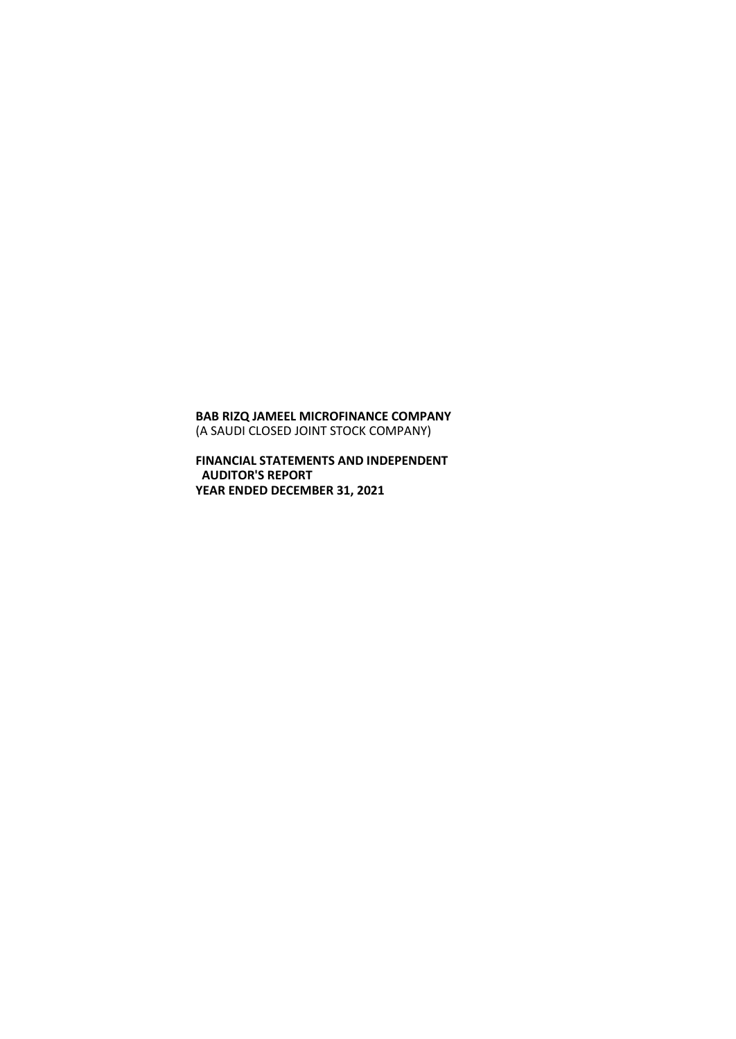**BAB RIZQ JAMEEL MICROFINANCE COMPANY**
(A SAUDI CLOSED JOINT STOCK COMPANY)

**FINANCIAL STATEMENTS AND INDEPENDENT AUDITOR'S REPORT**
**YEAR ENDED DECEMBER 31, 2021**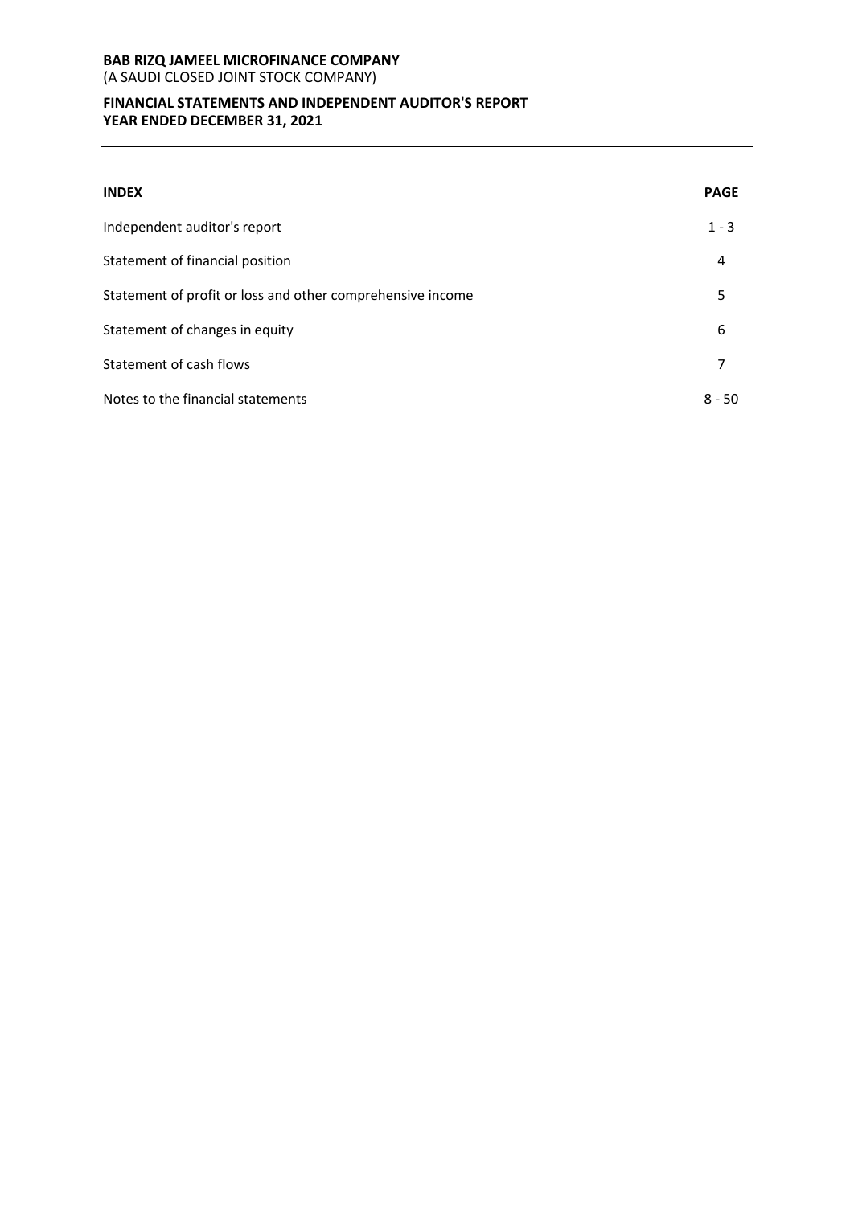**BAB RIZQ JAMEEL MICROFINANCE COMPANY**
(A SAUDI CLOSED JOINT STOCK COMPANY)

**FINANCIAL STATEMENTS AND INDEPENDENT AUDITOR'S REPORT**
**YEAR ENDED DECEMBER 31, 2021**

| **INDEX** | **PAGE** |
|---|---|
| Independent auditor's report | 1 - 3 |
| Statement of financial position | 4 |
| Statement of profit or loss and other comprehensive income | 5 |
| Statement of changes in equity | 6 |
| Statement of cash flows | 7 |
| Notes to the financial statements | 8 - 50 |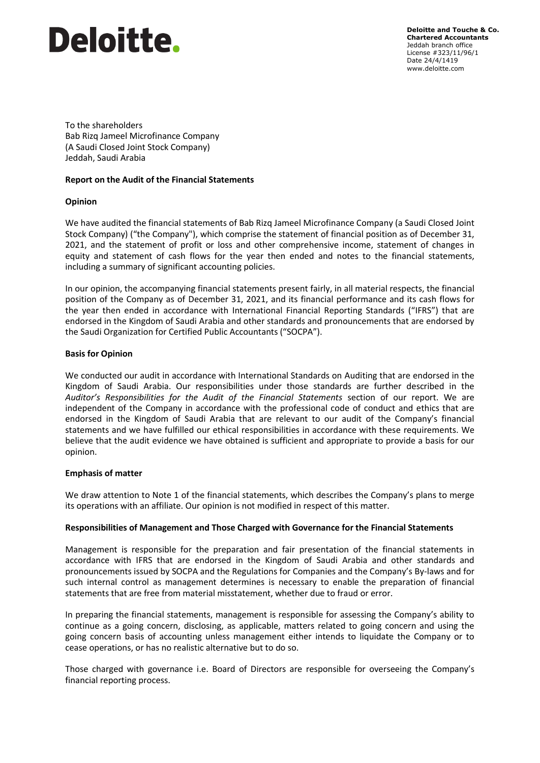**Deloitte.**

**Deloitte and Touche & Co.**
**Chartered Accountants**
Jeddah branch office
License #323/11/96/1
Date 24/4/1419
www.deloitte.com

To the shareholders
Bab Rizq Jameel Microfinance Company
(A Saudi Closed Joint Stock Company)
Jeddah, Saudi Arabia

**Report on the Audit of the Financial Statements**

**Opinion**

We have audited the financial statements of Bab Rizq Jameel Microfinance Company (a Saudi Closed Joint Stock Company) ("the Company"), which comprise the statement of financial position as of December 31, 2021, and the statement of profit or loss and other comprehensive income, statement of changes in equity and statement of cash flows for the year then ended and notes to the financial statements, including a summary of significant accounting policies.

In our opinion, the accompanying financial statements present fairly, in all material respects, the financial position of the Company as of December 31, 2021, and its financial performance and its cash flows for the year then ended in accordance with International Financial Reporting Standards ("IFRS") that are endorsed in the Kingdom of Saudi Arabia and other standards and pronouncements that are endorsed by the Saudi Organization for Certified Public Accountants ("SOCPA").

**Basis for Opinion**

We conducted our audit in accordance with International Standards on Auditing that are endorsed in the Kingdom of Saudi Arabia. Our responsibilities under those standards are further described in the *Auditor's Responsibilities for the Audit of the Financial Statements* section of our report. We are independent of the Company in accordance with the professional code of conduct and ethics that are endorsed in the Kingdom of Saudi Arabia that are relevant to our audit of the Company's financial statements and we have fulfilled our ethical responsibilities in accordance with these requirements. We believe that the audit evidence we have obtained is sufficient and appropriate to provide a basis for our opinion.

**Emphasis of matter**

We draw attention to Note 1 of the financial statements, which describes the Company's plans to merge its operations with an affiliate. Our opinion is not modified in respect of this matter.

**Responsibilities of Management and Those Charged with Governance for the Financial Statements**

Management is responsible for the preparation and fair presentation of the financial statements in accordance with IFRS that are endorsed in the Kingdom of Saudi Arabia and other standards and pronouncements issued by SOCPA and the Regulations for Companies and the Company's By-laws and for such internal control as management determines is necessary to enable the preparation of financial statements that are free from material misstatement, whether due to fraud or error.

In preparing the financial statements, management is responsible for assessing the Company's ability to continue as a going concern, disclosing, as applicable, matters related to going concern and using the going concern basis of accounting unless management either intends to liquidate the Company or to cease operations, or has no realistic alternative but to do so.

Those charged with governance i.e. Board of Directors are responsible for overseeing the Company's financial reporting process.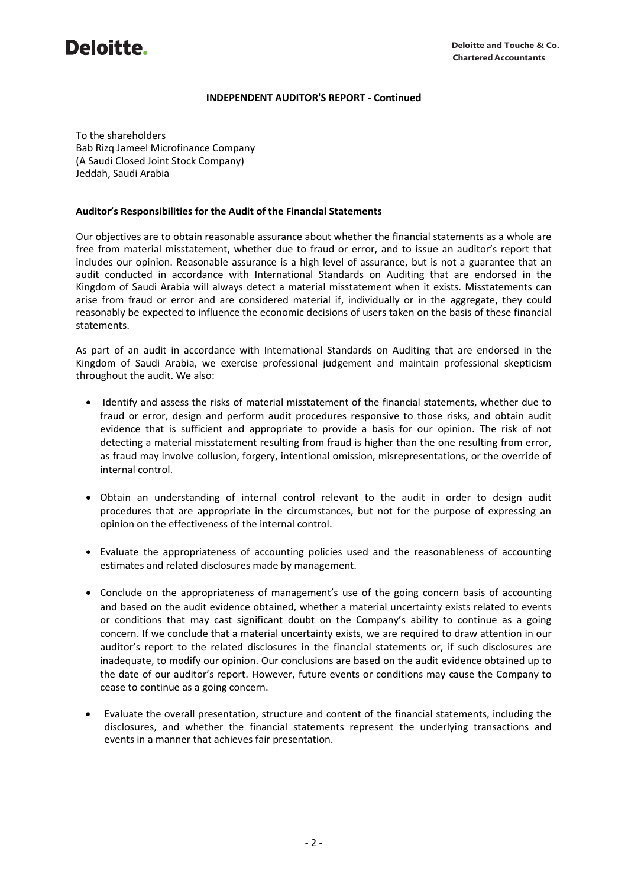Deloitte.

**Deloitte and Touche & Co.**
**Chartered Accountants**

**INDEPENDENT AUDITOR'S REPORT - Continued**

To the shareholders
Bab Rizq Jameel Microfinance Company
(A Saudi Closed Joint Stock Company)
Jeddah, Saudi Arabia

**Auditor's Responsibilities for the Audit of the Financial Statements**

Our objectives are to obtain reasonable assurance about whether the financial statements as a whole are free from material misstatement, whether due to fraud or error, and to issue an auditor's report that includes our opinion. Reasonable assurance is a high level of assurance, but is not a guarantee that an audit conducted in accordance with International Standards on Auditing that are endorsed in the Kingdom of Saudi Arabia will always detect a material misstatement when it exists. Misstatements can arise from fraud or error and are considered material if, individually or in the aggregate, they could reasonably be expected to influence the economic decisions of users taken on the basis of these financial statements.

As part of an audit in accordance with International Standards on Auditing that are endorsed in the Kingdom of Saudi Arabia, we exercise professional judgement and maintain professional skepticism throughout the audit. We also:

- Identify and assess the risks of material misstatement of the financial statements, whether due to fraud or error, design and perform audit procedures responsive to those risks, and obtain audit evidence that is sufficient and appropriate to provide a basis for our opinion. The risk of not detecting a material misstatement resulting from fraud is higher than the one resulting from error, as fraud may involve collusion, forgery, intentional omission, misrepresentations, or the override of internal control.

- Obtain an understanding of internal control relevant to the audit in order to design audit procedures that are appropriate in the circumstances, but not for the purpose of expressing an opinion on the effectiveness of the internal control.

- Evaluate the appropriateness of accounting policies used and the reasonableness of accounting estimates and related disclosures made by management.

- Conclude on the appropriateness of management's use of the going concern basis of accounting and based on the audit evidence obtained, whether a material uncertainty exists related to events or conditions that may cast significant doubt on the Company's ability to continue as a going concern. If we conclude that a material uncertainty exists, we are required to draw attention in our auditor's report to the related disclosures in the financial statements or, if such disclosures are inadequate, to modify our opinion. Our conclusions are based on the audit evidence obtained up to the date of our auditor's report. However, future events or conditions may cause the Company to cease to continue as a going concern.

- Evaluate the overall presentation, structure and content of the financial statements, including the disclosures, and whether the financial statements represent the underlying transactions and events in a manner that achieves fair presentation.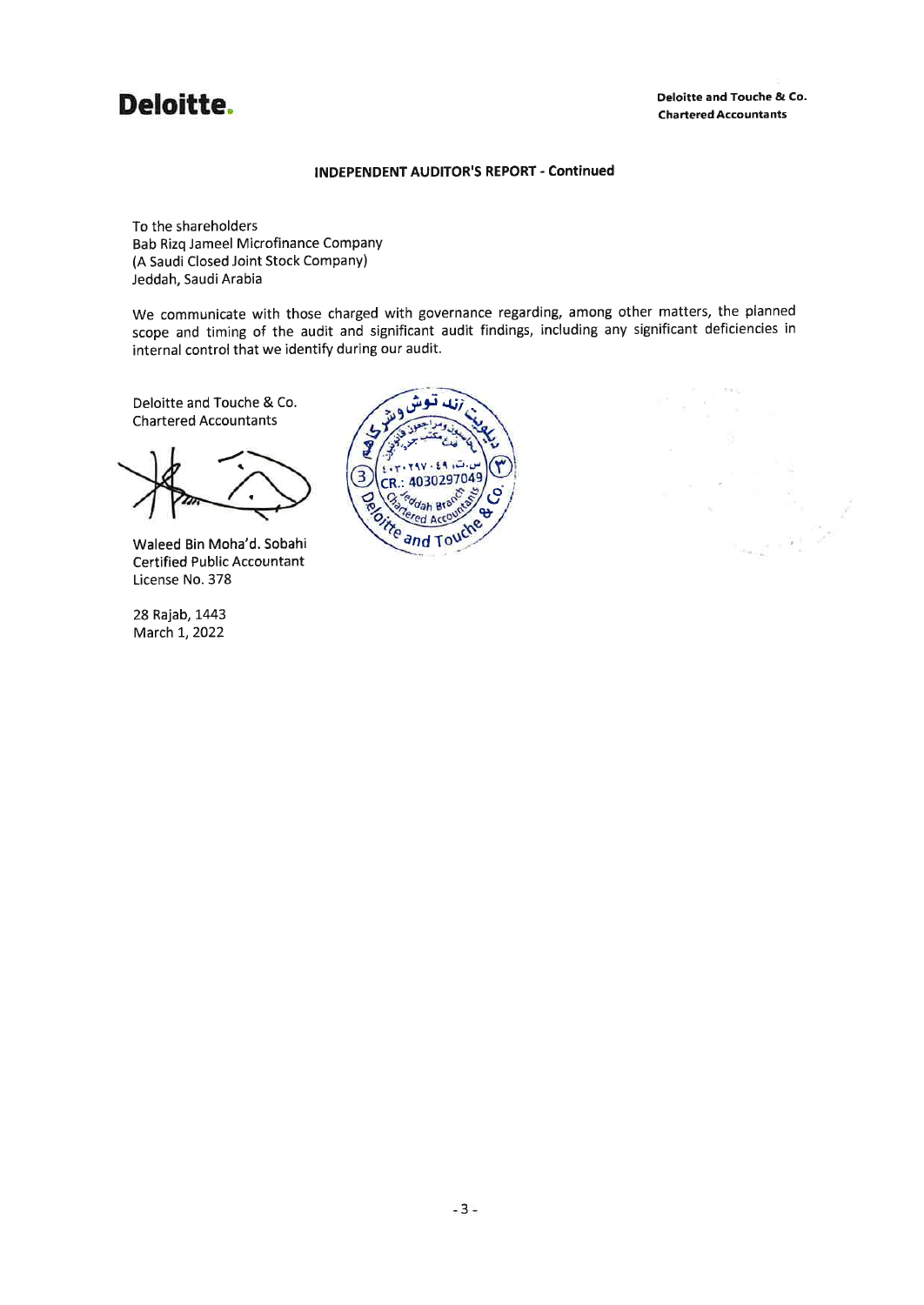**Deloitte.**

**Deloitte and Touche & Co.**
**Chartered Accountants**

## INDEPENDENT AUDITOR'S REPORT - Continued

To the shareholders
Bab Rizq Jameel Microfinance Company
(A Saudi Closed Joint Stock Company)
Jeddah, Saudi Arabia

We communicate with those charged with governance regarding, among other matters, the planned scope and timing of the audit and significant audit findings, including any significant deficiencies in internal control that we identify during our audit.

Deloitte and Touche & Co.
Chartered Accountants

Waleed Bin Moha'd. Sobahi
Certified Public Accountant
License No. 378

28 Rajab, 1443
March 1, 2022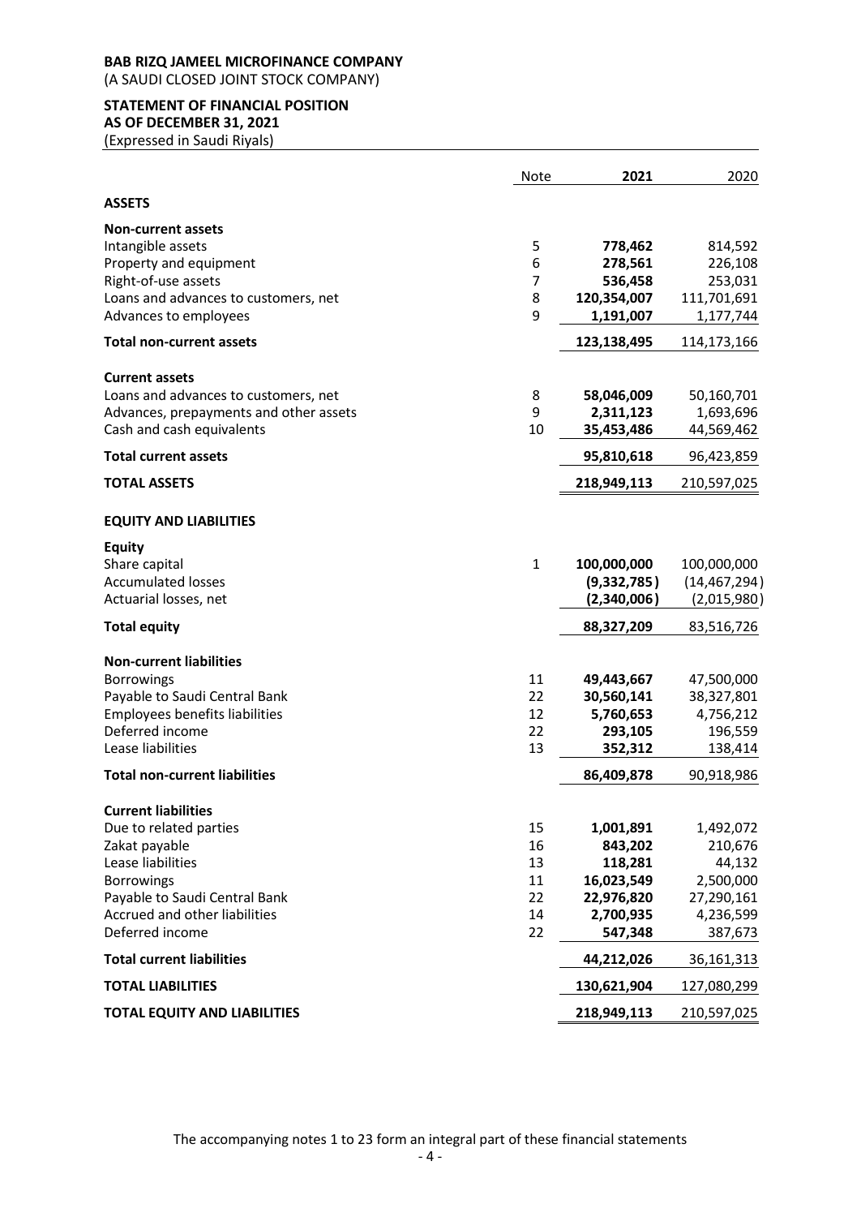**BAB RIZQ JAMEEL MICROFINANCE COMPANY**
(A SAUDI CLOSED JOINT STOCK COMPANY)

**STATEMENT OF FINANCIAL POSITION**
**AS OF DECEMBER 31, 2021**
(Expressed in Saudi Riyals)

| | Note | **2021** | 2020 |
|---|---|---|---|
| **ASSETS** | | | |
| **Non-current assets** | | | |
| Intangible assets | 5 | **778,462** | 814,592 |
| Property and equipment | 6 | **278,561** | 226,108 |
| Right-of-use assets | 7 | **536,458** | 253,031 |
| Loans and advances to customers, net | 8 | **120,354,007** | 111,701,691 |
| Advances to employees | 9 | **1,191,007** | 1,177,744 |
| **Total non-current assets** | | **123,138,495** | 114,173,166 |
| **Current assets** | | | |
| Loans and advances to customers, net | 8 | **58,046,009** | 50,160,701 |
| Advances, prepayments and other assets | 9 | **2,311,123** | 1,693,696 |
| Cash and cash equivalents | 10 | **35,453,486** | 44,569,462 |
| **Total current assets** | | **95,810,618** | 96,423,859 |
| **TOTAL ASSETS** | | **218,949,113** | 210,597,025 |
| **EQUITY AND LIABILITIES** | | | |
| **Equity** | | | |
| Share capital | 1 | **100,000,000** | 100,000,000 |
| Accumulated losses | | **(9,332,785)** | (14,467,294) |
| Actuarial losses, net | | **(2,340,006)** | (2,015,980) |
| **Total equity** | | **88,327,209** | 83,516,726 |
| **Non-current liabilities** | | | |
| Borrowings | 11 | **49,443,667** | 47,500,000 |
| Payable to Saudi Central Bank | 22 | **30,560,141** | 38,327,801 |
| Employees benefits liabilities | 12 | **5,760,653** | 4,756,212 |
| Deferred income | 22 | **293,105** | 196,559 |
| Lease liabilities | 13 | **352,312** | 138,414 |
| **Total non-current liabilities** | | **86,409,878** | 90,918,986 |
| **Current liabilities** | | | |
| Due to related parties | 15 | **1,001,891** | 1,492,072 |
| Zakat payable | 16 | **843,202** | 210,676 |
| Lease liabilities | 13 | **118,281** | 44,132 |
| Borrowings | 11 | **16,023,549** | 2,500,000 |
| Payable to Saudi Central Bank | 22 | **22,976,820** | 27,290,161 |
| Accrued and other liabilities | 14 | **2,700,935** | 4,236,599 |
| Deferred income | 22 | **547,348** | 387,673 |
| **Total current liabilities** | | **44,212,026** | 36,161,313 |
| **TOTAL LIABILITIES** | | **130,621,904** | 127,080,299 |
| **TOTAL EQUITY AND LIABILITIES** | | **218,949,113** | 210,597,025 |

The accompanying notes 1 to 23 form an integral part of these financial statements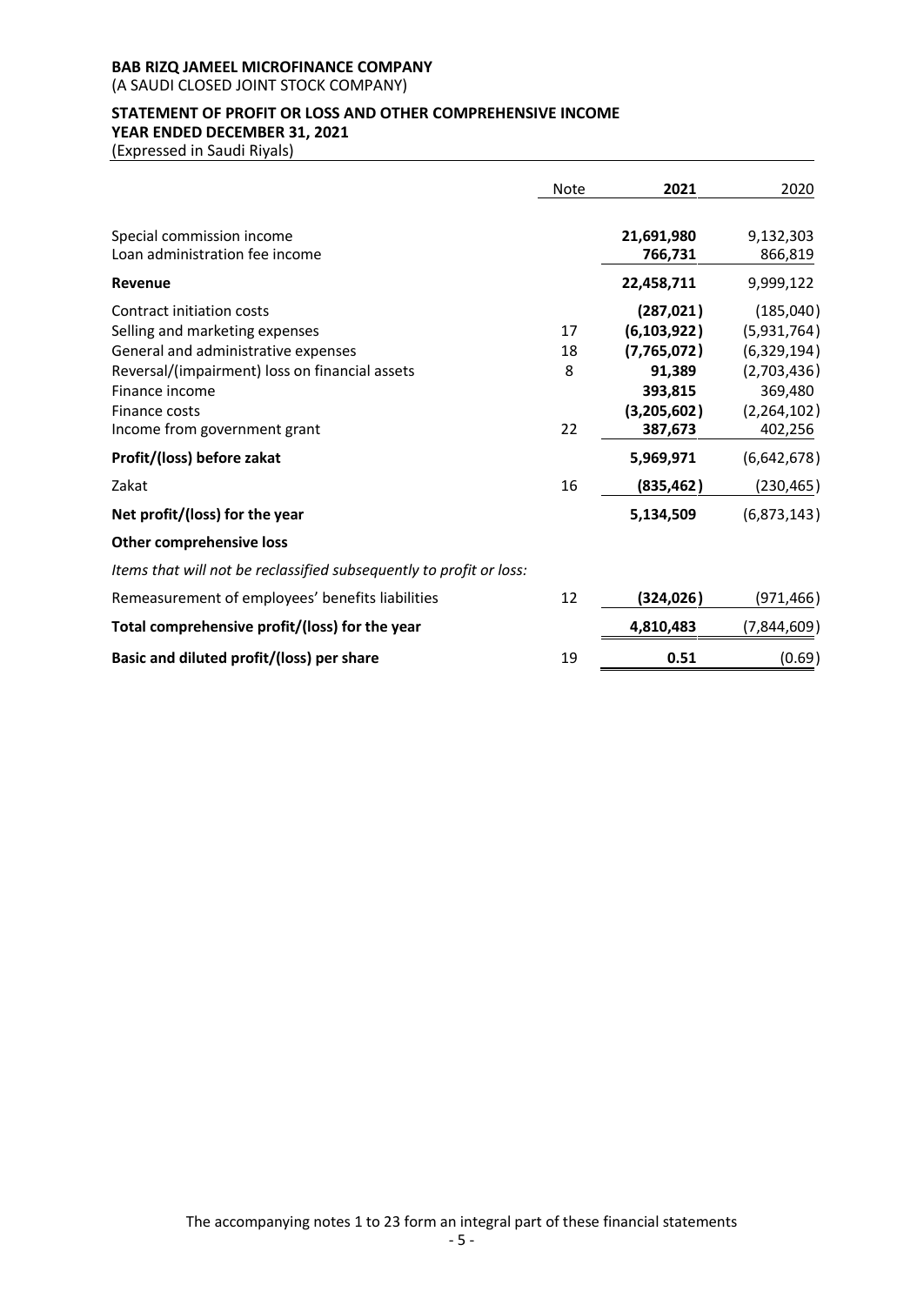**BAB RIZQ JAMEEL MICROFINANCE COMPANY**
(A SAUDI CLOSED JOINT STOCK COMPANY)

**STATEMENT OF PROFIT OR LOSS AND OTHER COMPREHENSIVE INCOME**
**YEAR ENDED DECEMBER 31, 2021**
(Expressed in Saudi Riyals)

| | Note | **2021** | 2020 |
|---|---|---|---|
| Special commission income | | **21,691,980** | 9,132,303 |
| Loan administration fee income | | **766,731** | 866,819 |
| **Revenue** | | **22,458,711** | 9,999,122 |
| Contract initiation costs | | **(287,021)** | (185,040) |
| Selling and marketing expenses | 17 | **(6,103,922)** | (5,931,764) |
| General and administrative expenses | 18 | **(7,765,072)** | (6,329,194) |
| Reversal/(impairment) loss on financial assets | 8 | **91,389** | (2,703,436) |
| Finance income | | **393,815** | 369,480 |
| Finance costs | | **(3,205,602)** | (2,264,102) |
| Income from government grant | 22 | **387,673** | 402,256 |
| **Profit/(loss) before zakat** | | **5,969,971** | (6,642,678) |
| Zakat | 16 | **(835,462)** | (230,465) |
| **Net profit/(loss) for the year** | | **5,134,509** | (6,873,143) |
| **Other comprehensive loss** | | | |
| *Items that will not be reclassified subsequently to profit or loss:* | | | |
| Remeasurement of employees' benefits liabilities | 12 | **(324,026)** | (971,466) |
| **Total comprehensive profit/(loss) for the year** | | **4,810,483** | (7,844,609) |
| **Basic and diluted profit/(loss) per share** | 19 | **0.51** | (0.69) |

The accompanying notes 1 to 23 form an integral part of these financial statements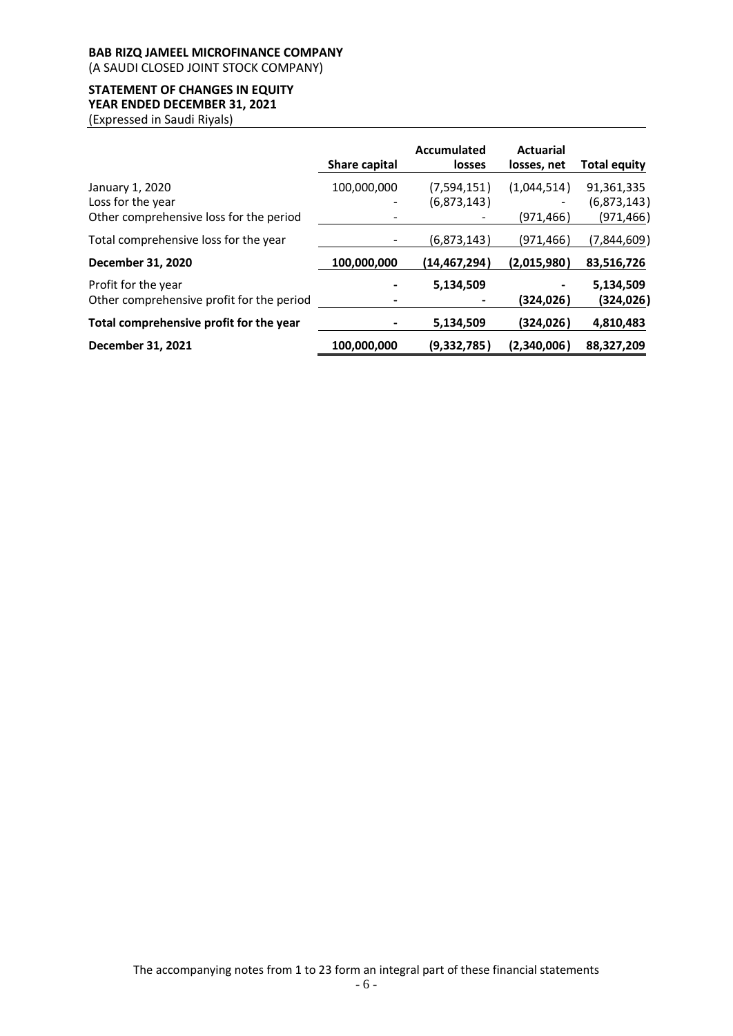**BAB RIZQ JAMEEL MICROFINANCE COMPANY**
(A SAUDI CLOSED JOINT STOCK COMPANY)

**STATEMENT OF CHANGES IN EQUITY**
**YEAR ENDED DECEMBER 31, 2021**
(Expressed in Saudi Riyals)

| | Share capital | Accumulated losses | Actuarial losses, net | Total equity |
|---|---|---|---|---|
| January 1, 2020 | 100,000,000 | (7,594,151) | (1,044,514) | 91,361,335 |
| Loss for the year | - | (6,873,143) | - | (6,873,143) |
| Other comprehensive loss for the period | - | - | (971,466) | (971,466) |
| Total comprehensive loss for the year | - | (6,873,143) | (971,466) | (7,844,609) |
| **December 31, 2020** | **100,000,000** | **(14,467,294)** | **(2,015,980)** | **83,516,726** |
| Profit for the year | **-** | **5,134,509** | **-** | **5,134,509** |
| Other comprehensive profit for the period | **-** | **-** | **(324,026)** | **(324,026)** |
| **Total comprehensive profit for the year** | **-** | **5,134,509** | **(324,026)** | **4,810,483** |
| **December 31, 2021** | **100,000,000** | **(9,332,785)** | **(2,340,006)** | **88,327,209** |

The accompanying notes from 1 to 23 form an integral part of these financial statements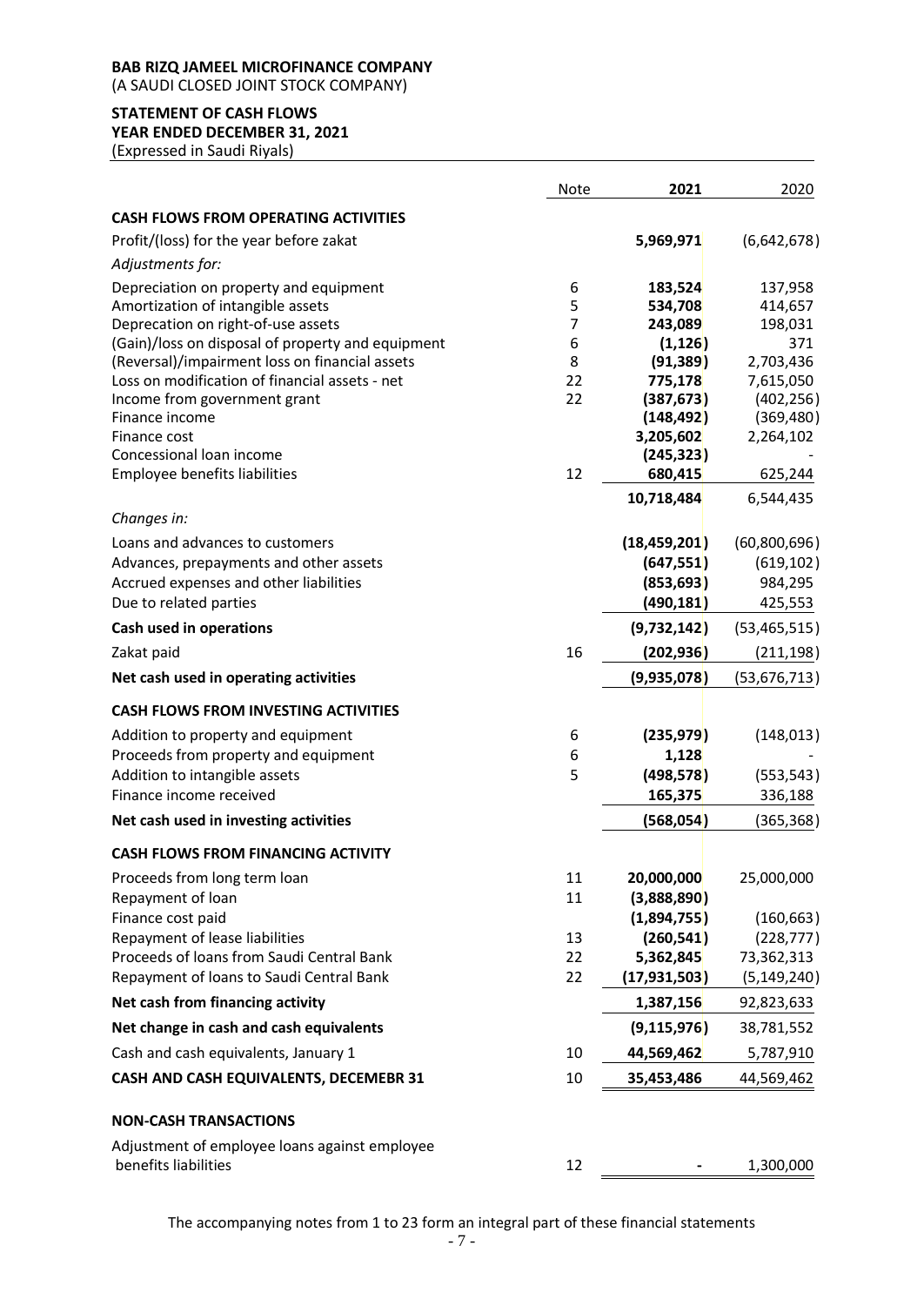**BAB RIZQ JAMEEL MICROFINANCE COMPANY**
(A SAUDI CLOSED JOINT STOCK COMPANY)

**STATEMENT OF CASH FLOWS**
**YEAR ENDED DECEMBER 31, 2021**
(Expressed in Saudi Riyals)

| | Note | 2021 | 2020 |
|---|---|---|---|
| **CASH FLOWS FROM OPERATING ACTIVITIES** | | | |
| Profit/(loss) for the year before zakat | | **5,969,971** | (6,642,678) |
| *Adjustments for:* | | | |
| Depreciation on property and equipment | 6 | **183,524** | 137,958 |
| Amortization of intangible assets | 5 | **534,708** | 414,657 |
| Deprecation on right-of-use assets | 7 | **243,089** | 198,031 |
| (Gain)/loss on disposal of property and equipment | 6 | **(1,126)** | 371 |
| (Reversal)/impairment loss on financial assets | 8 | **(91,389)** | 2,703,436 |
| Loss on modification of financial assets - net | 22 | **775,178** | 7,615,050 |
| Income from government grant | 22 | **(387,673)** | (402,256) |
| Finance income | | **(148,492)** | (369,480) |
| Finance cost | | **3,205,602** | 2,264,102 |
| Concessional loan income | | **(245,323)** | - |
| Employee benefits liabilities | 12 | **680,415** | 625,244 |
| | | **10,718,484** | 6,544,435 |
| *Changes in:* | | | |
| Loans and advances to customers | | **(18,459,201)** | (60,800,696) |
| Advances, prepayments and other assets | | **(647,551)** | (619,102) |
| Accrued expenses and other liabilities | | **(853,693)** | 984,295 |
| Due to related parties | | **(490,181)** | 425,553 |
| **Cash used in operations** | | **(9,732,142)** | (53,465,515) |
| Zakat paid | 16 | **(202,936)** | (211,198) |
| **Net cash used in operating activities** | | **(9,935,078)** | (53,676,713) |
| **CASH FLOWS FROM INVESTING ACTIVITIES** | | | |
| Addition to property and equipment | 6 | **(235,979)** | (148,013) |
| Proceeds from property and equipment | 6 | **1,128** | - |
| Addition to intangible assets | 5 | **(498,578)** | (553,543) |
| Finance income received | | **165,375** | 336,188 |
| **Net cash used in investing activities** | | **(568,054)** | (365,368) |
| **CASH FLOWS FROM FINANCING ACTIVITY** | | | |
| Proceeds from long term loan | 11 | **20,000,000** | 25,000,000 |
| Repayment of loan | 11 | **(3,888,890)** | |
| Finance cost paid | | **(1,894,755)** | (160,663) |
| Repayment of lease liabilities | 13 | **(260,541)** | (228,777) |
| Proceeds of loans from Saudi Central Bank | 22 | **5,362,845** | 73,362,313 |
| Repayment of loans to Saudi Central Bank | 22 | **(17,931,503)** | (5,149,240) |
| **Net cash from financing activity** | | **1,387,156** | 92,823,633 |
| **Net change in cash and cash equivalents** | | **(9,115,976)** | 38,781,552 |
| Cash and cash equivalents, January 1 | 10 | **44,569,462** | 5,787,910 |
| **CASH AND CASH EQUIVALENTS, DECEMEBR 31** | 10 | **35,453,486** | 44,569,462 |
| **NON-CASH TRANSACTIONS** | | | |
| Adjustment of employee loans against employee benefits liabilities | 12 | **-** | 1,300,000 |

The accompanying notes from 1 to 23 form an integral part of these financial statements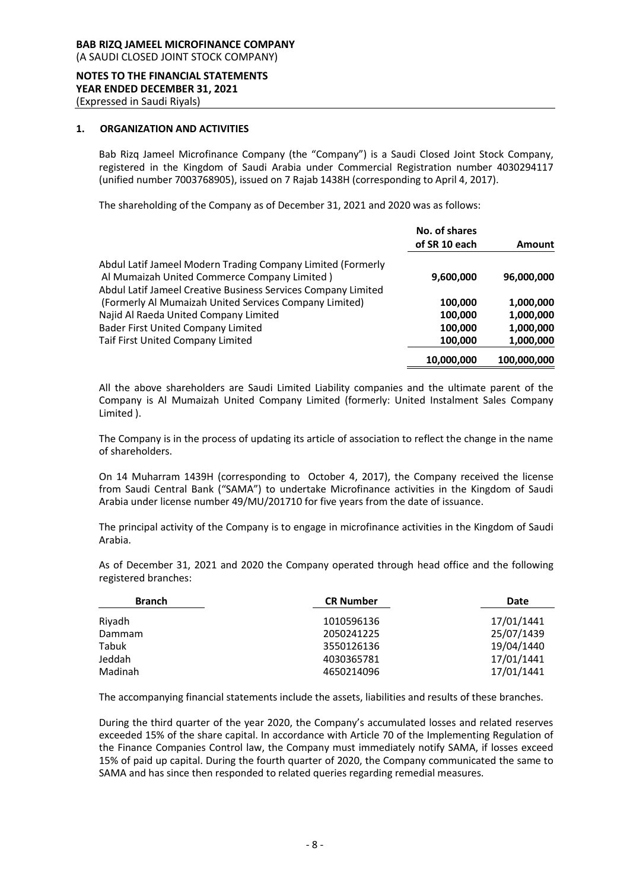**BAB RIZQ JAMEEL MICROFINANCE COMPANY**
(A SAUDI CLOSED JOINT STOCK COMPANY)

**NOTES TO THE FINANCIAL STATEMENTS**
**YEAR ENDED DECEMBER 31, 2021**
(Expressed in Saudi Riyals)

## 1. ORGANIZATION AND ACTIVITIES

Bab Rizq Jameel Microfinance Company (the "Company") is a Saudi Closed Joint Stock Company, registered in the Kingdom of Saudi Arabia under Commercial Registration number 4030294117 (unified number 7003768905), issued on 7 Rajab 1438H (corresponding to April 4, 2017).

The shareholding of the Company as of December 31, 2021 and 2020 was as follows:

| | No. of shares of SR 10 each | Amount |
|---|---|---|
| Abdul Latif Jameel Modern Trading Company Limited (Formerly Al Mumaizah United Commerce Company Limited ) | **9,600,000** | **96,000,000** |
| Abdul Latif Jameel Creative Business Services Company Limited (Formerly Al Mumaizah United Services Company Limited) | **100,000** | **1,000,000** |
| Najid Al Raeda United Company Limited | **100,000** | **1,000,000** |
| Bader First United Company Limited | **100,000** | **1,000,000** |
| Taif First United Company Limited | **100,000** | **1,000,000** |
| | **10,000,000** | **100,000,000** |

All the above shareholders are Saudi Limited Liability companies and the ultimate parent of the Company is Al Mumaizah United Company Limited (formerly: United Instalment Sales Company Limited ).

The Company is in the process of updating its article of association to reflect the change in the name of shareholders.

On 14 Muharram 1439H (corresponding to October 4, 2017), the Company received the license from Saudi Central Bank ("SAMA") to undertake Microfinance activities in the Kingdom of Saudi Arabia under license number 49/MU/201710 for five years from the date of issuance.

The principal activity of the Company is to engage in microfinance activities in the Kingdom of Saudi Arabia.

As of December 31, 2021 and 2020 the Company operated through head office and the following registered branches:

| Branch | CR Number | Date |
|---|---|---|
| Riyadh | 1010596136 | 17/01/1441 |
| Dammam | 2050241225 | 25/07/1439 |
| Tabuk | 3550126136 | 19/04/1440 |
| Jeddah | 4030365781 | 17/01/1441 |
| Madinah | 4650214096 | 17/01/1441 |

The accompanying financial statements include the assets, liabilities and results of these branches.

During the third quarter of the year 2020, the Company's accumulated losses and related reserves exceeded 15% of the share capital. In accordance with Article 70 of the Implementing Regulation of the Finance Companies Control law, the Company must immediately notify SAMA, if losses exceed 15% of paid up capital. During the fourth quarter of 2020, the Company communicated the same to SAMA and has since then responded to related queries regarding remedial measures.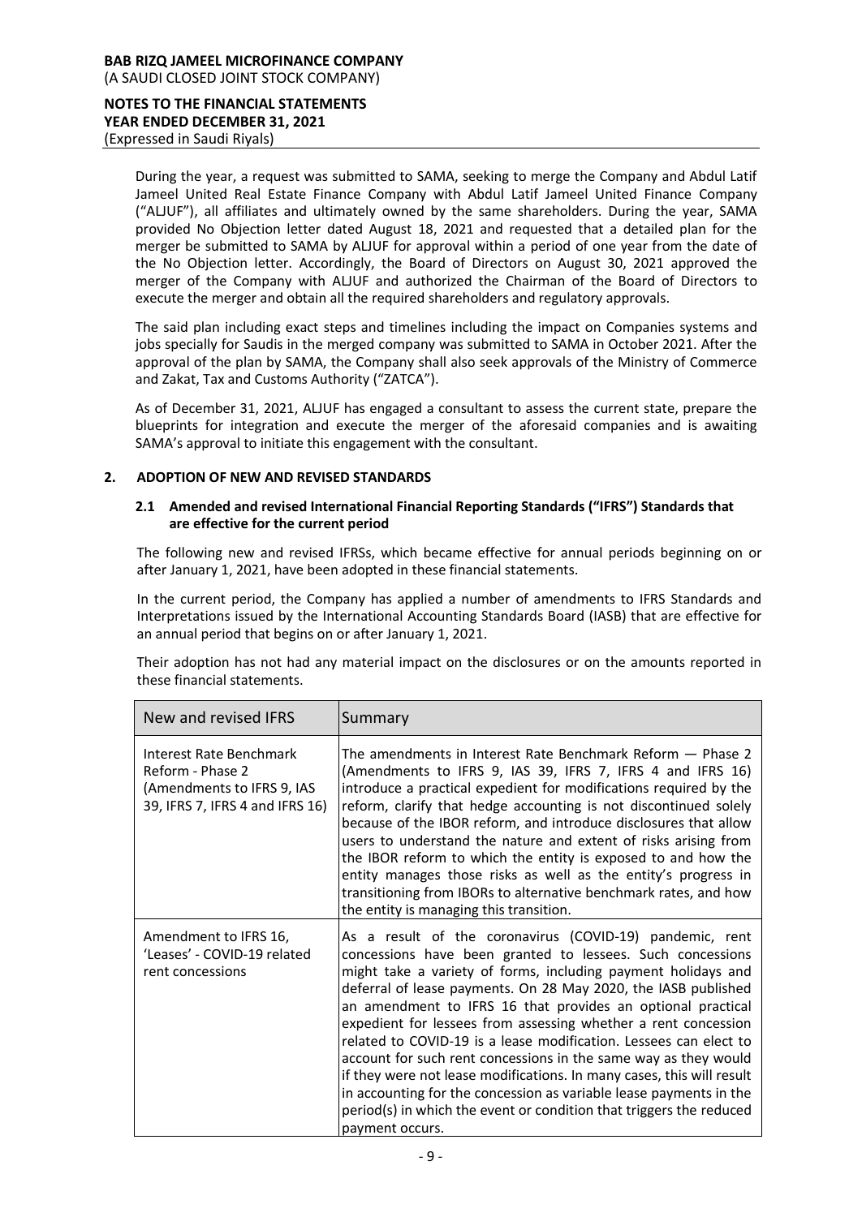During the year, a request was submitted to SAMA, seeking to merge the Company and Abdul Latif Jameel United Real Estate Finance Company with Abdul Latif Jameel United Finance Company ("ALJUF"), all affiliates and ultimately owned by the same shareholders. During the year, SAMA provided No Objection letter dated August 18, 2021 and requested that a detailed plan for the merger be submitted to SAMA by ALJUF for approval within a period of one year from the date of the No Objection letter. Accordingly, the Board of Directors on August 30, 2021 approved the merger of the Company with ALJUF and authorized the Chairman of the Board of Directors to execute the merger and obtain all the required shareholders and regulatory approvals.

The said plan including exact steps and timelines including the impact on Companies systems and jobs specially for Saudis in the merged company was submitted to SAMA in October 2021. After the approval of the plan by SAMA, the Company shall also seek approvals of the Ministry of Commerce and Zakat, Tax and Customs Authority ("ZATCA").

As of December 31, 2021, ALJUF has engaged a consultant to assess the current state, prepare the blueprints for integration and execute the merger of the aforesaid companies and is awaiting SAMA's approval to initiate this engagement with the consultant.

## 2. ADOPTION OF NEW AND REVISED STANDARDS

### 2.1 Amended and revised International Financial Reporting Standards ("IFRS") Standards that are effective for the current period

The following new and revised IFRSs, which became effective for annual periods beginning on or after January 1, 2021, have been adopted in these financial statements.

In the current period, the Company has applied a number of amendments to IFRS Standards and Interpretations issued by the International Accounting Standards Board (IASB) that are effective for an annual period that begins on or after January 1, 2021.

Their adoption has not had any material impact on the disclosures or on the amounts reported in these financial statements.

| New and revised IFRS | Summary |
|---|---|
| Interest Rate Benchmark Reform - Phase 2 (Amendments to IFRS 9, IAS 39, IFRS 7, IFRS 4 and IFRS 16) | The amendments in Interest Rate Benchmark Reform — Phase 2 (Amendments to IFRS 9, IAS 39, IFRS 7, IFRS 4 and IFRS 16) introduce a practical expedient for modifications required by the reform, clarify that hedge accounting is not discontinued solely because of the IBOR reform, and introduce disclosures that allow users to understand the nature and extent of risks arising from the IBOR reform to which the entity is exposed to and how the entity manages those risks as well as the entity's progress in transitioning from IBORs to alternative benchmark rates, and how the entity is managing this transition. |
| Amendment to IFRS 16, 'Leases' - COVID-19 related rent concessions | As a result of the coronavirus (COVID-19) pandemic, rent concessions have been granted to lessees. Such concessions might take a variety of forms, including payment holidays and deferral of lease payments. On 28 May 2020, the IASB published an amendment to IFRS 16 that provides an optional practical expedient for lessees from assessing whether a rent concession related to COVID-19 is a lease modification. Lessees can elect to account for such rent concessions in the same way as they would if they were not lease modifications. In many cases, this will result in accounting for the concession as variable lease payments in the period(s) in which the event or condition that triggers the reduced payment occurs. |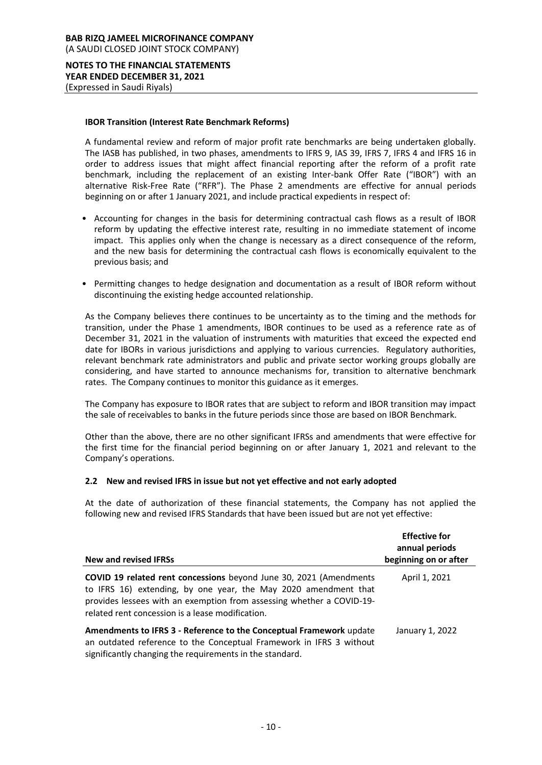**IBOR Transition (Interest Rate Benchmark Reforms)**

A fundamental review and reform of major profit rate benchmarks are being undertaken globally. The IASB has published, in two phases, amendments to IFRS 9, IAS 39, IFRS 7, IFRS 4 and IFRS 16 in order to address issues that might affect financial reporting after the reform of a profit rate benchmark, including the replacement of an existing Inter-bank Offer Rate ("IBOR") with an alternative Risk-Free Rate ("RFR"). The Phase 2 amendments are effective for annual periods beginning on or after 1 January 2021, and include practical expedients in respect of:

- Accounting for changes in the basis for determining contractual cash flows as a result of IBOR reform by updating the effective interest rate, resulting in no immediate statement of income impact. This applies only when the change is necessary as a direct consequence of the reform, and the new basis for determining the contractual cash flows is economically equivalent to the previous basis; and
- Permitting changes to hedge designation and documentation as a result of IBOR reform without discontinuing the existing hedge accounted relationship.

As the Company believes there continues to be uncertainty as to the timing and the methods for transition, under the Phase 1 amendments, IBOR continues to be used as a reference rate as of December 31, 2021 in the valuation of instruments with maturities that exceed the expected end date for IBORs in various jurisdictions and applying to various currencies. Regulatory authorities, relevant benchmark rate administrators and public and private sector working groups globally are considering, and have started to announce mechanisms for, transition to alternative benchmark rates. The Company continues to monitor this guidance as it emerges.

The Company has exposure to IBOR rates that are subject to reform and IBOR transition may impact the sale of receivables to banks in the future periods since those are based on IBOR Benchmark.

Other than the above, there are no other significant IFRSs and amendments that were effective for the first time for the financial period beginning on or after January 1, 2021 and relevant to the Company's operations.

### 2.2 New and revised IFRS in issue but not yet effective and not early adopted

At the date of authorization of these financial statements, the Company has not applied the following new and revised IFRS Standards that have been issued but are not yet effective:

| New and revised IFRSs | Effective for annual periods beginning on or after |
|---|---|
| **COVID 19 related rent concessions** beyond June 30, 2021 (Amendments to IFRS 16) extending, by one year, the May 2020 amendment that provides lessees with an exemption from assessing whether a COVID-19-related rent concession is a lease modification. | April 1, 2021 |
| **Amendments to IFRS 3 - Reference to the Conceptual Framework** update an outdated reference to the Conceptual Framework in IFRS 3 without significantly changing the requirements in the standard. | January 1, 2022 |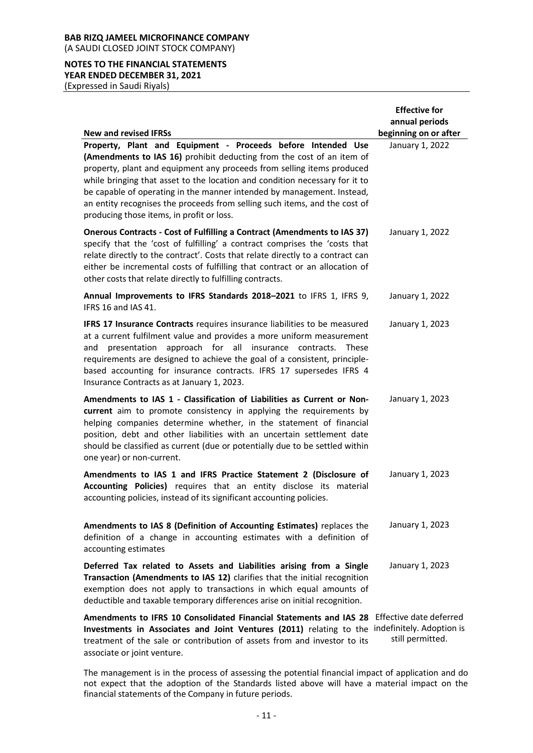| New and revised IFRSs | Effective for annual periods beginning on or after |
|---|---|
| **Property, Plant and Equipment - Proceeds before Intended Use (Amendments to IAS 16)** prohibit deducting from the cost of an item of property, plant and equipment any proceeds from selling items produced while bringing that asset to the location and condition necessary for it to be capable of operating in the manner intended by management. Instead, an entity recognises the proceeds from selling such items, and the cost of producing those items, in profit or loss. | January 1, 2022 |
| **Onerous Contracts - Cost of Fulfilling a Contract (Amendments to IAS 37)** specify that the 'cost of fulfilling' a contract comprises the 'costs that relate directly to the contract'. Costs that relate directly to a contract can either be incremental costs of fulfilling that contract or an allocation of other costs that relate directly to fulfilling contracts. | January 1, 2022 |
| **Annual Improvements to IFRS Standards 2018–2021** to IFRS 1, IFRS 9, IFRS 16 and IAS 41. | January 1, 2022 |
| **IFRS 17 Insurance Contracts** requires insurance liabilities to be measured at a current fulfilment value and provides a more uniform measurement and presentation approach for all insurance contracts. These requirements are designed to achieve the goal of a consistent, principle-based accounting for insurance contracts. IFRS 17 supersedes IFRS 4 Insurance Contracts as at January 1, 2023. | January 1, 2023 |
| **Amendments to IAS 1 - Classification of Liabilities as Current or Non-current** aim to promote consistency in applying the requirements by helping companies determine whether, in the statement of financial position, debt and other liabilities with an uncertain settlement date should be classified as current (due or potentially due to be settled within one year) or non-current. | January 1, 2023 |
| **Amendments to IAS 1 and IFRS Practice Statement 2 (Disclosure of Accounting Policies)** requires that an entity disclose its material accounting policies, instead of its significant accounting policies. | January 1, 2023 |
| **Amendments to IAS 8 (Definition of Accounting Estimates)** replaces the definition of a change in accounting estimates with a definition of accounting estimates | January 1, 2023 |
| **Deferred Tax related to Assets and Liabilities arising from a Single Transaction (Amendments to IAS 12)** clarifies that the initial recognition exemption does not apply to transactions in which equal amounts of deductible and taxable temporary differences arise on initial recognition. | January 1, 2023 |
| **Amendments to IFRS 10 Consolidated Financial Statements and IAS 28 Investments in Associates and Joint Ventures (2011)** relating to the treatment of the sale or contribution of assets from and investor to its associate or joint venture. | Effective date deferred indefinitely. Adoption is still permitted. |

The management is in the process of assessing the potential financial impact of application and do not expect that the adoption of the Standards listed above will have a material impact on the financial statements of the Company in future periods.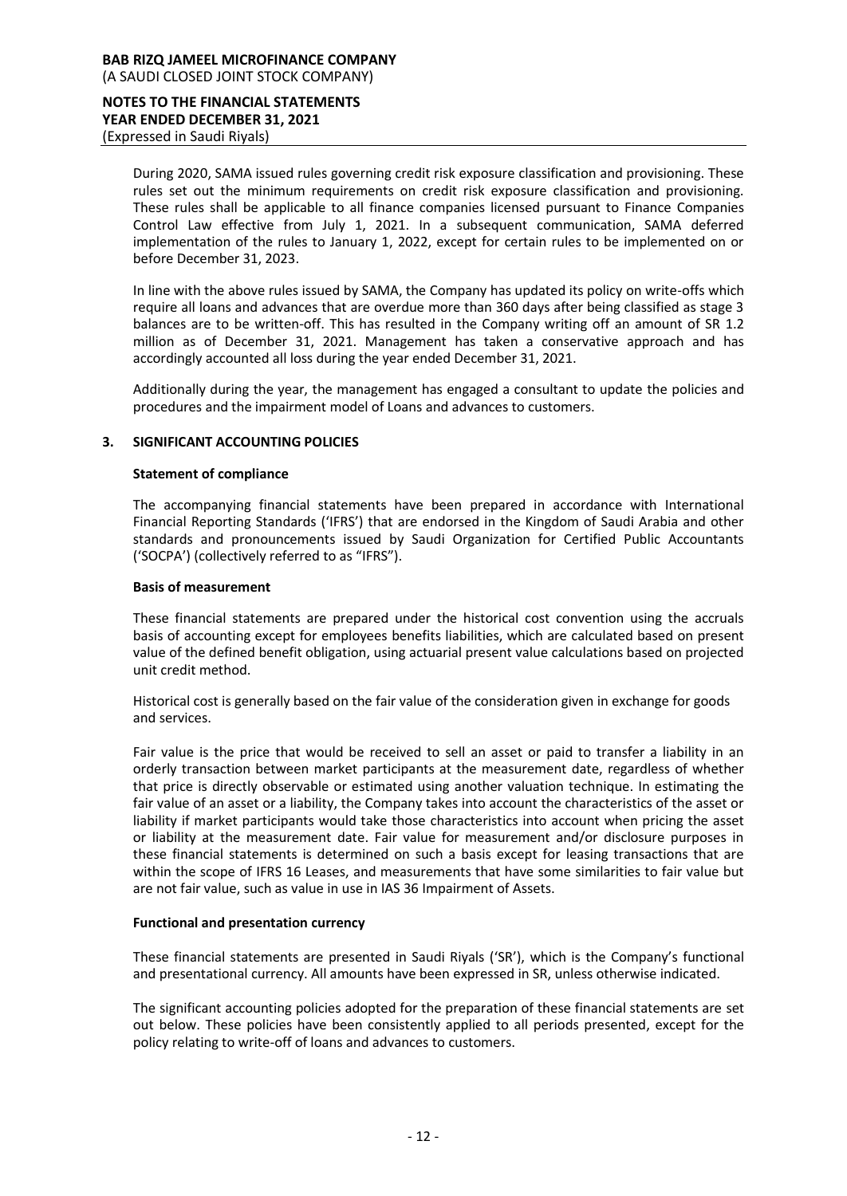During 2020, SAMA issued rules governing credit risk exposure classification and provisioning. These rules set out the minimum requirements on credit risk exposure classification and provisioning. These rules shall be applicable to all finance companies licensed pursuant to Finance Companies Control Law effective from July 1, 2021. In a subsequent communication, SAMA deferred implementation of the rules to January 1, 2022, except for certain rules to be implemented on or before December 31, 2023.

In line with the above rules issued by SAMA, the Company has updated its policy on write-offs which require all loans and advances that are overdue more than 360 days after being classified as stage 3 balances are to be written-off. This has resulted in the Company writing off an amount of SR 1.2 million as of December 31, 2021. Management has taken a conservative approach and has accordingly accounted all loss during the year ended December 31, 2021.

Additionally during the year, the management has engaged a consultant to update the policies and procedures and the impairment model of Loans and advances to customers.

## 3. SIGNIFICANT ACCOUNTING POLICIES

### Statement of compliance

The accompanying financial statements have been prepared in accordance with International Financial Reporting Standards ('IFRS') that are endorsed in the Kingdom of Saudi Arabia and other standards and pronouncements issued by Saudi Organization for Certified Public Accountants ('SOCPA') (collectively referred to as "IFRS").

### Basis of measurement

These financial statements are prepared under the historical cost convention using the accruals basis of accounting except for employees benefits liabilities, which are calculated based on present value of the defined benefit obligation, using actuarial present value calculations based on projected unit credit method.

Historical cost is generally based on the fair value of the consideration given in exchange for goods and services.

Fair value is the price that would be received to sell an asset or paid to transfer a liability in an orderly transaction between market participants at the measurement date, regardless of whether that price is directly observable or estimated using another valuation technique. In estimating the fair value of an asset or a liability, the Company takes into account the characteristics of the asset or liability if market participants would take those characteristics into account when pricing the asset or liability at the measurement date. Fair value for measurement and/or disclosure purposes in these financial statements is determined on such a basis except for leasing transactions that are within the scope of IFRS 16 Leases, and measurements that have some similarities to fair value but are not fair value, such as value in use in IAS 36 Impairment of Assets.

### Functional and presentation currency

These financial statements are presented in Saudi Riyals ('SR'), which is the Company's functional and presentational currency. All amounts have been expressed in SR, unless otherwise indicated.

The significant accounting policies adopted for the preparation of these financial statements are set out below. These policies have been consistently applied to all periods presented, except for the policy relating to write-off of loans and advances to customers.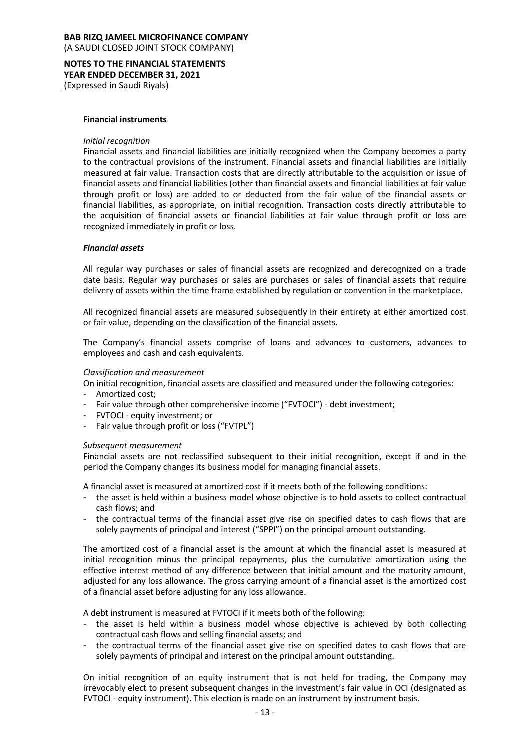**Financial instruments**

*Initial recognition*

Financial assets and financial liabilities are initially recognized when the Company becomes a party to the contractual provisions of the instrument. Financial assets and financial liabilities are initially measured at fair value. Transaction costs that are directly attributable to the acquisition or issue of financial assets and financial liabilities (other than financial assets and financial liabilities at fair value through profit or loss) are added to or deducted from the fair value of the financial assets or financial liabilities, as appropriate, on initial recognition. Transaction costs directly attributable to the acquisition of financial assets or financial liabilities at fair value through profit or loss are recognized immediately in profit or loss.

***Financial assets***

All regular way purchases or sales of financial assets are recognized and derecognized on a trade date basis. Regular way purchases or sales are purchases or sales of financial assets that require delivery of assets within the time frame established by regulation or convention in the marketplace.

All recognized financial assets are measured subsequently in their entirety at either amortized cost or fair value, depending on the classification of the financial assets.

The Company's financial assets comprise of loans and advances to customers, advances to employees and cash and cash equivalents.

*Classification and measurement*

On initial recognition, financial assets are classified and measured under the following categories:

- Amortized cost;
- Fair value through other comprehensive income ("FVTOCI") - debt investment;
- FVTOCI - equity investment; or
- Fair value through profit or loss ("FVTPL")

*Subsequent measurement*

Financial assets are not reclassified subsequent to their initial recognition, except if and in the period the Company changes its business model for managing financial assets.

A financial asset is measured at amortized cost if it meets both of the following conditions:

- the asset is held within a business model whose objective is to hold assets to collect contractual cash flows; and
- the contractual terms of the financial asset give rise on specified dates to cash flows that are solely payments of principal and interest ("SPPI") on the principal amount outstanding.

The amortized cost of a financial asset is the amount at which the financial asset is measured at initial recognition minus the principal repayments, plus the cumulative amortization using the effective interest method of any difference between that initial amount and the maturity amount, adjusted for any loss allowance. The gross carrying amount of a financial asset is the amortized cost of a financial asset before adjusting for any loss allowance.

A debt instrument is measured at FVTOCI if it meets both of the following:

- the asset is held within a business model whose objective is achieved by both collecting contractual cash flows and selling financial assets; and
- the contractual terms of the financial asset give rise on specified dates to cash flows that are solely payments of principal and interest on the principal amount outstanding.

On initial recognition of an equity instrument that is not held for trading, the Company may irrevocably elect to present subsequent changes in the investment's fair value in OCI (designated as FVTOCI - equity instrument). This election is made on an instrument by instrument basis.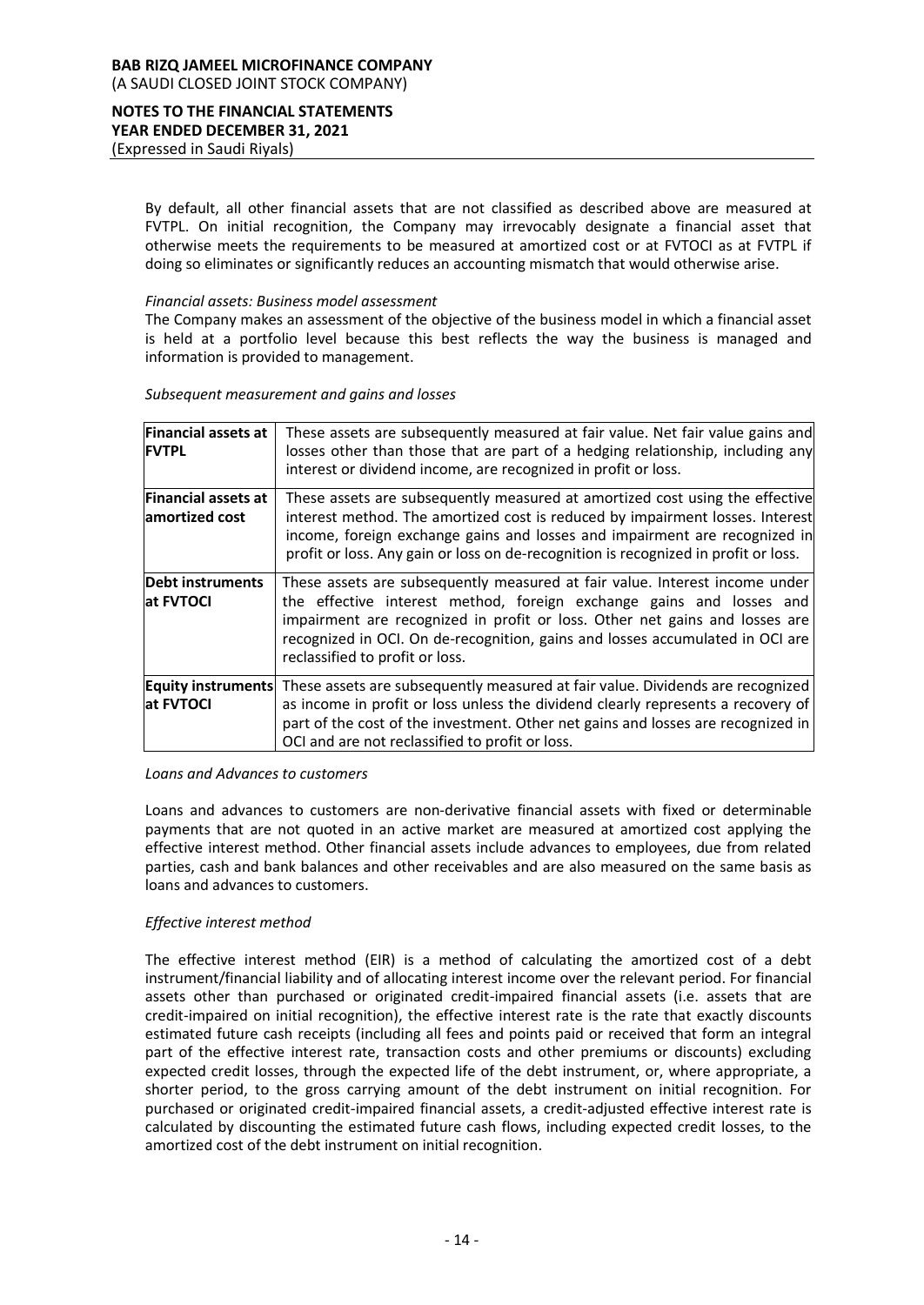By default, all other financial assets that are not classified as described above are measured at FVTPL. On initial recognition, the Company may irrevocably designate a financial asset that otherwise meets the requirements to be measured at amortized cost or at FVTOCI as at FVTPL if doing so eliminates or significantly reduces an accounting mismatch that would otherwise arise.

*Financial assets: Business model assessment*

The Company makes an assessment of the objective of the business model in which a financial asset is held at a portfolio level because this best reflects the way the business is managed and information is provided to management.

*Subsequent measurement and gains and losses*

| | |
|---|---|
| **Financial assets at FVTPL** | These assets are subsequently measured at fair value. Net fair value gains and losses other than those that are part of a hedging relationship, including any interest or dividend income, are recognized in profit or loss. |
| **Financial assets at amortized cost** | These assets are subsequently measured at amortized cost using the effective interest method. The amortized cost is reduced by impairment losses. Interest income, foreign exchange gains and losses and impairment are recognized in profit or loss. Any gain or loss on de-recognition is recognized in profit or loss. |
| **Debt instruments at FVTOCI** | These assets are subsequently measured at fair value. Interest income under the effective interest method, foreign exchange gains and losses and impairment are recognized in profit or loss. Other net gains and losses are recognized in OCI. On de-recognition, gains and losses accumulated in OCI are reclassified to profit or loss. |
| **Equity instruments at FVTOCI** | These assets are subsequently measured at fair value. Dividends are recognized as income in profit or loss unless the dividend clearly represents a recovery of part of the cost of the investment. Other net gains and losses are recognized in OCI and are not reclassified to profit or loss. |

*Loans and Advances to customers*

Loans and advances to customers are non-derivative financial assets with fixed or determinable payments that are not quoted in an active market are measured at amortized cost applying the effective interest method. Other financial assets include advances to employees, due from related parties, cash and bank balances and other receivables and are also measured on the same basis as loans and advances to customers.

*Effective interest method*

The effective interest method (EIR) is a method of calculating the amortized cost of a debt instrument/financial liability and of allocating interest income over the relevant period. For financial assets other than purchased or originated credit-impaired financial assets (i.e. assets that are credit-impaired on initial recognition), the effective interest rate is the rate that exactly discounts estimated future cash receipts (including all fees and points paid or received that form an integral part of the effective interest rate, transaction costs and other premiums or discounts) excluding expected credit losses, through the expected life of the debt instrument, or, where appropriate, a shorter period, to the gross carrying amount of the debt instrument on initial recognition. For purchased or originated credit-impaired financial assets, a credit-adjusted effective interest rate is calculated by discounting the estimated future cash flows, including expected credit losses, to the amortized cost of the debt instrument on initial recognition.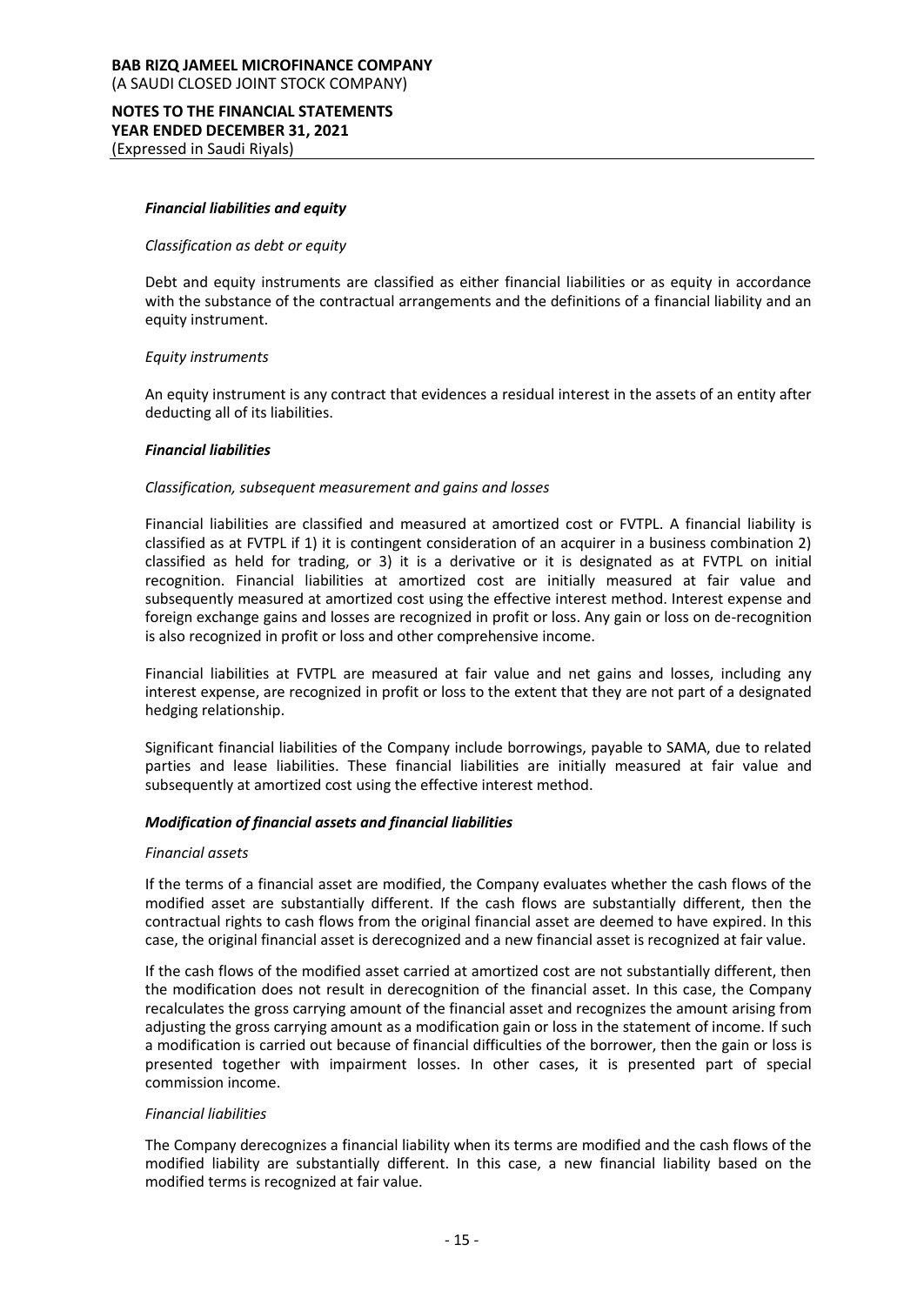***Financial liabilities and equity***

*Classification as debt or equity*

Debt and equity instruments are classified as either financial liabilities or as equity in accordance with the substance of the contractual arrangements and the definitions of a financial liability and an equity instrument.

*Equity instruments*

An equity instrument is any contract that evidences a residual interest in the assets of an entity after deducting all of its liabilities.

***Financial liabilities***

*Classification, subsequent measurement and gains and losses*

Financial liabilities are classified and measured at amortized cost or FVTPL. A financial liability is classified as at FVTPL if 1) it is contingent consideration of an acquirer in a business combination 2) classified as held for trading, or 3) it is a derivative or it is designated as at FVTPL on initial recognition. Financial liabilities at amortized cost are initially measured at fair value and subsequently measured at amortized cost using the effective interest method. Interest expense and foreign exchange gains and losses are recognized in profit or loss. Any gain or loss on de-recognition is also recognized in profit or loss and other comprehensive income.

Financial liabilities at FVTPL are measured at fair value and net gains and losses, including any interest expense, are recognized in profit or loss to the extent that they are not part of a designated hedging relationship.

Significant financial liabilities of the Company include borrowings, payable to SAMA, due to related parties and lease liabilities. These financial liabilities are initially measured at fair value and subsequently at amortized cost using the effective interest method.

***Modification of financial assets and financial liabilities***

*Financial assets*

If the terms of a financial asset are modified, the Company evaluates whether the cash flows of the modified asset are substantially different. If the cash flows are substantially different, then the contractual rights to cash flows from the original financial asset are deemed to have expired. In this case, the original financial asset is derecognized and a new financial asset is recognized at fair value.

If the cash flows of the modified asset carried at amortized cost are not substantially different, then the modification does not result in derecognition of the financial asset. In this case, the Company recalculates the gross carrying amount of the financial asset and recognizes the amount arising from adjusting the gross carrying amount as a modification gain or loss in the statement of income. If such a modification is carried out because of financial difficulties of the borrower, then the gain or loss is presented together with impairment losses. In other cases, it is presented part of special commission income.

*Financial liabilities*

The Company derecognizes a financial liability when its terms are modified and the cash flows of the modified liability are substantially different. In this case, a new financial liability based on the modified terms is recognized at fair value.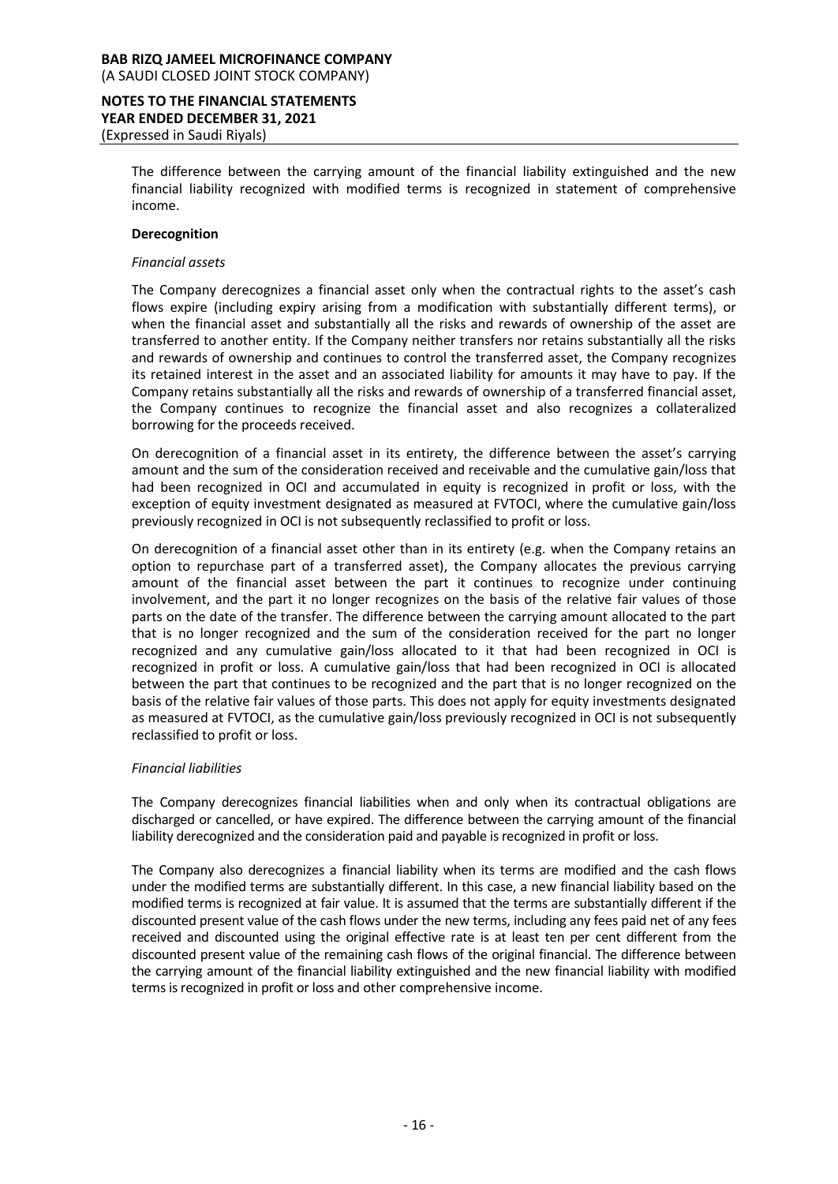The difference between the carrying amount of the financial liability extinguished and the new financial liability recognized with modified terms is recognized in statement of comprehensive income.

**Derecognition**

*Financial assets*

The Company derecognizes a financial asset only when the contractual rights to the asset's cash flows expire (including expiry arising from a modification with substantially different terms), or when the financial asset and substantially all the risks and rewards of ownership of the asset are transferred to another entity. If the Company neither transfers nor retains substantially all the risks and rewards of ownership and continues to control the transferred asset, the Company recognizes its retained interest in the asset and an associated liability for amounts it may have to pay. If the Company retains substantially all the risks and rewards of ownership of a transferred financial asset, the Company continues to recognize the financial asset and also recognizes a collateralized borrowing for the proceeds received.

On derecognition of a financial asset in its entirety, the difference between the asset's carrying amount and the sum of the consideration received and receivable and the cumulative gain/loss that had been recognized in OCI and accumulated in equity is recognized in profit or loss, with the exception of equity investment designated as measured at FVTOCI, where the cumulative gain/loss previously recognized in OCI is not subsequently reclassified to profit or loss.

On derecognition of a financial asset other than in its entirety (e.g. when the Company retains an option to repurchase part of a transferred asset), the Company allocates the previous carrying amount of the financial asset between the part it continues to recognize under continuing involvement, and the part it no longer recognizes on the basis of the relative fair values of those parts on the date of the transfer. The difference between the carrying amount allocated to the part that is no longer recognized and the sum of the consideration received for the part no longer recognized and any cumulative gain/loss allocated to it that had been recognized in OCI is recognized in profit or loss. A cumulative gain/loss that had been recognized in OCI is allocated between the part that continues to be recognized and the part that is no longer recognized on the basis of the relative fair values of those parts. This does not apply for equity investments designated as measured at FVTOCI, as the cumulative gain/loss previously recognized in OCI is not subsequently reclassified to profit or loss.

*Financial liabilities*

The Company derecognizes financial liabilities when and only when its contractual obligations are discharged or cancelled, or have expired. The difference between the carrying amount of the financial liability derecognized and the consideration paid and payable is recognized in profit or loss.

The Company also derecognizes a financial liability when its terms are modified and the cash flows under the modified terms are substantially different. In this case, a new financial liability based on the modified terms is recognized at fair value. It is assumed that the terms are substantially different if the discounted present value of the cash flows under the new terms, including any fees paid net of any fees received and discounted using the original effective rate is at least ten per cent different from the discounted present value of the remaining cash flows of the original financial. The difference between the carrying amount of the financial liability extinguished and the new financial liability with modified terms is recognized in profit or loss and other comprehensive income.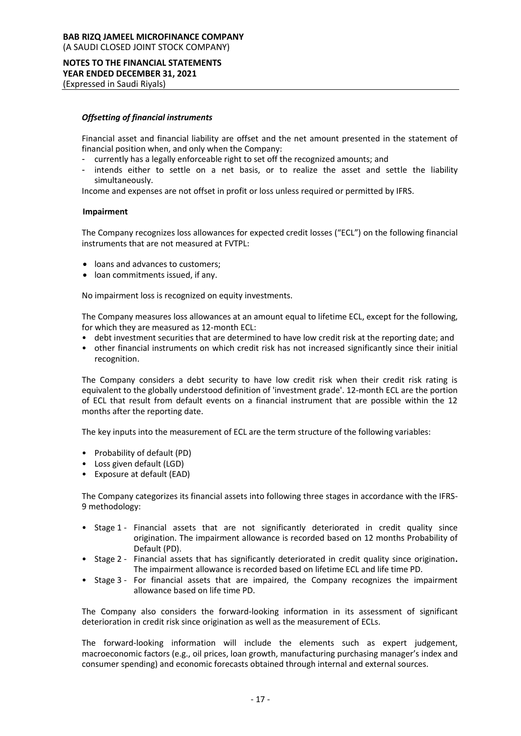### *Offsetting of financial instruments*

Financial asset and financial liability are offset and the net amount presented in the statement of financial position when, and only when the Company:

- currently has a legally enforceable right to set off the recognized amounts; and
- intends either to settle on a net basis, or to realize the asset and settle the liability simultaneously.

Income and expenses are not offset in profit or loss unless required or permitted by IFRS.

### Impairment

The Company recognizes loss allowances for expected credit losses ("ECL") on the following financial instruments that are not measured at FVTPL:

- loans and advances to customers;
- loan commitments issued, if any.

No impairment loss is recognized on equity investments.

The Company measures loss allowances at an amount equal to lifetime ECL, except for the following, for which they are measured as 12-month ECL:

- debt investment securities that are determined to have low credit risk at the reporting date; and
- other financial instruments on which credit risk has not increased significantly since their initial recognition.

The Company considers a debt security to have low credit risk when their credit risk rating is equivalent to the globally understood definition of 'investment grade'. 12-month ECL are the portion of ECL that result from default events on a financial instrument that are possible within the 12 months after the reporting date.

The key inputs into the measurement of ECL are the term structure of the following variables:

- Probability of default (PD)
- Loss given default (LGD)
- Exposure at default (EAD)

The Company categorizes its financial assets into following three stages in accordance with the IFRS-9 methodology:

- Stage 1 - Financial assets that are not significantly deteriorated in credit quality since origination. The impairment allowance is recorded based on 12 months Probability of Default (PD).
- Stage 2 - Financial assets that has significantly deteriorated in credit quality since origination**.** The impairment allowance is recorded based on lifetime ECL and life time PD.
- Stage 3 - For financial assets that are impaired, the Company recognizes the impairment allowance based on life time PD.

The Company also considers the forward-looking information in its assessment of significant deterioration in credit risk since origination as well as the measurement of ECLs.

The forward-looking information will include the elements such as expert judgement, macroeconomic factors (e.g., oil prices, loan growth, manufacturing purchasing manager's index and consumer spending) and economic forecasts obtained through internal and external sources.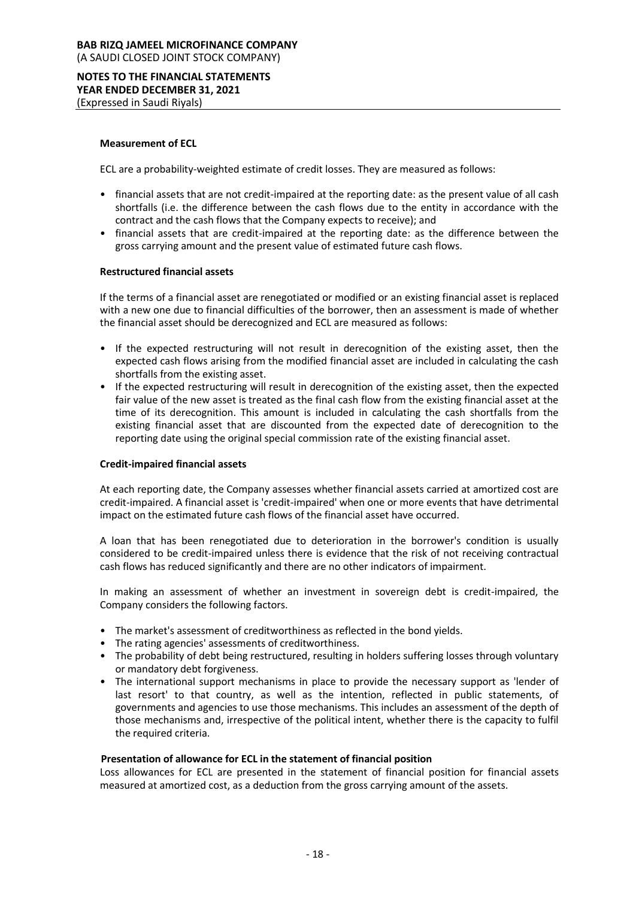**Measurement of ECL**

ECL are a probability-weighted estimate of credit losses. They are measured as follows:

- financial assets that are not credit-impaired at the reporting date: as the present value of all cash shortfalls (i.e. the difference between the cash flows due to the entity in accordance with the contract and the cash flows that the Company expects to receive); and
- financial assets that are credit-impaired at the reporting date: as the difference between the gross carrying amount and the present value of estimated future cash flows.

**Restructured financial assets**

If the terms of a financial asset are renegotiated or modified or an existing financial asset is replaced with a new one due to financial difficulties of the borrower, then an assessment is made of whether the financial asset should be derecognized and ECL are measured as follows:

- If the expected restructuring will not result in derecognition of the existing asset, then the expected cash flows arising from the modified financial asset are included in calculating the cash shortfalls from the existing asset.
- If the expected restructuring will result in derecognition of the existing asset, then the expected fair value of the new asset is treated as the final cash flow from the existing financial asset at the time of its derecognition. This amount is included in calculating the cash shortfalls from the existing financial asset that are discounted from the expected date of derecognition to the reporting date using the original special commission rate of the existing financial asset.

**Credit-impaired financial assets**

At each reporting date, the Company assesses whether financial assets carried at amortized cost are credit-impaired. A financial asset is 'credit-impaired' when one or more events that have detrimental impact on the estimated future cash flows of the financial asset have occurred.

A loan that has been renegotiated due to deterioration in the borrower's condition is usually considered to be credit-impaired unless there is evidence that the risk of not receiving contractual cash flows has reduced significantly and there are no other indicators of impairment.

In making an assessment of whether an investment in sovereign debt is credit-impaired, the Company considers the following factors.

- The market's assessment of creditworthiness as reflected in the bond yields.
- The rating agencies' assessments of creditworthiness.
- The probability of debt being restructured, resulting in holders suffering losses through voluntary or mandatory debt forgiveness.
- The international support mechanisms in place to provide the necessary support as 'lender of last resort' to that country, as well as the intention, reflected in public statements, of governments and agencies to use those mechanisms. This includes an assessment of the depth of those mechanisms and, irrespective of the political intent, whether there is the capacity to fulfil the required criteria.

**Presentation of allowance for ECL in the statement of financial position**

Loss allowances for ECL are presented in the statement of financial position for financial assets measured at amortized cost, as a deduction from the gross carrying amount of the assets.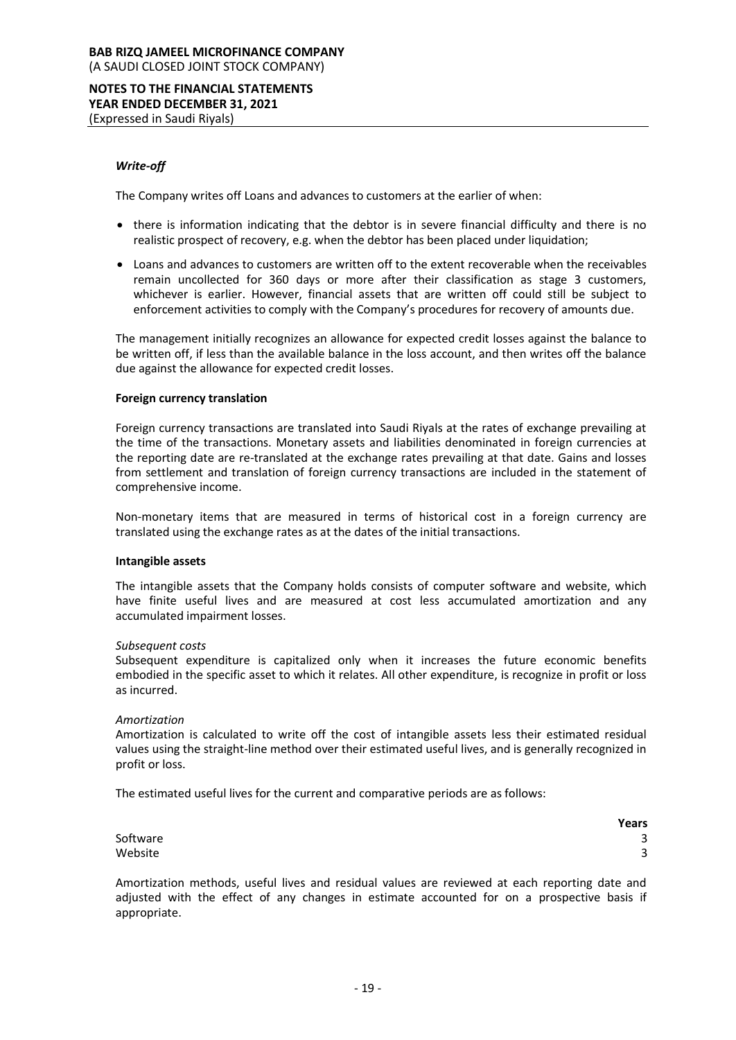### *Write-off*

The Company writes off Loans and advances to customers at the earlier of when:

- there is information indicating that the debtor is in severe financial difficulty and there is no realistic prospect of recovery, e.g. when the debtor has been placed under liquidation;
- Loans and advances to customers are written off to the extent recoverable when the receivables remain uncollected for 360 days or more after their classification as stage 3 customers, whichever is earlier. However, financial assets that are written off could still be subject to enforcement activities to comply with the Company's procedures for recovery of amounts due.

The management initially recognizes an allowance for expected credit losses against the balance to be written off, if less than the available balance in the loss account, and then writes off the balance due against the allowance for expected credit losses.

### Foreign currency translation

Foreign currency transactions are translated into Saudi Riyals at the rates of exchange prevailing at the time of the transactions. Monetary assets and liabilities denominated in foreign currencies at the reporting date are re-translated at the exchange rates prevailing at that date. Gains and losses from settlement and translation of foreign currency transactions are included in the statement of comprehensive income.

Non-monetary items that are measured in terms of historical cost in a foreign currency are translated using the exchange rates as at the dates of the initial transactions.

### Intangible assets

The intangible assets that the Company holds consists of computer software and website, which have finite useful lives and are measured at cost less accumulated amortization and any accumulated impairment losses.

*Subsequent costs*
Subsequent expenditure is capitalized only when it increases the future economic benefits embodied in the specific asset to which it relates. All other expenditure, is recognize in profit or loss as incurred.

*Amortization*
Amortization is calculated to write off the cost of intangible assets less their estimated residual values using the straight-line method over their estimated useful lives, and is generally recognized in profit or loss.

The estimated useful lives for the current and comparative periods are as follows:

| | **Years** |
|---|---|
| Software | 3 |
| Website | 3 |

Amortization methods, useful lives and residual values are reviewed at each reporting date and adjusted with the effect of any changes in estimate accounted for on a prospective basis if appropriate.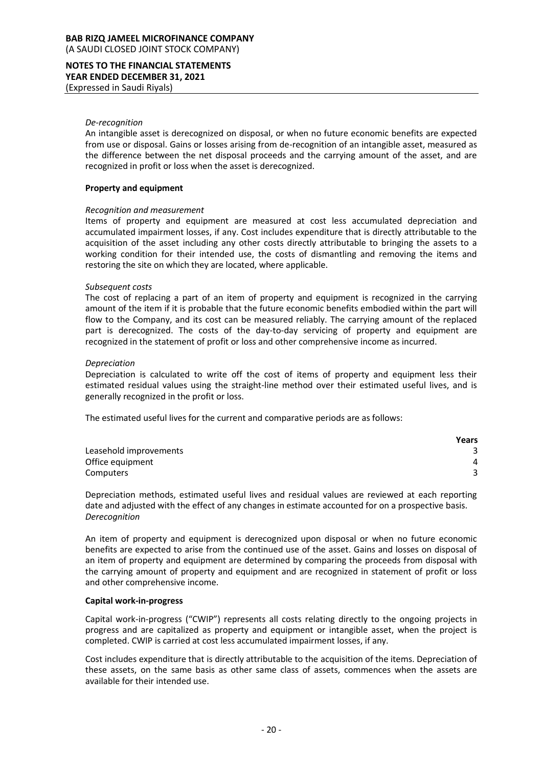*De-recognition*

An intangible asset is derecognized on disposal, or when no future economic benefits are expected from use or disposal. Gains or losses arising from de-recognition of an intangible asset, measured as the difference between the net disposal proceeds and the carrying amount of the asset, and are recognized in profit or loss when the asset is derecognized.

**Property and equipment**

*Recognition and measurement*

Items of property and equipment are measured at cost less accumulated depreciation and accumulated impairment losses, if any. Cost includes expenditure that is directly attributable to the acquisition of the asset including any other costs directly attributable to bringing the assets to a working condition for their intended use, the costs of dismantling and removing the items and restoring the site on which they are located, where applicable.

*Subsequent costs*

The cost of replacing a part of an item of property and equipment is recognized in the carrying amount of the item if it is probable that the future economic benefits embodied within the part will flow to the Company, and its cost can be measured reliably. The carrying amount of the replaced part is derecognized. The costs of the day-to-day servicing of property and equipment are recognized in the statement of profit or loss and other comprehensive income as incurred.

*Depreciation*

Depreciation is calculated to write off the cost of items of property and equipment less their estimated residual values using the straight-line method over their estimated useful lives, and is generally recognized in the profit or loss.

The estimated useful lives for the current and comparative periods are as follows:

| | **Years** |
|---|---|
| Leasehold improvements | 3 |
| Office equipment | 4 |
| Computers | 3 |

Depreciation methods, estimated useful lives and residual values are reviewed at each reporting date and adjusted with the effect of any changes in estimate accounted for on a prospective basis.

*Derecognition*

An item of property and equipment is derecognized upon disposal or when no future economic benefits are expected to arise from the continued use of the asset. Gains and losses on disposal of an item of property and equipment are determined by comparing the proceeds from disposal with the carrying amount of property and equipment and are recognized in statement of profit or loss and other comprehensive income.

**Capital work-in-progress**

Capital work-in-progress ("CWIP") represents all costs relating directly to the ongoing projects in progress and are capitalized as property and equipment or intangible asset, when the project is completed. CWIP is carried at cost less accumulated impairment losses, if any.

Cost includes expenditure that is directly attributable to the acquisition of the items. Depreciation of these assets, on the same basis as other same class of assets, commences when the assets are available for their intended use.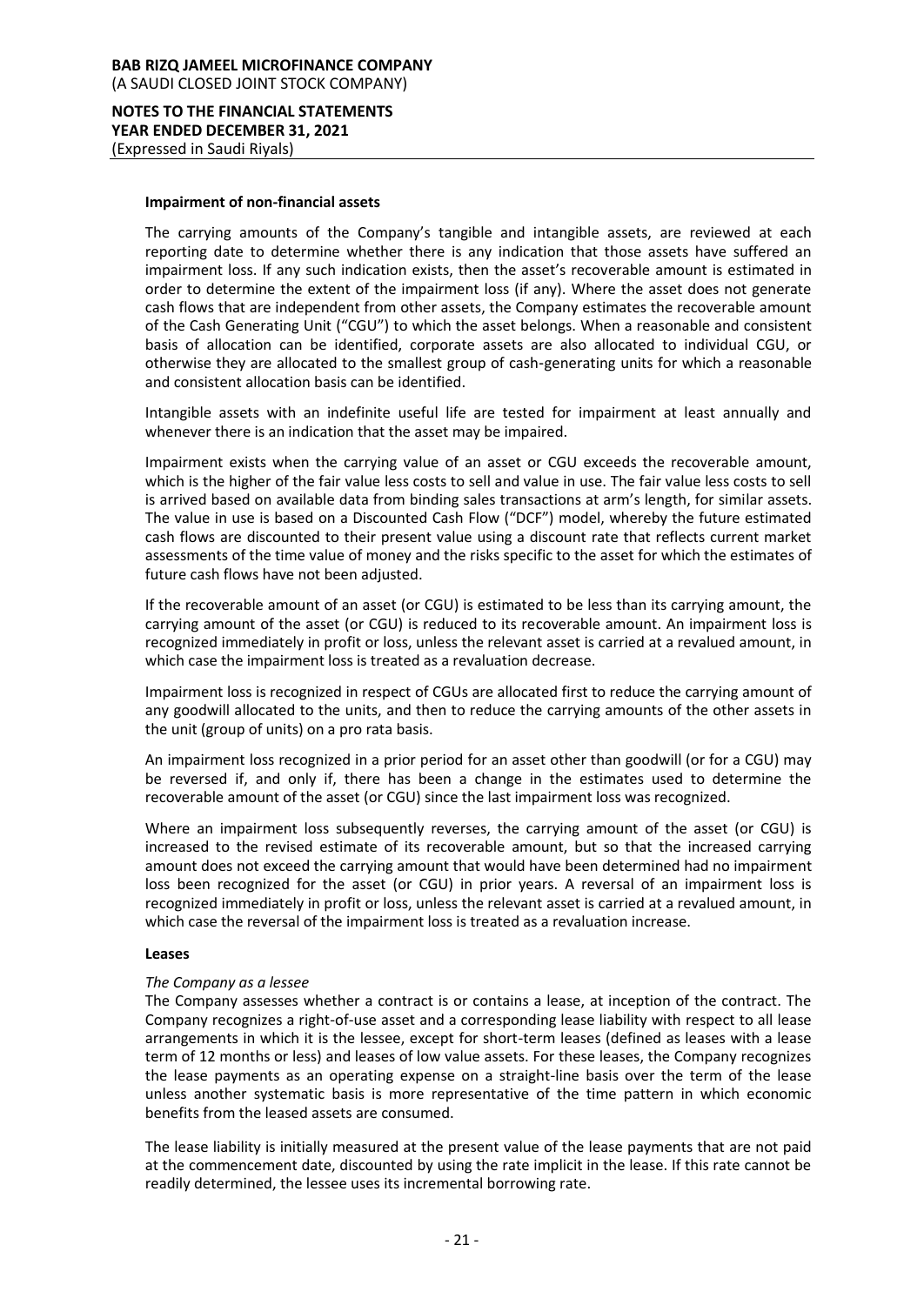**Impairment of non-financial assets**

The carrying amounts of the Company's tangible and intangible assets, are reviewed at each reporting date to determine whether there is any indication that those assets have suffered an impairment loss. If any such indication exists, then the asset's recoverable amount is estimated in order to determine the extent of the impairment loss (if any). Where the asset does not generate cash flows that are independent from other assets, the Company estimates the recoverable amount of the Cash Generating Unit ("CGU") to which the asset belongs. When a reasonable and consistent basis of allocation can be identified, corporate assets are also allocated to individual CGU, or otherwise they are allocated to the smallest group of cash-generating units for which a reasonable and consistent allocation basis can be identified.

Intangible assets with an indefinite useful life are tested for impairment at least annually and whenever there is an indication that the asset may be impaired.

Impairment exists when the carrying value of an asset or CGU exceeds the recoverable amount, which is the higher of the fair value less costs to sell and value in use. The fair value less costs to sell is arrived based on available data from binding sales transactions at arm's length, for similar assets. The value in use is based on a Discounted Cash Flow ("DCF") model, whereby the future estimated cash flows are discounted to their present value using a discount rate that reflects current market assessments of the time value of money and the risks specific to the asset for which the estimates of future cash flows have not been adjusted.

If the recoverable amount of an asset (or CGU) is estimated to be less than its carrying amount, the carrying amount of the asset (or CGU) is reduced to its recoverable amount. An impairment loss is recognized immediately in profit or loss, unless the relevant asset is carried at a revalued amount, in which case the impairment loss is treated as a revaluation decrease.

Impairment loss is recognized in respect of CGUs are allocated first to reduce the carrying amount of any goodwill allocated to the units, and then to reduce the carrying amounts of the other assets in the unit (group of units) on a pro rata basis.

An impairment loss recognized in a prior period for an asset other than goodwill (or for a CGU) may be reversed if, and only if, there has been a change in the estimates used to determine the recoverable amount of the asset (or CGU) since the last impairment loss was recognized.

Where an impairment loss subsequently reverses, the carrying amount of the asset (or CGU) is increased to the revised estimate of its recoverable amount, but so that the increased carrying amount does not exceed the carrying amount that would have been determined had no impairment loss been recognized for the asset (or CGU) in prior years. A reversal of an impairment loss is recognized immediately in profit or loss, unless the relevant asset is carried at a revalued amount, in which case the reversal of the impairment loss is treated as a revaluation increase.

**Leases**

*The Company as a lessee*

The Company assesses whether a contract is or contains a lease, at inception of the contract. The Company recognizes a right-of-use asset and a corresponding lease liability with respect to all lease arrangements in which it is the lessee, except for short-term leases (defined as leases with a lease term of 12 months or less) and leases of low value assets. For these leases, the Company recognizes the lease payments as an operating expense on a straight-line basis over the term of the lease unless another systematic basis is more representative of the time pattern in which economic benefits from the leased assets are consumed.

The lease liability is initially measured at the present value of the lease payments that are not paid at the commencement date, discounted by using the rate implicit in the lease. If this rate cannot be readily determined, the lessee uses its incremental borrowing rate.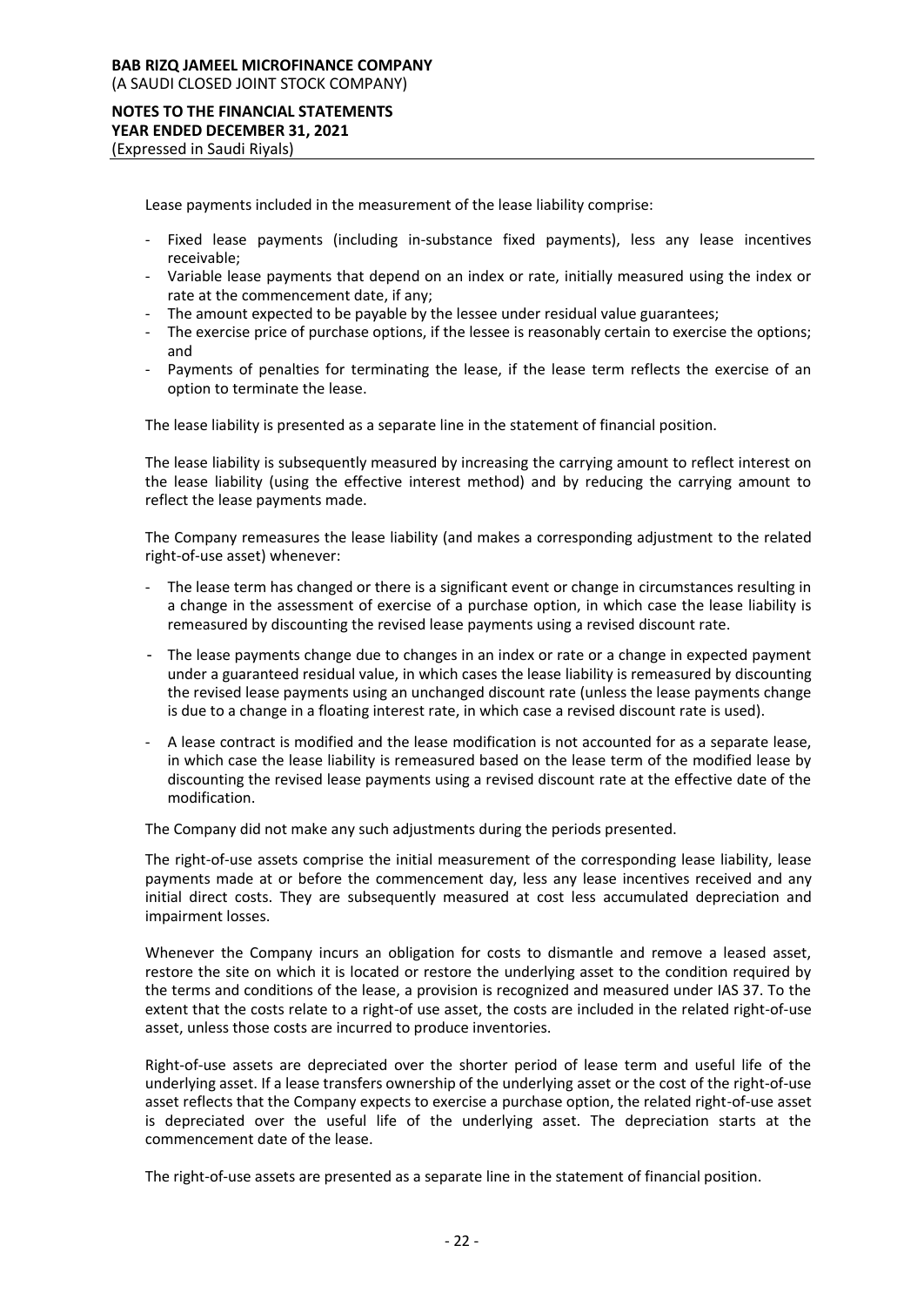Lease payments included in the measurement of the lease liability comprise:

- Fixed lease payments (including in-substance fixed payments), less any lease incentives receivable;
- Variable lease payments that depend on an index or rate, initially measured using the index or rate at the commencement date, if any;
- The amount expected to be payable by the lessee under residual value guarantees;
- The exercise price of purchase options, if the lessee is reasonably certain to exercise the options; and
- Payments of penalties for terminating the lease, if the lease term reflects the exercise of an option to terminate the lease.

The lease liability is presented as a separate line in the statement of financial position.

The lease liability is subsequently measured by increasing the carrying amount to reflect interest on the lease liability (using the effective interest method) and by reducing the carrying amount to reflect the lease payments made.

The Company remeasures the lease liability (and makes a corresponding adjustment to the related right-of-use asset) whenever:

- The lease term has changed or there is a significant event or change in circumstances resulting in a change in the assessment of exercise of a purchase option, in which case the lease liability is remeasured by discounting the revised lease payments using a revised discount rate.
- The lease payments change due to changes in an index or rate or a change in expected payment under a guaranteed residual value, in which cases the lease liability is remeasured by discounting the revised lease payments using an unchanged discount rate (unless the lease payments change is due to a change in a floating interest rate, in which case a revised discount rate is used).
- A lease contract is modified and the lease modification is not accounted for as a separate lease, in which case the lease liability is remeasured based on the lease term of the modified lease by discounting the revised lease payments using a revised discount rate at the effective date of the modification.

The Company did not make any such adjustments during the periods presented.

The right-of-use assets comprise the initial measurement of the corresponding lease liability, lease payments made at or before the commencement day, less any lease incentives received and any initial direct costs. They are subsequently measured at cost less accumulated depreciation and impairment losses.

Whenever the Company incurs an obligation for costs to dismantle and remove a leased asset, restore the site on which it is located or restore the underlying asset to the condition required by the terms and conditions of the lease, a provision is recognized and measured under IAS 37. To the extent that the costs relate to a right-of use asset, the costs are included in the related right-of-use asset, unless those costs are incurred to produce inventories.

Right-of-use assets are depreciated over the shorter period of lease term and useful life of the underlying asset. If a lease transfers ownership of the underlying asset or the cost of the right-of-use asset reflects that the Company expects to exercise a purchase option, the related right-of-use asset is depreciated over the useful life of the underlying asset. The depreciation starts at the commencement date of the lease.

The right-of-use assets are presented as a separate line in the statement of financial position.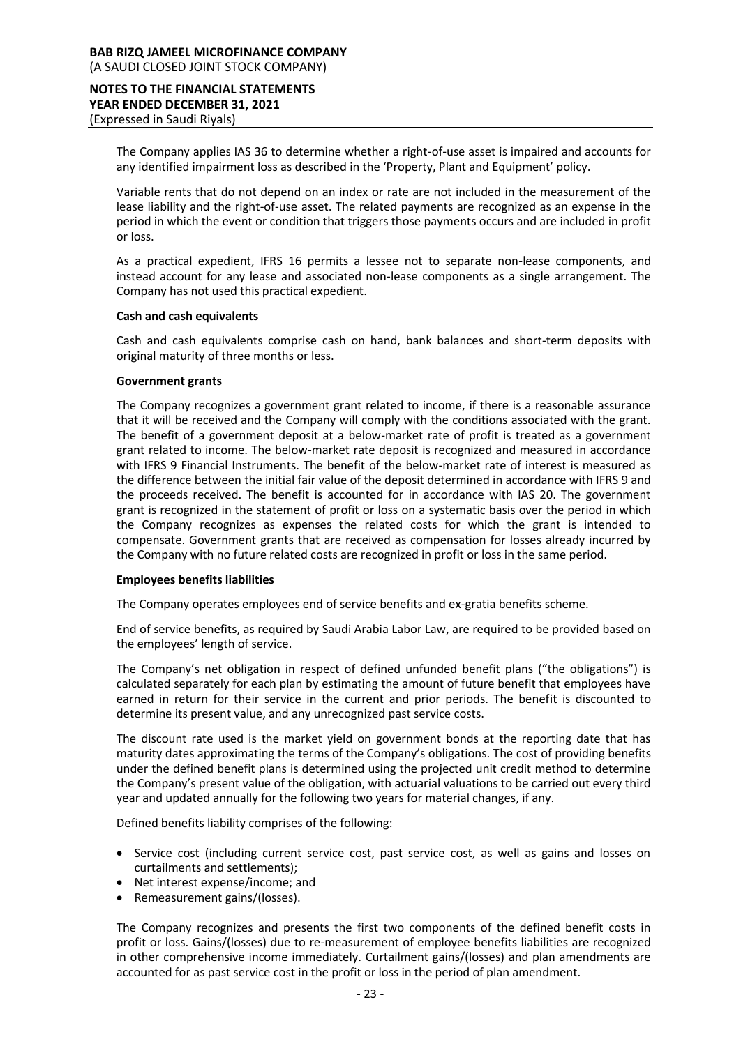The Company applies IAS 36 to determine whether a right-of-use asset is impaired and accounts for any identified impairment loss as described in the 'Property, Plant and Equipment' policy.

Variable rents that do not depend on an index or rate are not included in the measurement of the lease liability and the right-of-use asset. The related payments are recognized as an expense in the period in which the event or condition that triggers those payments occurs and are included in profit or loss.

As a practical expedient, IFRS 16 permits a lessee not to separate non-lease components, and instead account for any lease and associated non-lease components as a single arrangement. The Company has not used this practical expedient.

**Cash and cash equivalents**

Cash and cash equivalents comprise cash on hand, bank balances and short-term deposits with original maturity of three months or less.

**Government grants**

The Company recognizes a government grant related to income, if there is a reasonable assurance that it will be received and the Company will comply with the conditions associated with the grant. The benefit of a government deposit at a below-market rate of profit is treated as a government grant related to income. The below-market rate deposit is recognized and measured in accordance with IFRS 9 Financial Instruments. The benefit of the below-market rate of interest is measured as the difference between the initial fair value of the deposit determined in accordance with IFRS 9 and the proceeds received. The benefit is accounted for in accordance with IAS 20. The government grant is recognized in the statement of profit or loss on a systematic basis over the period in which the Company recognizes as expenses the related costs for which the grant is intended to compensate. Government grants that are received as compensation for losses already incurred by the Company with no future related costs are recognized in profit or loss in the same period.

**Employees benefits liabilities**

The Company operates employees end of service benefits and ex-gratia benefits scheme.

End of service benefits, as required by Saudi Arabia Labor Law, are required to be provided based on the employees' length of service.

The Company's net obligation in respect of defined unfunded benefit plans ("the obligations") is calculated separately for each plan by estimating the amount of future benefit that employees have earned in return for their service in the current and prior periods. The benefit is discounted to determine its present value, and any unrecognized past service costs.

The discount rate used is the market yield on government bonds at the reporting date that has maturity dates approximating the terms of the Company's obligations. The cost of providing benefits under the defined benefit plans is determined using the projected unit credit method to determine the Company's present value of the obligation, with actuarial valuations to be carried out every third year and updated annually for the following two years for material changes, if any.

Defined benefits liability comprises of the following:

- Service cost (including current service cost, past service cost, as well as gains and losses on curtailments and settlements);
- Net interest expense/income; and
- Remeasurement gains/(losses).

The Company recognizes and presents the first two components of the defined benefit costs in profit or loss. Gains/(losses) due to re-measurement of employee benefits liabilities are recognized in other comprehensive income immediately. Curtailment gains/(losses) and plan amendments are accounted for as past service cost in the profit or loss in the period of plan amendment.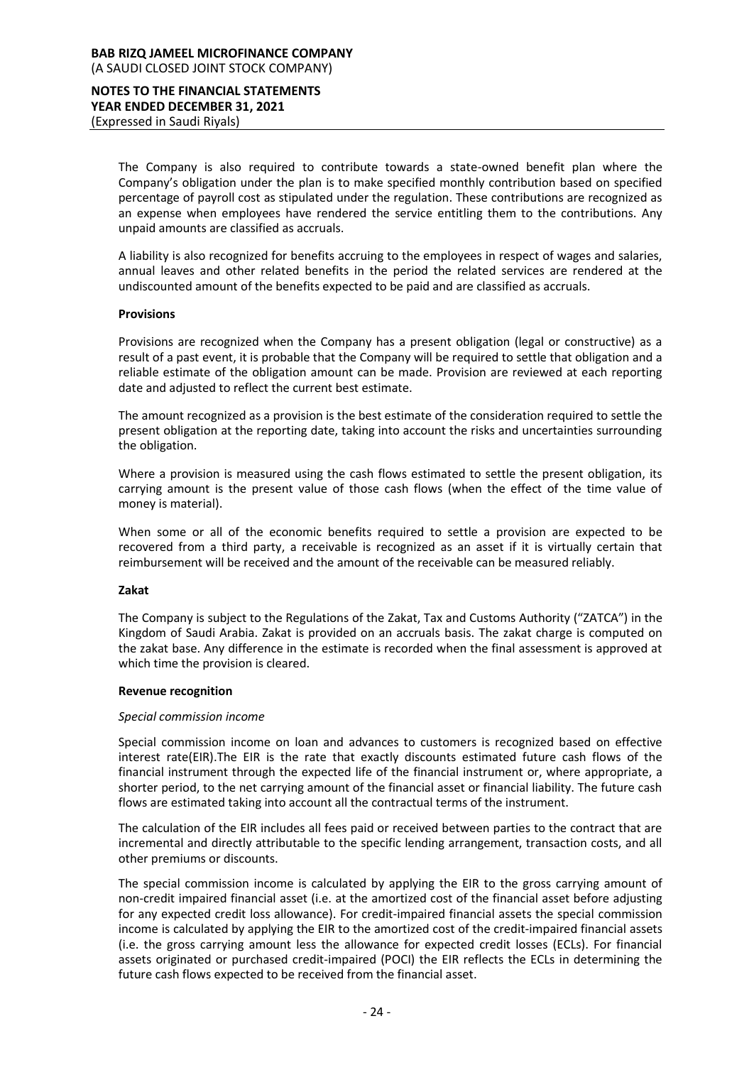The Company is also required to contribute towards a state-owned benefit plan where the Company's obligation under the plan is to make specified monthly contribution based on specified percentage of payroll cost as stipulated under the regulation. These contributions are recognized as an expense when employees have rendered the service entitling them to the contributions. Any unpaid amounts are classified as accruals.

A liability is also recognized for benefits accruing to the employees in respect of wages and salaries, annual leaves and other related benefits in the period the related services are rendered at the undiscounted amount of the benefits expected to be paid and are classified as accruals.

**Provisions**

Provisions are recognized when the Company has a present obligation (legal or constructive) as a result of a past event, it is probable that the Company will be required to settle that obligation and a reliable estimate of the obligation amount can be made. Provision are reviewed at each reporting date and adjusted to reflect the current best estimate.

The amount recognized as a provision is the best estimate of the consideration required to settle the present obligation at the reporting date, taking into account the risks and uncertainties surrounding the obligation.

Where a provision is measured using the cash flows estimated to settle the present obligation, its carrying amount is the present value of those cash flows (when the effect of the time value of money is material).

When some or all of the economic benefits required to settle a provision are expected to be recovered from a third party, a receivable is recognized as an asset if it is virtually certain that reimbursement will be received and the amount of the receivable can be measured reliably.

**Zakat**

The Company is subject to the Regulations of the Zakat, Tax and Customs Authority ("ZATCA") in the Kingdom of Saudi Arabia. Zakat is provided on an accruals basis. The zakat charge is computed on the zakat base. Any difference in the estimate is recorded when the final assessment is approved at which time the provision is cleared.

**Revenue recognition**

*Special commission income*

Special commission income on loan and advances to customers is recognized based on effective interest rate(EIR).The EIR is the rate that exactly discounts estimated future cash flows of the financial instrument through the expected life of the financial instrument or, where appropriate, a shorter period, to the net carrying amount of the financial asset or financial liability. The future cash flows are estimated taking into account all the contractual terms of the instrument.

The calculation of the EIR includes all fees paid or received between parties to the contract that are incremental and directly attributable to the specific lending arrangement, transaction costs, and all other premiums or discounts.

The special commission income is calculated by applying the EIR to the gross carrying amount of non-credit impaired financial asset (i.e. at the amortized cost of the financial asset before adjusting for any expected credit loss allowance). For credit-impaired financial assets the special commission income is calculated by applying the EIR to the amortized cost of the credit-impaired financial assets (i.e. the gross carrying amount less the allowance for expected credit losses (ECLs). For financial assets originated or purchased credit-impaired (POCI) the EIR reflects the ECLs in determining the future cash flows expected to be received from the financial asset.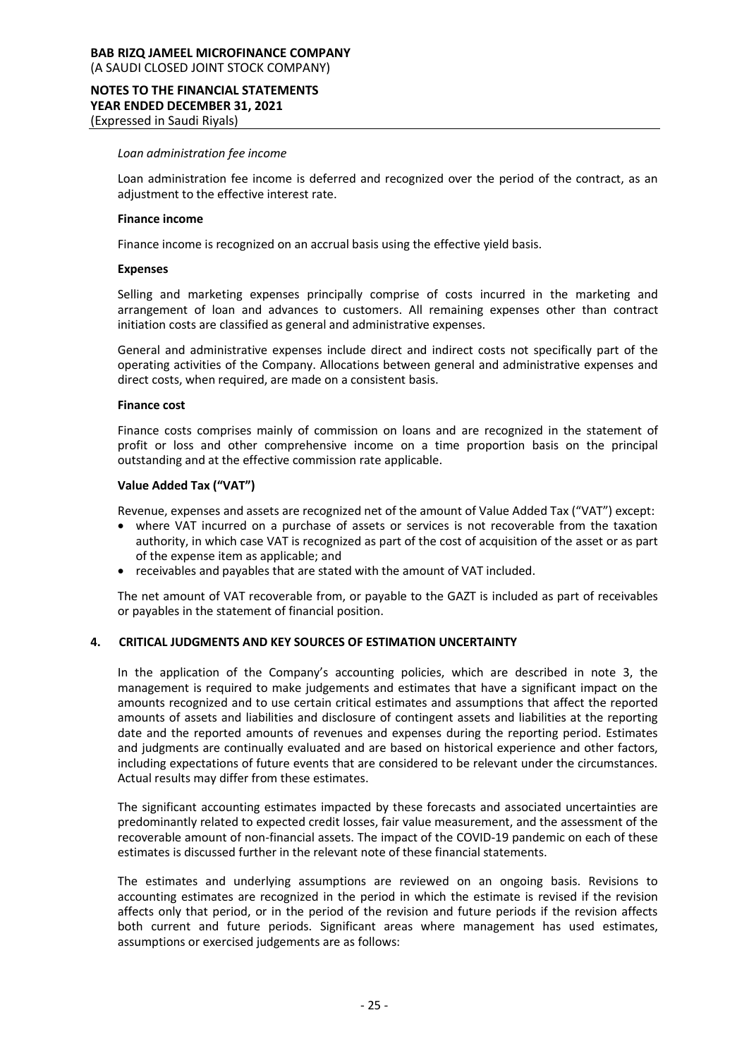*Loan administration fee income*

Loan administration fee income is deferred and recognized over the period of the contract, as an adjustment to the effective interest rate.

**Finance income**

Finance income is recognized on an accrual basis using the effective yield basis.

**Expenses**

Selling and marketing expenses principally comprise of costs incurred in the marketing and arrangement of loan and advances to customers. All remaining expenses other than contract initiation costs are classified as general and administrative expenses.

General and administrative expenses include direct and indirect costs not specifically part of the operating activities of the Company. Allocations between general and administrative expenses and direct costs, when required, are made on a consistent basis.

**Finance cost**

Finance costs comprises mainly of commission on loans and are recognized in the statement of profit or loss and other comprehensive income on a time proportion basis on the principal outstanding and at the effective commission rate applicable.

**Value Added Tax ("VAT")**

Revenue, expenses and assets are recognized net of the amount of Value Added Tax ("VAT") except:

- where VAT incurred on a purchase of assets or services is not recoverable from the taxation authority, in which case VAT is recognized as part of the cost of acquisition of the asset or as part of the expense item as applicable; and
- receivables and payables that are stated with the amount of VAT included.

The net amount of VAT recoverable from, or payable to the GAZT is included as part of receivables or payables in the statement of financial position.

## 4. CRITICAL JUDGMENTS AND KEY SOURCES OF ESTIMATION UNCERTAINTY

In the application of the Company's accounting policies, which are described in note 3, the management is required to make judgements and estimates that have a significant impact on the amounts recognized and to use certain critical estimates and assumptions that affect the reported amounts of assets and liabilities and disclosure of contingent assets and liabilities at the reporting date and the reported amounts of revenues and expenses during the reporting period. Estimates and judgments are continually evaluated and are based on historical experience and other factors, including expectations of future events that are considered to be relevant under the circumstances. Actual results may differ from these estimates.

The significant accounting estimates impacted by these forecasts and associated uncertainties are predominantly related to expected credit losses, fair value measurement, and the assessment of the recoverable amount of non-financial assets. The impact of the COVID-19 pandemic on each of these estimates is discussed further in the relevant note of these financial statements.

The estimates and underlying assumptions are reviewed on an ongoing basis. Revisions to accounting estimates are recognized in the period in which the estimate is revised if the revision affects only that period, or in the period of the revision and future periods if the revision affects both current and future periods. Significant areas where management has used estimates, assumptions or exercised judgements are as follows: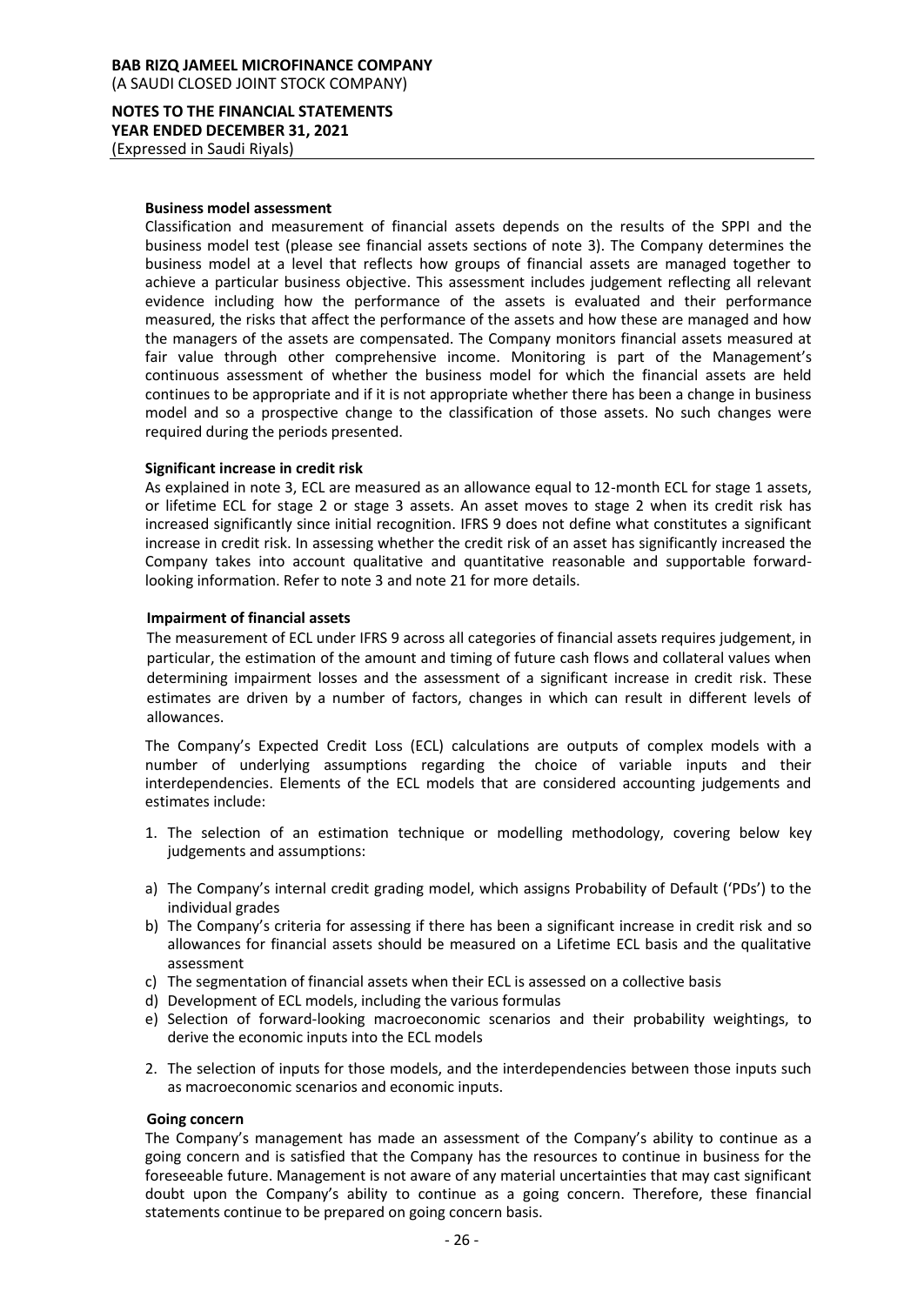**Business model assessment**

Classification and measurement of financial assets depends on the results of the SPPI and the business model test (please see financial assets sections of note 3). The Company determines the business model at a level that reflects how groups of financial assets are managed together to achieve a particular business objective. This assessment includes judgement reflecting all relevant evidence including how the performance of the assets is evaluated and their performance measured, the risks that affect the performance of the assets and how these are managed and how the managers of the assets are compensated. The Company monitors financial assets measured at fair value through other comprehensive income. Monitoring is part of the Management's continuous assessment of whether the business model for which the financial assets are held continues to be appropriate and if it is not appropriate whether there has been a change in business model and so a prospective change to the classification of those assets. No such changes were required during the periods presented.

**Significant increase in credit risk**

As explained in note 3, ECL are measured as an allowance equal to 12-month ECL for stage 1 assets, or lifetime ECL for stage 2 or stage 3 assets. An asset moves to stage 2 when its credit risk has increased significantly since initial recognition. IFRS 9 does not define what constitutes a significant increase in credit risk. In assessing whether the credit risk of an asset has significantly increased the Company takes into account qualitative and quantitative reasonable and supportable forward-looking information. Refer to note 3 and note 21 for more details.

**Impairment of financial assets**

The measurement of ECL under IFRS 9 across all categories of financial assets requires judgement, in particular, the estimation of the amount and timing of future cash flows and collateral values when determining impairment losses and the assessment of a significant increase in credit risk. These estimates are driven by a number of factors, changes in which can result in different levels of allowances.

The Company's Expected Credit Loss (ECL) calculations are outputs of complex models with a number of underlying assumptions regarding the choice of variable inputs and their interdependencies. Elements of the ECL models that are considered accounting judgements and estimates include:

1. The selection of an estimation technique or modelling methodology, covering below key judgements and assumptions:

a) The Company's internal credit grading model, which assigns Probability of Default ('PDs') to the individual grades
b) The Company's criteria for assessing if there has been a significant increase in credit risk and so allowances for financial assets should be measured on a Lifetime ECL basis and the qualitative assessment
c) The segmentation of financial assets when their ECL is assessed on a collective basis
d) Development of ECL models, including the various formulas
e) Selection of forward-looking macroeconomic scenarios and their probability weightings, to derive the economic inputs into the ECL models

2. The selection of inputs for those models, and the interdependencies between those inputs such as macroeconomic scenarios and economic inputs.

**Going concern**

The Company's management has made an assessment of the Company's ability to continue as a going concern and is satisfied that the Company has the resources to continue in business for the foreseeable future. Management is not aware of any material uncertainties that may cast significant doubt upon the Company's ability to continue as a going concern. Therefore, these financial statements continue to be prepared on going concern basis.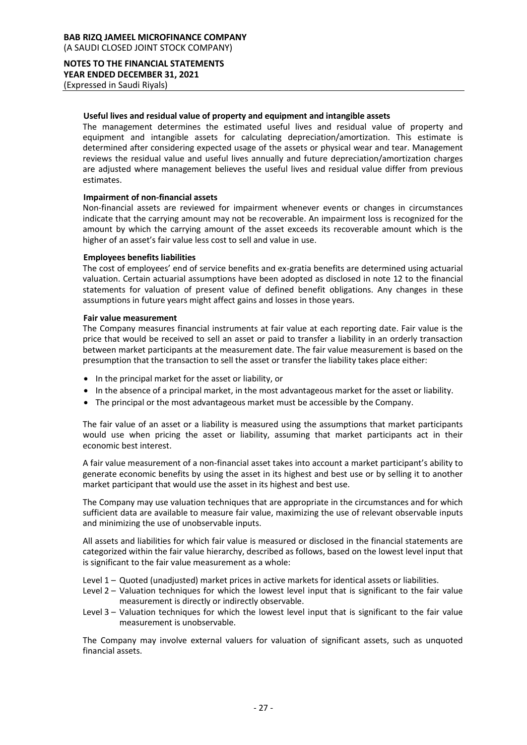#### Useful lives and residual value of property and equipment and intangible assets

The management determines the estimated useful lives and residual value of property and equipment and intangible assets for calculating depreciation/amortization. This estimate is determined after considering expected usage of the assets or physical wear and tear. Management reviews the residual value and useful lives annually and future depreciation/amortization charges are adjusted where management believes the useful lives and residual value differ from previous estimates.

#### Impairment of non-financial assets

Non-financial assets are reviewed for impairment whenever events or changes in circumstances indicate that the carrying amount may not be recoverable. An impairment loss is recognized for the amount by which the carrying amount of the asset exceeds its recoverable amount which is the higher of an asset's fair value less cost to sell and value in use.

#### Employees benefits liabilities

The cost of employees' end of service benefits and ex-gratia benefits are determined using actuarial valuation. Certain actuarial assumptions have been adopted as disclosed in note 12 to the financial statements for valuation of present value of defined benefit obligations. Any changes in these assumptions in future years might affect gains and losses in those years.

#### Fair value measurement

The Company measures financial instruments at fair value at each reporting date. Fair value is the price that would be received to sell an asset or paid to transfer a liability in an orderly transaction between market participants at the measurement date. The fair value measurement is based on the presumption that the transaction to sell the asset or transfer the liability takes place either:

- In the principal market for the asset or liability, or
- In the absence of a principal market, in the most advantageous market for the asset or liability.
- The principal or the most advantageous market must be accessible by the Company.

The fair value of an asset or a liability is measured using the assumptions that market participants would use when pricing the asset or liability, assuming that market participants act in their economic best interest.

A fair value measurement of a non-financial asset takes into account a market participant's ability to generate economic benefits by using the asset in its highest and best use or by selling it to another market participant that would use the asset in its highest and best use.

The Company may use valuation techniques that are appropriate in the circumstances and for which sufficient data are available to measure fair value, maximizing the use of relevant observable inputs and minimizing the use of unobservable inputs.

All assets and liabilities for which fair value is measured or disclosed in the financial statements are categorized within the fair value hierarchy, described as follows, based on the lowest level input that is significant to the fair value measurement as a whole:

Level 1 – Quoted (unadjusted) market prices in active markets for identical assets or liabilities.

Level 2 – Valuation techniques for which the lowest level input that is significant to the fair value measurement is directly or indirectly observable.

Level 3 – Valuation techniques for which the lowest level input that is significant to the fair value measurement is unobservable.

The Company may involve external valuers for valuation of significant assets, such as unquoted financial assets.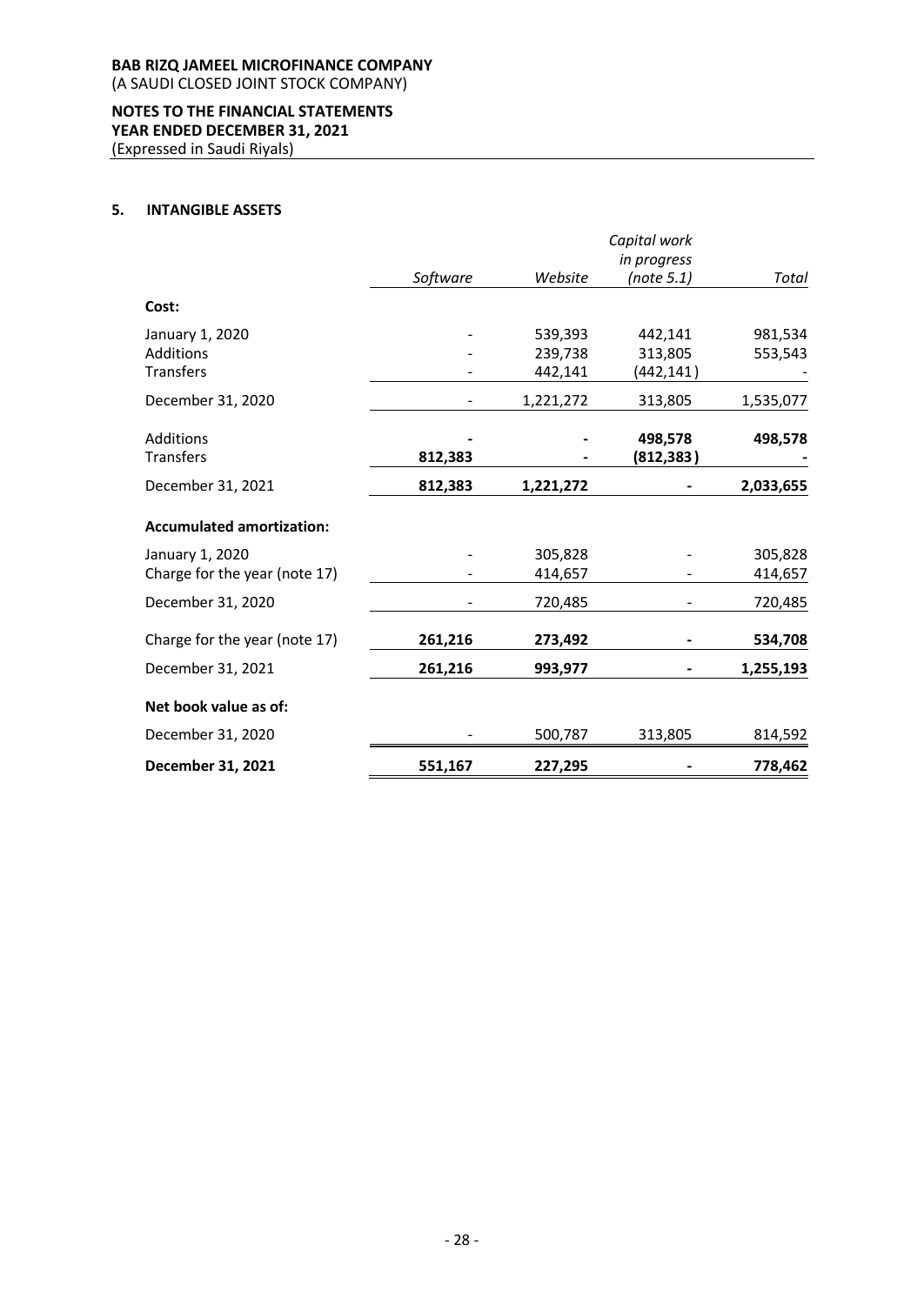**BAB RIZQ JAMEEL MICROFINANCE COMPANY**
(A SAUDI CLOSED JOINT STOCK COMPANY)

**NOTES TO THE FINANCIAL STATEMENTS**
**YEAR ENDED DECEMBER 31, 2021**
(Expressed in Saudi Riyals)

## 5. INTANGIBLE ASSETS

| | *Software* | *Website* | *Capital work in progress (note 5.1)* | *Total* |
|---|---|---|---|---|
| **Cost:** | | | | |
| January 1, 2020 | - | 539,393 | 442,141 | 981,534 |
| Additions | - | 239,738 | 313,805 | 553,543 |
| Transfers | - | 442,141 | (442,141) | - |
| December 31, 2020 | - | 1,221,272 | 313,805 | 1,535,077 |
| Additions | **-** | **-** | **498,578** | **498,578** |
| Transfers | **812,383** | **-** | **(812,383)** | **-** |
| December 31, 2021 | **812,383** | **1,221,272** | **-** | **2,033,655** |
| **Accumulated amortization:** | | | | |
| January 1, 2020 | - | 305,828 | - | 305,828 |
| Charge for the year (note 17) | - | 414,657 | - | 414,657 |
| December 31, 2020 | - | 720,485 | - | 720,485 |
| Charge for the year (note 17) | **261,216** | **273,492** | **-** | **534,708** |
| December 31, 2021 | **261,216** | **993,977** | **-** | **1,255,193** |
| **Net book value as of:** | | | | |
| December 31, 2020 | - | 500,787 | 313,805 | 814,592 |
| **December 31, 2021** | **551,167** | **227,295** | **-** | **778,462** |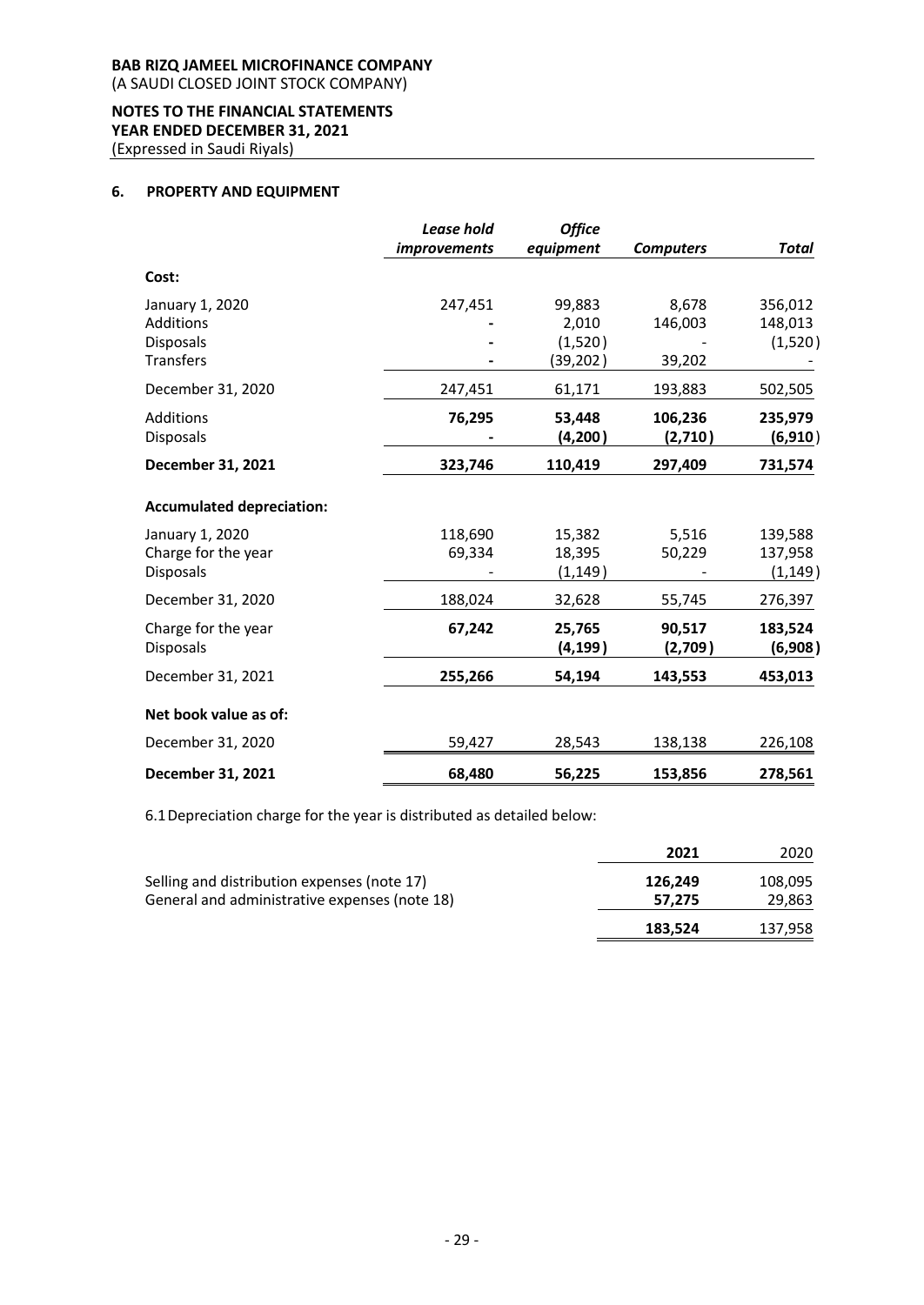**BAB RIZQ JAMEEL MICROFINANCE COMPANY**
(A SAUDI CLOSED JOINT STOCK COMPANY)

**NOTES TO THE FINANCIAL STATEMENTS**
**YEAR ENDED DECEMBER 31, 2021**
(Expressed in Saudi Riyals)

## 6. PROPERTY AND EQUIPMENT

| | ***Lease hold improvements*** | ***Office equipment*** | ***Computers*** | ***Total*** |
|---|---|---|---|---|
| **Cost:** | | | | |
| January 1, 2020 | 247,451 | 99,883 | 8,678 | 356,012 |
| Additions | - | 2,010 | 146,003 | 148,013 |
| Disposals | - | (1,520) | - | (1,520) |
| Transfers | - | (39,202) | 39,202 | - |
| December 31, 2020 | 247,451 | 61,171 | 193,883 | 502,505 |
| Additions | **76,295** | **53,448** | **106,236** | **235,979** |
| Disposals | **-** | **(4,200)** | **(2,710)** | **(6,910)** |
| **December 31, 2021** | **323,746** | **110,419** | **297,409** | **731,574** |
| **Accumulated depreciation:** | | | | |
| January 1, 2020 | 118,690 | 15,382 | 5,516 | 139,588 |
| Charge for the year | 69,334 | 18,395 | 50,229 | 137,958 |
| Disposals | - | (1,149) | - | (1,149) |
| December 31, 2020 | 188,024 | 32,628 | 55,745 | 276,397 |
| Charge for the year | **67,242** | **25,765** | **90,517** | **183,524** |
| Disposals | | **(4,199)** | **(2,709)** | **(6,908)** |
| December 31, 2021 | **255,266** | **54,194** | **143,553** | **453,013** |
| **Net book value as of:** | | | | |
| December 31, 2020 | 59,427 | 28,543 | 138,138 | 226,108 |
| **December 31, 2021** | **68,480** | **56,225** | **153,856** | **278,561** |

6.1 Depreciation charge for the year is distributed as detailed below:

| | **2021** | 2020 |
|---|---|---|
| Selling and distribution expenses (note 17) | **126,249** | 108,095 |
| General and administrative expenses (note 18) | **57,275** | 29,863 |
| | **183,524** | 137,958 |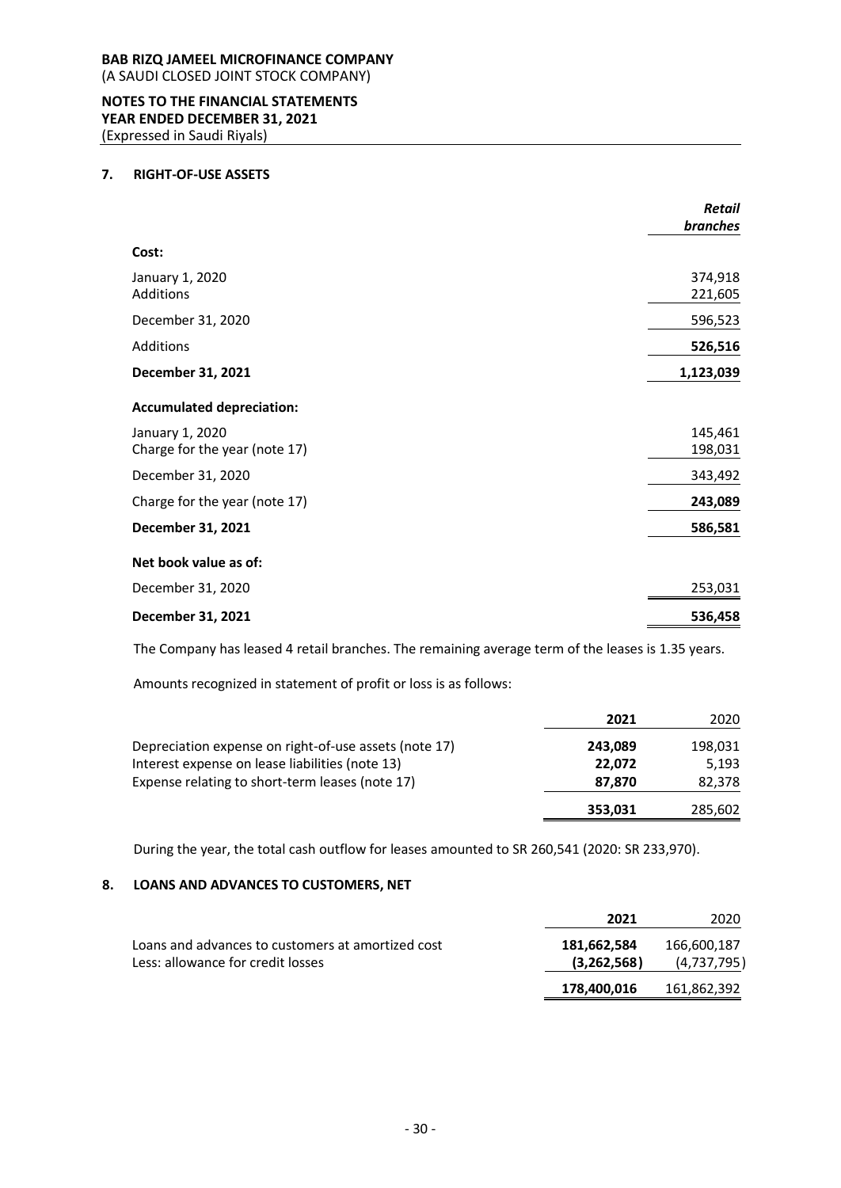## 7. RIGHT-OF-USE ASSETS

| | *Retail branches* |
|---|---|
| **Cost:** | |
| January 1, 2020 | 374,918 |
| Additions | 221,605 |
| December 31, 2020 | 596,523 |
| Additions | **526,516** |
| **December 31, 2021** | **1,123,039** |
| **Accumulated depreciation:** | |
| January 1, 2020 | 145,461 |
| Charge for the year (note 17) | 198,031 |
| December 31, 2020 | 343,492 |
| Charge for the year (note 17) | **243,089** |
| **December 31, 2021** | **586,581** |
| **Net book value as of:** | |
| December 31, 2020 | 253,031 |
| **December 31, 2021** | **536,458** |

The Company has leased 4 retail branches. The remaining average term of the leases is 1.35 years.

Amounts recognized in statement of profit or loss is as follows:

| | **2021** | 2020 |
|---|---|---|
| Depreciation expense on right-of-use assets (note 17) | **243,089** | 198,031 |
| Interest expense on lease liabilities (note 13) | **22,072** | 5,193 |
| Expense relating to short-term leases (note 17) | **87,870** | 82,378 |
| | **353,031** | 285,602 |

During the year, the total cash outflow for leases amounted to SR 260,541 (2020: SR 233,970).

## 8. LOANS AND ADVANCES TO CUSTOMERS, NET

| | **2021** | 2020 |
|---|---|---|
| Loans and advances to customers at amortized cost | **181,662,584** | 166,600,187 |
| Less: allowance for credit losses | **(3,262,568)** | (4,737,795) |
| | **178,400,016** | 161,862,392 |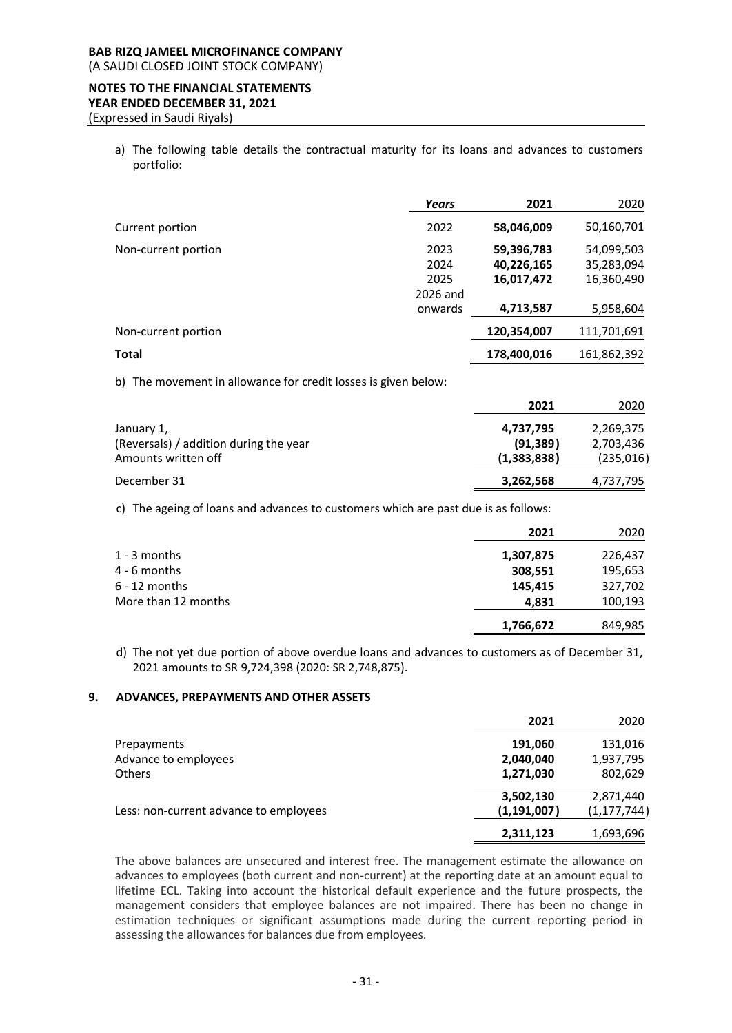a) The following table details the contractual maturity for its loans and advances to customers portfolio:

| | *Years* | 2021 | 2020 |
|---|---|---|---|
| Current portion | 2022 | **58,046,009** | 50,160,701 |
| Non-current portion | 2023 | **59,396,783** | 54,099,503 |
| | 2024 | **40,226,165** | 35,283,094 |
| | 2025 | **16,017,472** | 16,360,490 |
| | 2026 and onwards | **4,713,587** | 5,958,604 |
| Non-current portion | | **120,354,007** | 111,701,691 |
| **Total** | | **178,400,016** | 161,862,392 |

b) The movement in allowance for credit losses is given below:

| | 2021 | 2020 |
|---|---|---|
| January 1, | **4,737,795** | 2,269,375 |
| (Reversals) / addition during the year | **(91,389)** | 2,703,436 |
| Amounts written off | **(1,383,838)** | (235,016) |
| December 31 | **3,262,568** | 4,737,795 |

c) The ageing of loans and advances to customers which are past due is as follows:

| | 2021 | 2020 |
|---|---|---|
| 1 - 3 months | **1,307,875** | 226,437 |
| 4 - 6 months | **308,551** | 195,653 |
| 6 - 12 months | **145,415** | 327,702 |
| More than 12 months | **4,831** | 100,193 |
| | **1,766,672** | 849,985 |

d) The not yet due portion of above overdue loans and advances to customers as of December 31, 2021 amounts to SR 9,724,398 (2020: SR 2,748,875).

## 9. ADVANCES, PREPAYMENTS AND OTHER ASSETS

| | 2021 | 2020 |
|---|---|---|
| Prepayments | **191,060** | 131,016 |
| Advance to employees | **2,040,040** | 1,937,795 |
| Others | **1,271,030** | 802,629 |
| | **3,502,130** | 2,871,440 |
| Less: non-current advance to employees | **(1,191,007)** | (1,177,744) |
| | **2,311,123** | 1,693,696 |

The above balances are unsecured and interest free. The management estimate the allowance on advances to employees (both current and non-current) at the reporting date at an amount equal to lifetime ECL. Taking into account the historical default experience and the future prospects, the management considers that employee balances are not impaired. There has been no change in estimation techniques or significant assumptions made during the current reporting period in assessing the allowances for balances due from employees.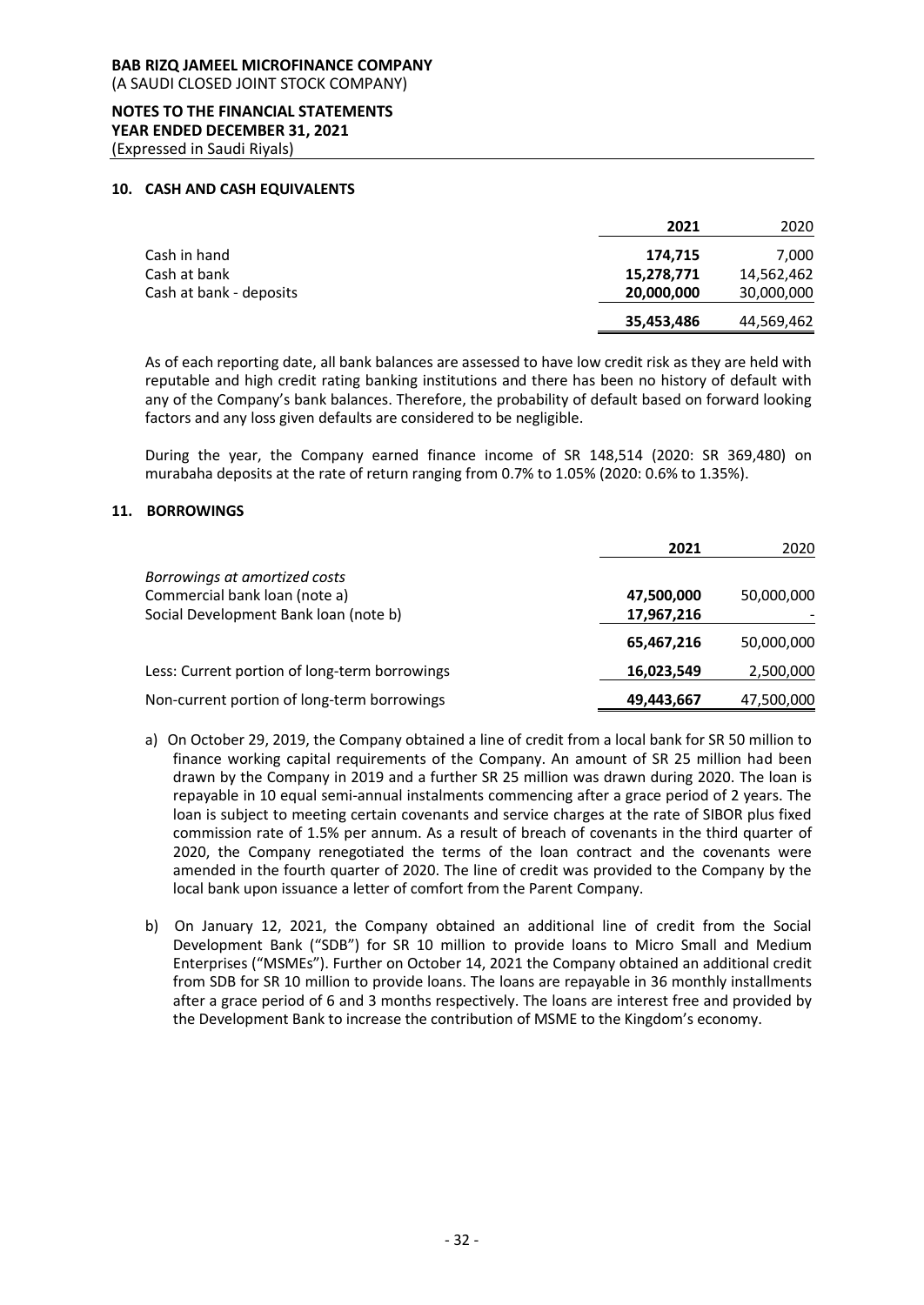## 10. CASH AND CASH EQUIVALENTS

| | 2021 | 2020 |
|---|---|---|
| Cash in hand | 174,715 | 7,000 |
| Cash at bank | 15,278,771 | 14,562,462 |
| Cash at bank - deposits | 20,000,000 | 30,000,000 |
| | 35,453,486 | 44,569,462 |

As of each reporting date, all bank balances are assessed to have low credit risk as they are held with reputable and high credit rating banking institutions and there has been no history of default with any of the Company's bank balances. Therefore, the probability of default based on forward looking factors and any loss given defaults are considered to be negligible.

During the year, the Company earned finance income of SR 148,514 (2020: SR 369,480) on murabaha deposits at the rate of return ranging from 0.7% to 1.05% (2020: 0.6% to 1.35%).

## 11. BORROWINGS

| | 2021 | 2020 |
|---|---|---|
| *Borrowings at amortized costs* | | |
| Commercial bank loan (note a) | 47,500,000 | 50,000,000 |
| Social Development Bank loan (note b) | 17,967,216 | - |
| | 65,467,216 | 50,000,000 |
| Less: Current portion of long-term borrowings | 16,023,549 | 2,500,000 |
| Non-current portion of long-term borrowings | 49,443,667 | 47,500,000 |

a) On October 29, 2019, the Company obtained a line of credit from a local bank for SR 50 million to finance working capital requirements of the Company. An amount of SR 25 million had been drawn by the Company in 2019 and a further SR 25 million was drawn during 2020. The loan is repayable in 10 equal semi-annual instalments commencing after a grace period of 2 years. The loan is subject to meeting certain covenants and service charges at the rate of SIBOR plus fixed commission rate of 1.5% per annum. As a result of breach of covenants in the third quarter of 2020, the Company renegotiated the terms of the loan contract and the covenants were amended in the fourth quarter of 2020. The line of credit was provided to the Company by the local bank upon issuance a letter of comfort from the Parent Company.

b) On January 12, 2021, the Company obtained an additional line of credit from the Social Development Bank ("SDB") for SR 10 million to provide loans to Micro Small and Medium Enterprises ("MSMEs"). Further on October 14, 2021 the Company obtained an additional credit from SDB for SR 10 million to provide loans. The loans are repayable in 36 monthly installments after a grace period of 6 and 3 months respectively. The loans are interest free and provided by the Development Bank to increase the contribution of MSME to the Kingdom's economy.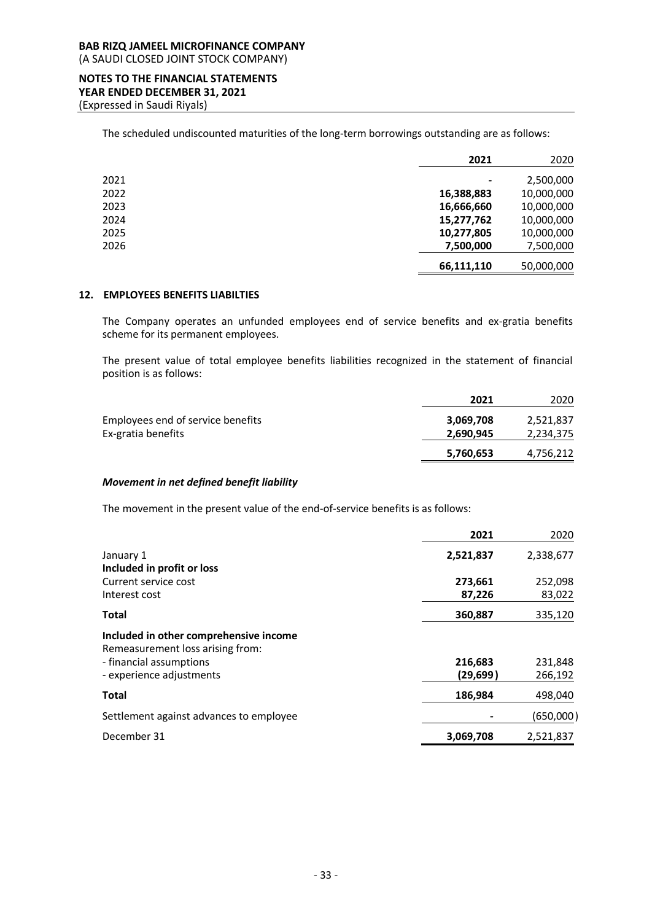The scheduled undiscounted maturities of the long-term borrowings outstanding are as follows:

| | **2021** | 2020 |
|---|---|---|
| 2021 | **-** | 2,500,000 |
| 2022 | **16,388,883** | 10,000,000 |
| 2023 | **16,666,660** | 10,000,000 |
| 2024 | **15,277,762** | 10,000,000 |
| 2025 | **10,277,805** | 10,000,000 |
| 2026 | **7,500,000** | 7,500,000 |
| | **66,111,110** | 50,000,000 |

## 12. EMPLOYEES BENEFITS LIABILTIES

The Company operates an unfunded employees end of service benefits and ex-gratia benefits scheme for its permanent employees.

The present value of total employee benefits liabilities recognized in the statement of financial position is as follows:

| | **2021** | 2020 |
|---|---|---|
| Employees end of service benefits | **3,069,708** | 2,521,837 |
| Ex-gratia benefits | **2,690,945** | 2,234,375 |
| | **5,760,653** | 4,756,212 |

### *Movement in net defined benefit liability*

The movement in the present value of the end-of-service benefits is as follows:

| | **2021** | 2020 |
|---|---|---|
| January 1 | **2,521,837** | 2,338,677 |
| **Included in profit or loss** | | |
| Current service cost | **273,661** | 252,098 |
| Interest cost | **87,226** | 83,022 |
| **Total** | **360,887** | 335,120 |
| **Included in other comprehensive income** | | |
| Remeasurement loss arising from: | | |
| - financial assumptions | **216,683** | 231,848 |
| - experience adjustments | **(29,699)** | 266,192 |
| **Total** | **186,984** | 498,040 |
| Settlement against advances to employee | **-** | (650,000) |
| December 31 | **3,069,708** | 2,521,837 |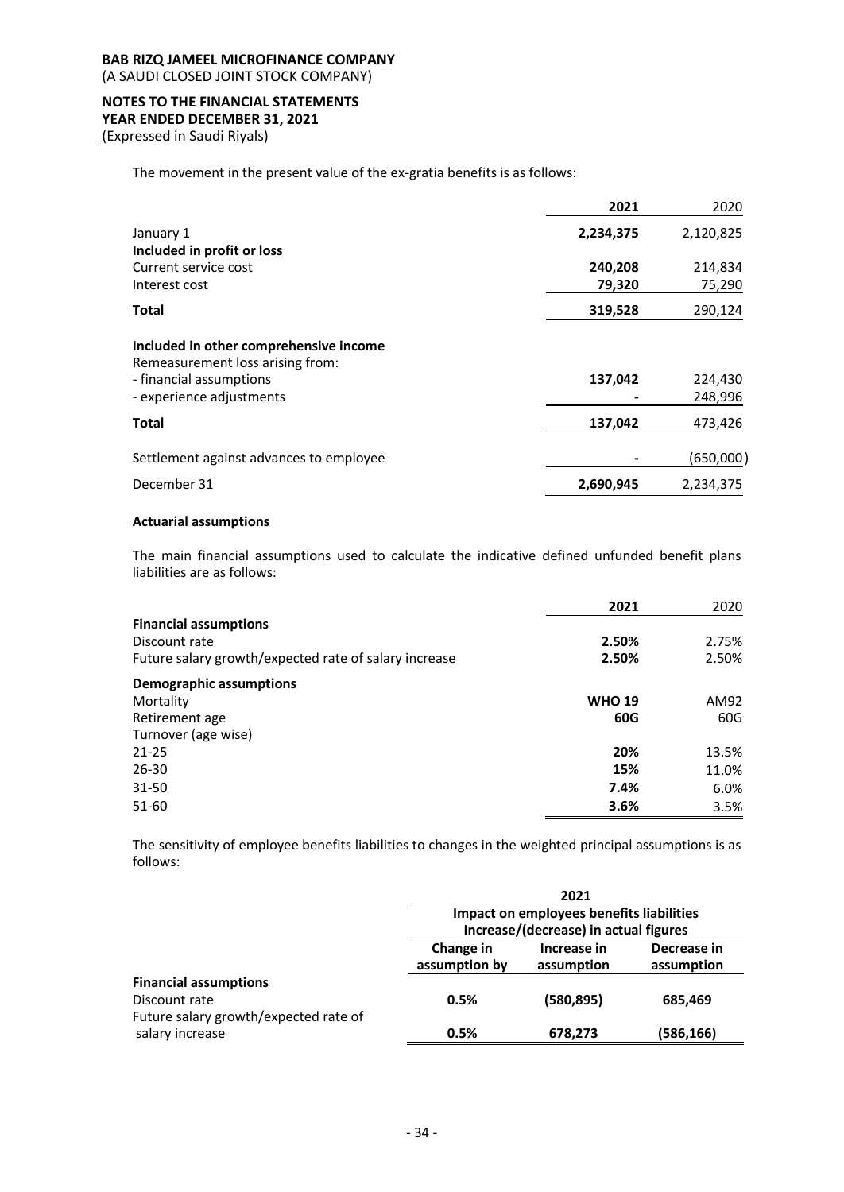The movement in the present value of the ex-gratia benefits is as follows:

| | **2021** | 2020 |
|---|---|---|
| January 1 | **2,234,375** | 2,120,825 |
| **Included in profit or loss** | | |
| Current service cost | **240,208** | 214,834 |
| Interest cost | **79,320** | 75,290 |
| **Total** | **319,528** | 290,124 |
| **Included in other comprehensive income** | | |
| Remeasurement loss arising from: | | |
| - financial assumptions | **137,042** | 224,430 |
| - experience adjustments | **-** | 248,996 |
| **Total** | **137,042** | 473,426 |
| Settlement against advances to employee | **-** | (650,000) |
| December 31 | **2,690,945** | 2,234,375 |

**Actuarial assumptions**

The main financial assumptions used to calculate the indicative defined unfunded benefit plans liabilities are as follows:

| | **2021** | 2020 |
|---|---|---|
| **Financial assumptions** | | |
| Discount rate | **2.50%** | 2.75% |
| Future salary growth/expected rate of salary increase | **2.50%** | 2.50% |
| **Demographic assumptions** | | |
| Mortality | **WHO 19** | AM92 |
| Retirement age | **60G** | 60G |
| Turnover (age wise) | | |
| 21-25 | **20%** | 13.5% |
| 26-30 | **15%** | 11.0% |
| 31-50 | **7.4%** | 6.0% |
| 51-60 | **3.6%** | 3.5% |

The sensitivity of employee benefits liabilities to changes in the weighted principal assumptions is as follows:

| | **2021** | | |
|---|---|---|---|
| | **Impact on employees benefits liabilities Increase/(decrease) in actual figures** | | |
| | **Change in assumption by** | **Increase in assumption** | **Decrease in assumption** |
| **Financial assumptions** | | | |
| Discount rate | **0.5%** | **(580,895)** | **685,469** |
| Future salary growth/expected rate of salary increase | **0.5%** | **678,273** | **(586,166)** |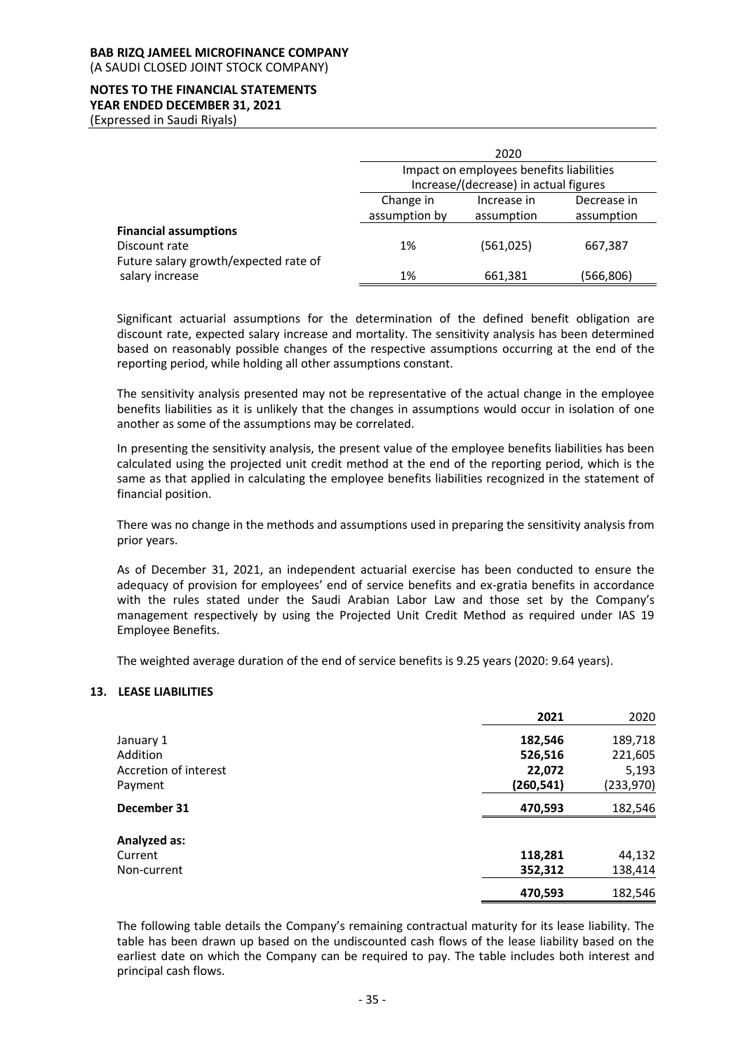| | 2020 | | |
|---|---|---|---|
| | Impact on employees benefits liabilities Increase/(decrease) in actual figures | | |
| | Change in assumption by | Increase in assumption | Decrease in assumption |
| **Financial assumptions** | | | |
| Discount rate | 1% | (561,025) | 667,387 |
| Future salary growth/expected rate of salary increase | 1% | 661,381 | (566,806) |

Significant actuarial assumptions for the determination of the defined benefit obligation are discount rate, expected salary increase and mortality. The sensitivity analysis has been determined based on reasonably possible changes of the respective assumptions occurring at the end of the reporting period, while holding all other assumptions constant.

The sensitivity analysis presented may not be representative of the actual change in the employee benefits liabilities as it is unlikely that the changes in assumptions would occur in isolation of one another as some of the assumptions may be correlated.

In presenting the sensitivity analysis, the present value of the employee benefits liabilities has been calculated using the projected unit credit method at the end of the reporting period, which is the same as that applied in calculating the employee benefits liabilities recognized in the statement of financial position.

There was no change in the methods and assumptions used in preparing the sensitivity analysis from prior years.

As of December 31, 2021, an independent actuarial exercise has been conducted to ensure the adequacy of provision for employees' end of service benefits and ex-gratia benefits in accordance with the rules stated under the Saudi Arabian Labor Law and those set by the Company's management respectively by using the Projected Unit Credit Method as required under IAS 19 Employee Benefits.

The weighted average duration of the end of service benefits is 9.25 years (2020: 9.64 years).

## 13. LEASE LIABILITIES

| | **2021** | 2020 |
|---|---|---|
| January 1 | **182,546** | 189,718 |
| Addition | **526,516** | 221,605 |
| Accretion of interest | **22,072** | 5,193 |
| Payment | **(260,541)** | (233,970) |
| **December 31** | **470,593** | 182,546 |
| **Analyzed as:** | | |
| Current | **118,281** | 44,132 |
| Non-current | **352,312** | 138,414 |
| | **470,593** | 182,546 |

The following table details the Company's remaining contractual maturity for its lease liability. The table has been drawn up based on the undiscounted cash flows of the lease liability based on the earliest date on which the Company can be required to pay. The table includes both interest and principal cash flows.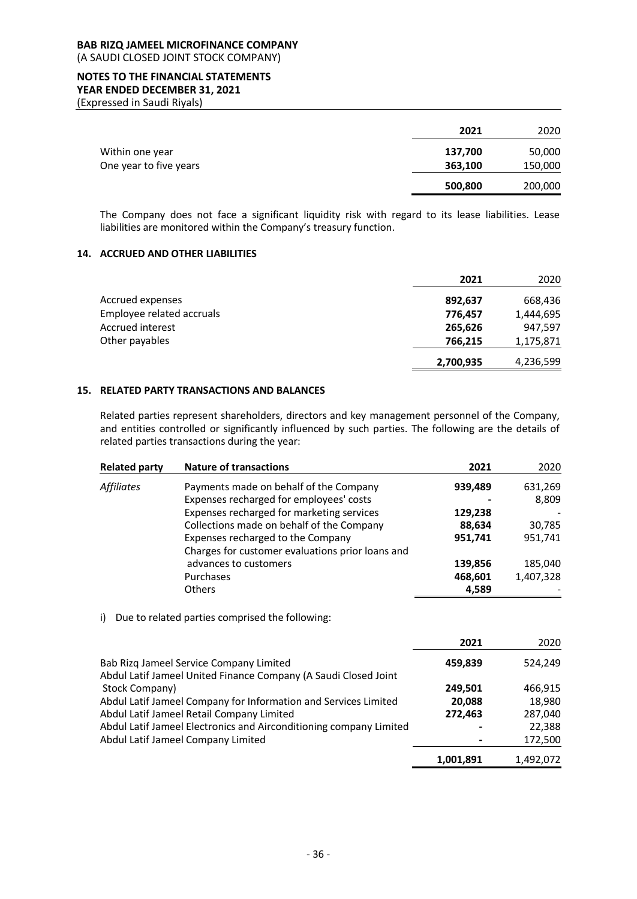|  | 2021 | 2020 |
|---|---|---|
| Within one year | **137,700** | 50,000 |
| One year to five years | **363,100** | 150,000 |
|  | **500,800** | 200,000 |

The Company does not face a significant liquidity risk with regard to its lease liabilities. Lease liabilities are monitored within the Company's treasury function.

## 14. ACCRUED AND OTHER LIABILITIES

|  | 2021 | 2020 |
|---|---|---|
| Accrued expenses | **892,637** | 668,436 |
| Employee related accruals | **776,457** | 1,444,695 |
| Accrued interest | **265,626** | 947,597 |
| Other payables | **766,215** | 1,175,871 |
|  | **2,700,935** | 4,236,599 |

## 15. RELATED PARTY TRANSACTIONS AND BALANCES

Related parties represent shareholders, directors and key management personnel of the Company, and entities controlled or significantly influenced by such parties. The following are the details of related parties transactions during the year:

| Related party | Nature of transactions | 2021 | 2020 |
|---|---|---|---|
| *Affiliates* | Payments made on behalf of the Company | **939,489** | 631,269 |
|  | Expenses recharged for employees' costs | **-** | 8,809 |
|  | Expenses recharged for marketing services | **129,238** | - |
|  | Collections made on behalf of the Company | **88,634** | 30,785 |
|  | Expenses recharged to the Company | **951,741** | 951,741 |
|  | Charges for customer evaluations prior loans and advances to customers | **139,856** | 185,040 |
|  | Purchases | **468,601** | 1,407,328 |
|  | Others | **4,589** | - |

i) Due to related parties comprised the following:

|  | 2021 | 2020 |
|---|---|---|
| Bab Rizq Jameel Service Company Limited | **459,839** | 524,249 |
| Abdul Latif Jameel United Finance Company (A Saudi Closed Joint Stock Company) | **249,501** | 466,915 |
| Abdul Latif Jameel Company for Information and Services Limited | **20,088** | 18,980 |
| Abdul Latif Jameel Retail Company Limited | **272,463** | 287,040 |
| Abdul Latif Jameel Electronics and Airconditioning company Limited | **-** | 22,388 |
| Abdul Latif Jameel Company Limited | **-** | 172,500 |
|  | **1,001,891** | 1,492,072 |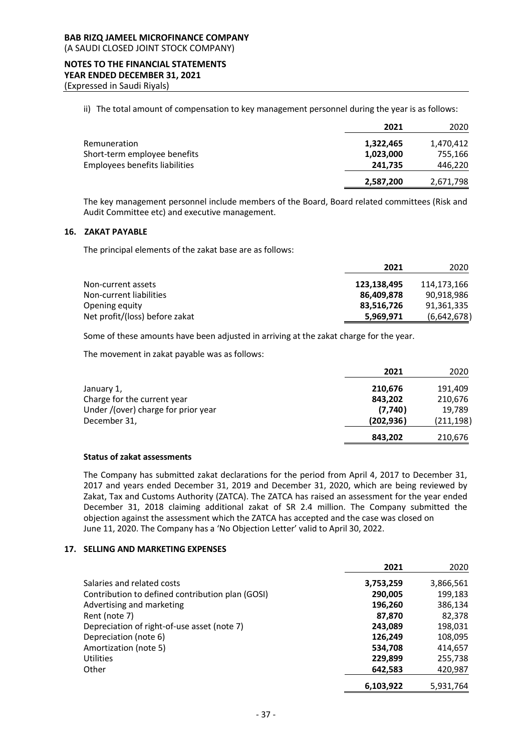ii) The total amount of compensation to key management personnel during the year is as follows:

| | **2021** | 2020 |
|---|---|---|
| Remuneration | **1,322,465** | 1,470,412 |
| Short-term employee benefits | **1,023,000** | 755,166 |
| Employees benefits liabilities | **241,735** | 446,220 |
| | **2,587,200** | 2,671,798 |

The key management personnel include members of the Board, Board related committees (Risk and Audit Committee etc) and executive management.

## 16. ZAKAT PAYABLE

The principal elements of the zakat base are as follows:

| | **2021** | 2020 |
|---|---|---|
| Non-current assets | **123,138,495** | 114,173,166 |
| Non-current liabilities | **86,409,878** | 90,918,986 |
| Opening equity | **83,516,726** | 91,361,335 |
| Net profit/(loss) before zakat | **5,969,971** | (6,642,678) |

Some of these amounts have been adjusted in arriving at the zakat charge for the year.

The movement in zakat payable was as follows:

| | **2021** | 2020 |
|---|---|---|
| January 1, | **210,676** | 191,409 |
| Charge for the current year | **843,202** | 210,676 |
| Under /(over) charge for prior year | **(7,740)** | 19,789 |
| December 31, | **(202,936)** | (211,198) |
| | **843,202** | 210,676 |

**Status of zakat assessments**

The Company has submitted zakat declarations for the period from April 4, 2017 to December 31, 2017 and years ended December 31, 2019 and December 31, 2020, which are being reviewed by Zakat, Tax and Customs Authority (ZATCA). The ZATCA has raised an assessment for the year ended December 31, 2018 claiming additional zakat of SR 2.4 million. The Company submitted the objection against the assessment which the ZATCA has accepted and the case was closed on June 11, 2020. The Company has a 'No Objection Letter' valid to April 30, 2022.

## 17. SELLING AND MARKETING EXPENSES

| | **2021** | 2020 |
|---|---|---|
| Salaries and related costs | **3,753,259** | 3,866,561 |
| Contribution to defined contribution plan (GOSI) | **290,005** | 199,183 |
| Advertising and marketing | **196,260** | 386,134 |
| Rent (note 7) | **87,870** | 82,378 |
| Depreciation of right-of-use asset (note 7) | **243,089** | 198,031 |
| Depreciation (note 6) | **126,249** | 108,095 |
| Amortization (note 5) | **534,708** | 414,657 |
| Utilities | **229,899** | 255,738 |
| Other | **642,583** | 420,987 |
| | **6,103,922** | 5,931,764 |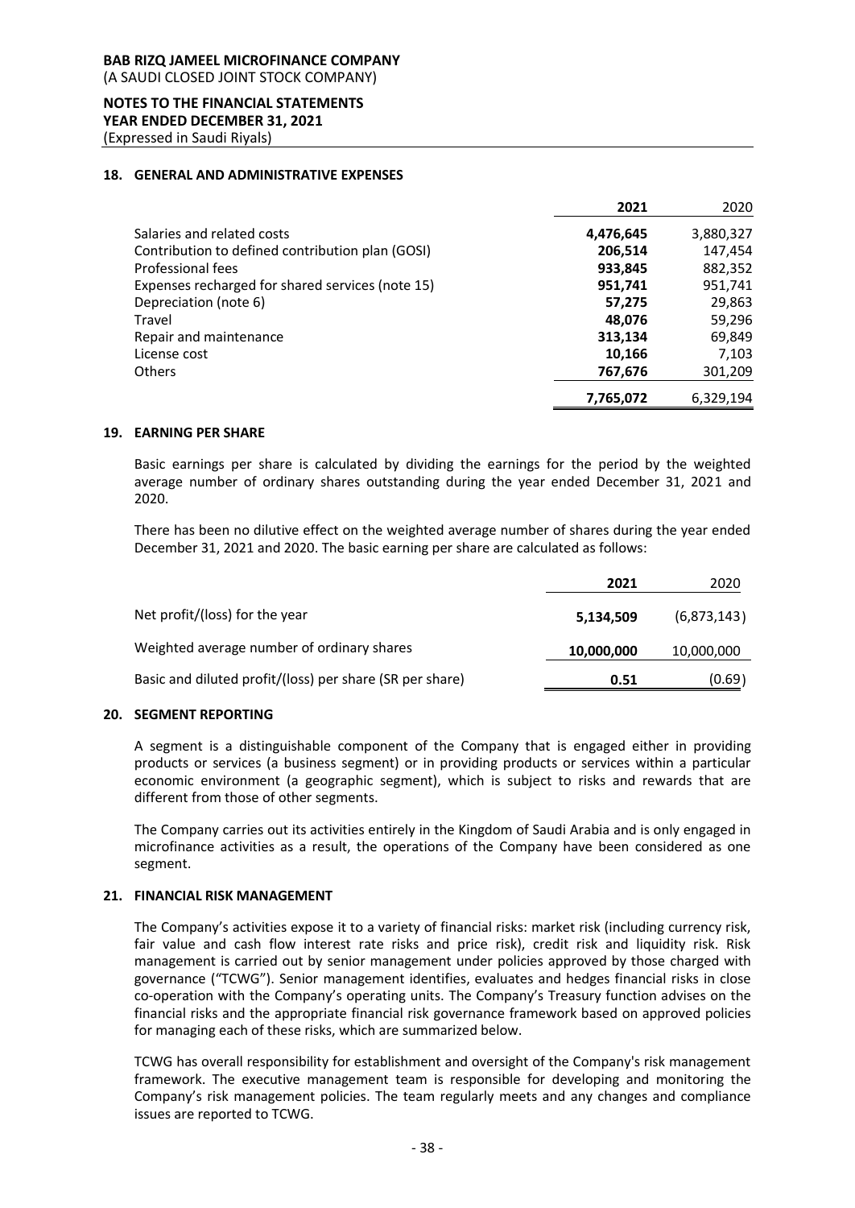**BAB RIZQ JAMEEL MICROFINANCE COMPANY**
(A SAUDI CLOSED JOINT STOCK COMPANY)

**NOTES TO THE FINANCIAL STATEMENTS**
**YEAR ENDED DECEMBER 31, 2021**
(Expressed in Saudi Riyals)

## 18. GENERAL AND ADMINISTRATIVE EXPENSES

| | **2021** | 2020 |
|---|---|---|
| Salaries and related costs | **4,476,645** | 3,880,327 |
| Contribution to defined contribution plan (GOSI) | **206,514** | 147,454 |
| Professional fees | **933,845** | 882,352 |
| Expenses recharged for shared services (note 15) | **951,741** | 951,741 |
| Depreciation (note 6) | **57,275** | 29,863 |
| Travel | **48,076** | 59,296 |
| Repair and maintenance | **313,134** | 69,849 |
| License cost | **10,166** | 7,103 |
| Others | **767,676** | 301,209 |
| | **7,765,072** | 6,329,194 |

## 19. EARNING PER SHARE

Basic earnings per share is calculated by dividing the earnings for the period by the weighted average number of ordinary shares outstanding during the year ended December 31, 2021 and 2020.

There has been no dilutive effect on the weighted average number of shares during the year ended December 31, 2021 and 2020. The basic earning per share are calculated as follows:

| | **2021** | 2020 |
|---|---|---|
| Net profit/(loss) for the year | **5,134,509** | (6,873,143) |
| Weighted average number of ordinary shares | **10,000,000** | 10,000,000 |
| Basic and diluted profit/(loss) per share (SR per share) | **0.51** | (0.69) |

## 20. SEGMENT REPORTING

A segment is a distinguishable component of the Company that is engaged either in providing products or services (a business segment) or in providing products or services within a particular economic environment (a geographic segment), which is subject to risks and rewards that are different from those of other segments.

The Company carries out its activities entirely in the Kingdom of Saudi Arabia and is only engaged in microfinance activities as a result, the operations of the Company have been considered as one segment.

## 21. FINANCIAL RISK MANAGEMENT

The Company's activities expose it to a variety of financial risks: market risk (including currency risk, fair value and cash flow interest rate risks and price risk), credit risk and liquidity risk. Risk management is carried out by senior management under policies approved by those charged with governance ("TCWG"). Senior management identifies, evaluates and hedges financial risks in close co-operation with the Company's operating units. The Company's Treasury function advises on the financial risks and the appropriate financial risk governance framework based on approved policies for managing each of these risks, which are summarized below.

TCWG has overall responsibility for establishment and oversight of the Company's risk management framework. The executive management team is responsible for developing and monitoring the Company's risk management policies. The team regularly meets and any changes and compliance issues are reported to TCWG.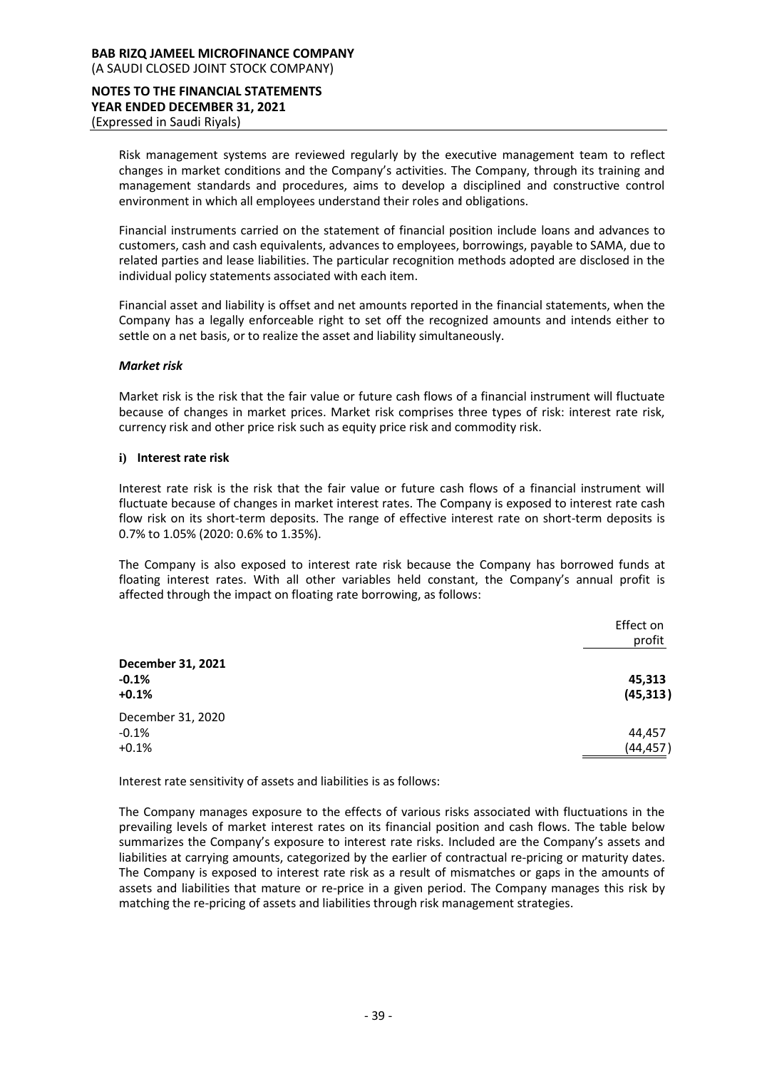Risk management systems are reviewed regularly by the executive management team to reflect changes in market conditions and the Company's activities. The Company, through its training and management standards and procedures, aims to develop a disciplined and constructive control environment in which all employees understand their roles and obligations.

Financial instruments carried on the statement of financial position include loans and advances to customers, cash and cash equivalents, advances to employees, borrowings, payable to SAMA, due to related parties and lease liabilities. The particular recognition methods adopted are disclosed in the individual policy statements associated with each item.

Financial asset and liability is offset and net amounts reported in the financial statements, when the Company has a legally enforceable right to set off the recognized amounts and intends either to settle on a net basis, or to realize the asset and liability simultaneously.

***Market risk***

Market risk is the risk that the fair value or future cash flows of a financial instrument will fluctuate because of changes in market prices. Market risk comprises three types of risk: interest rate risk, currency risk and other price risk such as equity price risk and commodity risk.

**i) Interest rate risk**

Interest rate risk is the risk that the fair value or future cash flows of a financial instrument will fluctuate because of changes in market interest rates. The Company is exposed to interest rate cash flow risk on its short-term deposits. The range of effective interest rate on short-term deposits is 0.7% to 1.05% (2020: 0.6% to 1.35%).

The Company is also exposed to interest rate risk because the Company has borrowed funds at floating interest rates. With all other variables held constant, the Company's annual profit is affected through the impact on floating rate borrowing, as follows:

| | Effect on profit |
|---|---|
| **December 31, 2021** | |
| **-0.1%** | **45,313** |
| **+0.1%** | **(45,313)** |
| December 31, 2020 | |
| -0.1% | 44,457 |
| +0.1% | (44,457) |

Interest rate sensitivity of assets and liabilities is as follows:

The Company manages exposure to the effects of various risks associated with fluctuations in the prevailing levels of market interest rates on its financial position and cash flows. The table below summarizes the Company's exposure to interest rate risks. Included are the Company's assets and liabilities at carrying amounts, categorized by the earlier of contractual re-pricing or maturity dates. The Company is exposed to interest rate risk as a result of mismatches or gaps in the amounts of assets and liabilities that mature or re-price in a given period. The Company manages this risk by matching the re-pricing of assets and liabilities through risk management strategies.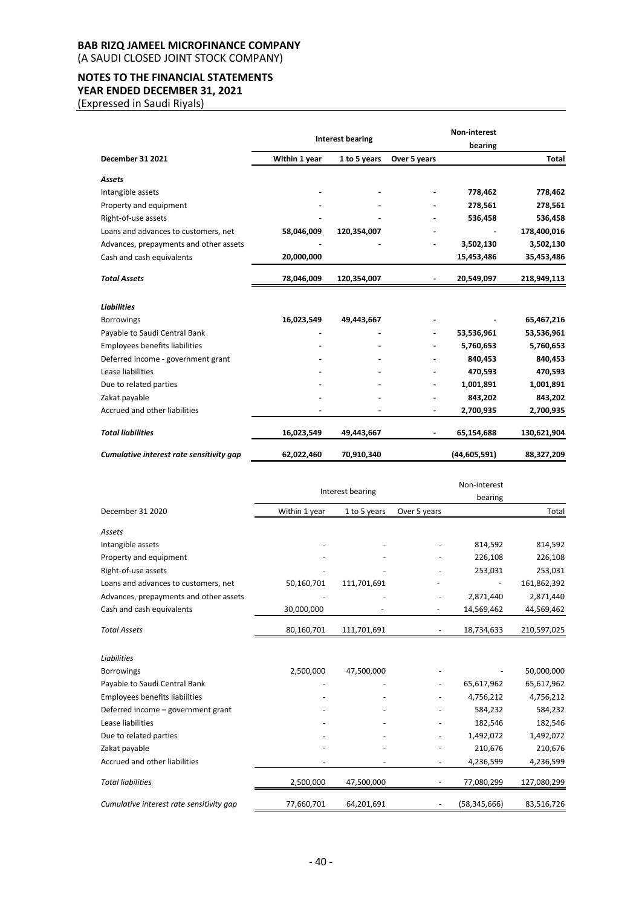**BAB RIZQ JAMEEL MICROFINANCE COMPANY**
(A SAUDI CLOSED JOINT STOCK COMPANY)

**NOTES TO THE FINANCIAL STATEMENTS**
**YEAR ENDED DECEMBER 31, 2021**
(Expressed in Saudi Riyals)

| | **Interest bearing** | | | **Non-interest bearing** | |
|---|---|---|---|---|---|
| **December 31 2021** | **Within 1 year** | **1 to 5 years** | **Over 5 years** | | **Total** |
| ***Assets*** | | | | | |
| Intangible assets | - | - | - | **778,462** | **778,462** |
| Property and equipment | - | - | - | **278,561** | **278,561** |
| Right-of-use assets | - | - | - | **536,458** | **536,458** |
| Loans and advances to customers, net | **58,046,009** | **120,354,007** | - | - | **178,400,016** |
| Advances, prepayments and other assets | - | - | - | **3,502,130** | **3,502,130** |
| Cash and cash equivalents | **20,000,000** | | | **15,453,486** | **35,453,486** |
| ***Total Assets*** | **78,046,009** | **120,354,007** | - | **20,549,097** | **218,949,113** |
| ***Liabilities*** | | | | | |
| Borrowings | **16,023,549** | **49,443,667** | - | - | **65,467,216** |
| Payable to Saudi Central Bank | - | - | - | **53,536,961** | **53,536,961** |
| Employees benefits liabilities | - | - | - | **5,760,653** | **5,760,653** |
| Deferred income - government grant | - | - | - | **840,453** | **840,453** |
| Lease liabilities | - | - | - | **470,593** | **470,593** |
| Due to related parties | - | - | - | **1,001,891** | **1,001,891** |
| Zakat payable | - | - | - | **843,202** | **843,202** |
| Accrued and other liabilities | - | - | - | **2,700,935** | **2,700,935** |
| ***Total liabilities*** | **16,023,549** | **49,443,667** | - | **65,154,688** | **130,621,904** |
| ***Cumulative interest rate sensitivity gap*** | **62,022,460** | **70,910,340** | | **(44,605,591)** | **88,327,209** |

| | Interest bearing | | | Non-interest bearing | |
|---|---|---|---|---|---|
| December 31 2020 | Within 1 year | 1 to 5 years | Over 5 years | | Total |
| *Assets* | | | | | |
| Intangible assets | - | - | - | 814,592 | 814,592 |
| Property and equipment | - | - | - | 226,108 | 226,108 |
| Right-of-use assets | - | - | - | 253,031 | 253,031 |
| Loans and advances to customers, net | 50,160,701 | 111,701,691 | - | - | 161,862,392 |
| Advances, prepayments and other assets | - | - | - | 2,871,440 | 2,871,440 |
| Cash and cash equivalents | 30,000,000 | - | - | 14,569,462 | 44,569,462 |
| *Total Assets* | 80,160,701 | 111,701,691 | - | 18,734,633 | 210,597,025 |
| *Liabilities* | | | | | |
| Borrowings | 2,500,000 | 47,500,000 | - | - | 50,000,000 |
| Payable to Saudi Central Bank | - | - | - | 65,617,962 | 65,617,962 |
| Employees benefits liabilities | - | - | - | 4,756,212 | 4,756,212 |
| Deferred income – government grant | - | - | - | 584,232 | 584,232 |
| Lease liabilities | - | - | - | 182,546 | 182,546 |
| Due to related parties | - | - | - | 1,492,072 | 1,492,072 |
| Zakat payable | - | - | - | 210,676 | 210,676 |
| Accrued and other liabilities | - | - | - | 4,236,599 | 4,236,599 |
| *Total liabilities* | 2,500,000 | 47,500,000 | - | 77,080,299 | 127,080,299 |
| *Cumulative interest rate sensitivity gap* | 77,660,701 | 64,201,691 | - | (58,345,666) | 83,516,726 |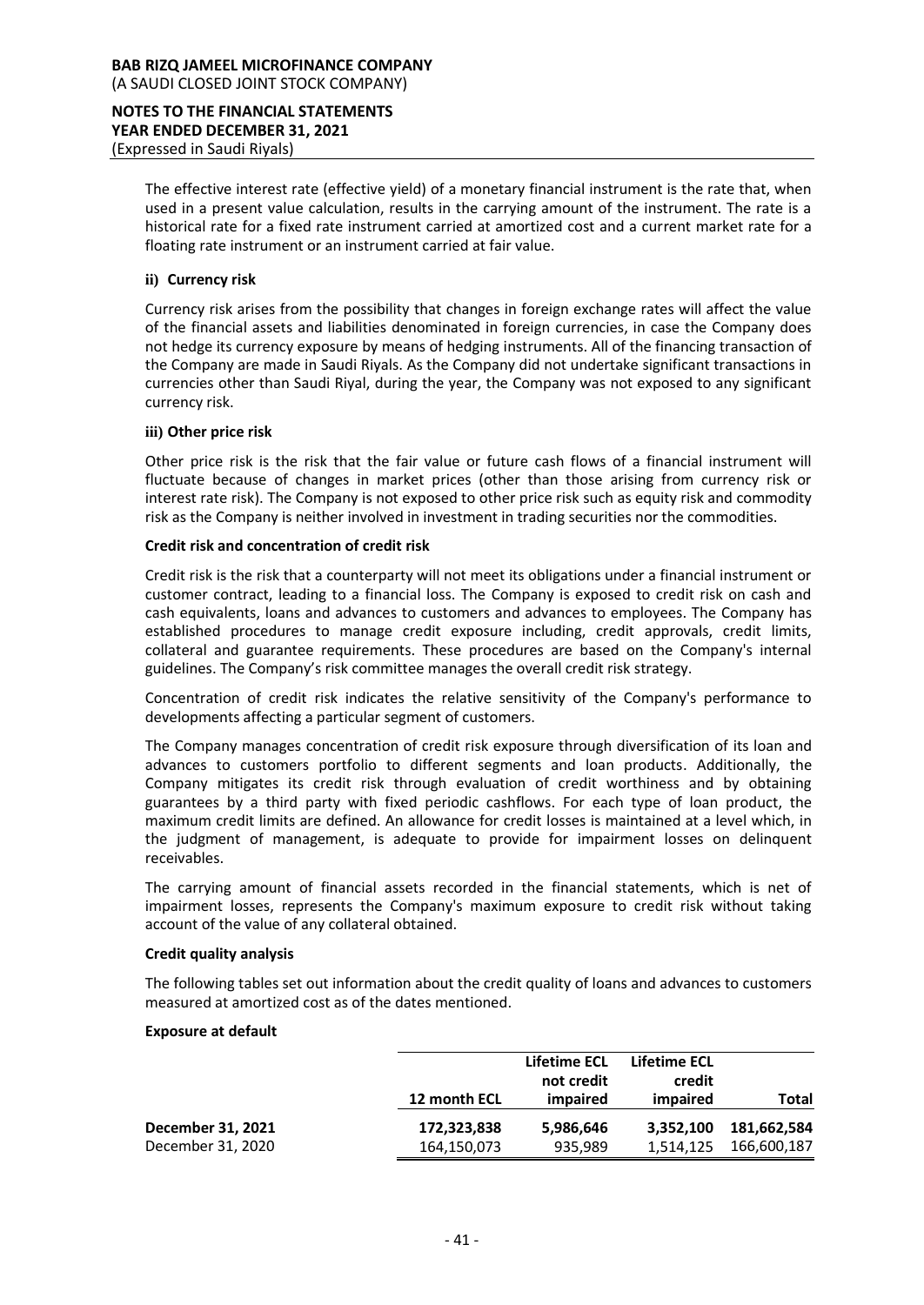The effective interest rate (effective yield) of a monetary financial instrument is the rate that, when used in a present value calculation, results in the carrying amount of the instrument. The rate is a historical rate for a fixed rate instrument carried at amortized cost and a current market rate for a floating rate instrument or an instrument carried at fair value.

**ii) Currency risk**

Currency risk arises from the possibility that changes in foreign exchange rates will affect the value of the financial assets and liabilities denominated in foreign currencies, in case the Company does not hedge its currency exposure by means of hedging instruments. All of the financing transaction of the Company are made in Saudi Riyals. As the Company did not undertake significant transactions in currencies other than Saudi Riyal, during the year, the Company was not exposed to any significant currency risk.

**iii) Other price risk**

Other price risk is the risk that the fair value or future cash flows of a financial instrument will fluctuate because of changes in market prices (other than those arising from currency risk or interest rate risk). The Company is not exposed to other price risk such as equity risk and commodity risk as the Company is neither involved in investment in trading securities nor the commodities.

**Credit risk and concentration of credit risk**

Credit risk is the risk that a counterparty will not meet its obligations under a financial instrument or customer contract, leading to a financial loss. The Company is exposed to credit risk on cash and cash equivalents, loans and advances to customers and advances to employees. The Company has established procedures to manage credit exposure including, credit approvals, credit limits, collateral and guarantee requirements. These procedures are based on the Company's internal guidelines. The Company's risk committee manages the overall credit risk strategy.

Concentration of credit risk indicates the relative sensitivity of the Company's performance to developments affecting a particular segment of customers.

The Company manages concentration of credit risk exposure through diversification of its loan and advances to customers portfolio to different segments and loan products. Additionally, the Company mitigates its credit risk through evaluation of credit worthiness and by obtaining guarantees by a third party with fixed periodic cashflows. For each type of loan product, the maximum credit limits are defined. An allowance for credit losses is maintained at a level which, in the judgment of management, is adequate to provide for impairment losses on delinquent receivables.

The carrying amount of financial assets recorded in the financial statements, which is net of impairment losses, represents the Company's maximum exposure to credit risk without taking account of the value of any collateral obtained.

**Credit quality analysis**

The following tables set out information about the credit quality of loans and advances to customers measured at amortized cost as of the dates mentioned.

**Exposure at default**

| | 12 month ECL | Lifetime ECL not credit impaired | Lifetime ECL credit impaired | Total |
|---|---|---|---|---|
| **December 31, 2021** | **172,323,838** | **5,986,646** | **3,352,100** | **181,662,584** |
| December 31, 2020 | 164,150,073 | 935,989 | 1,514,125 | 166,600,187 |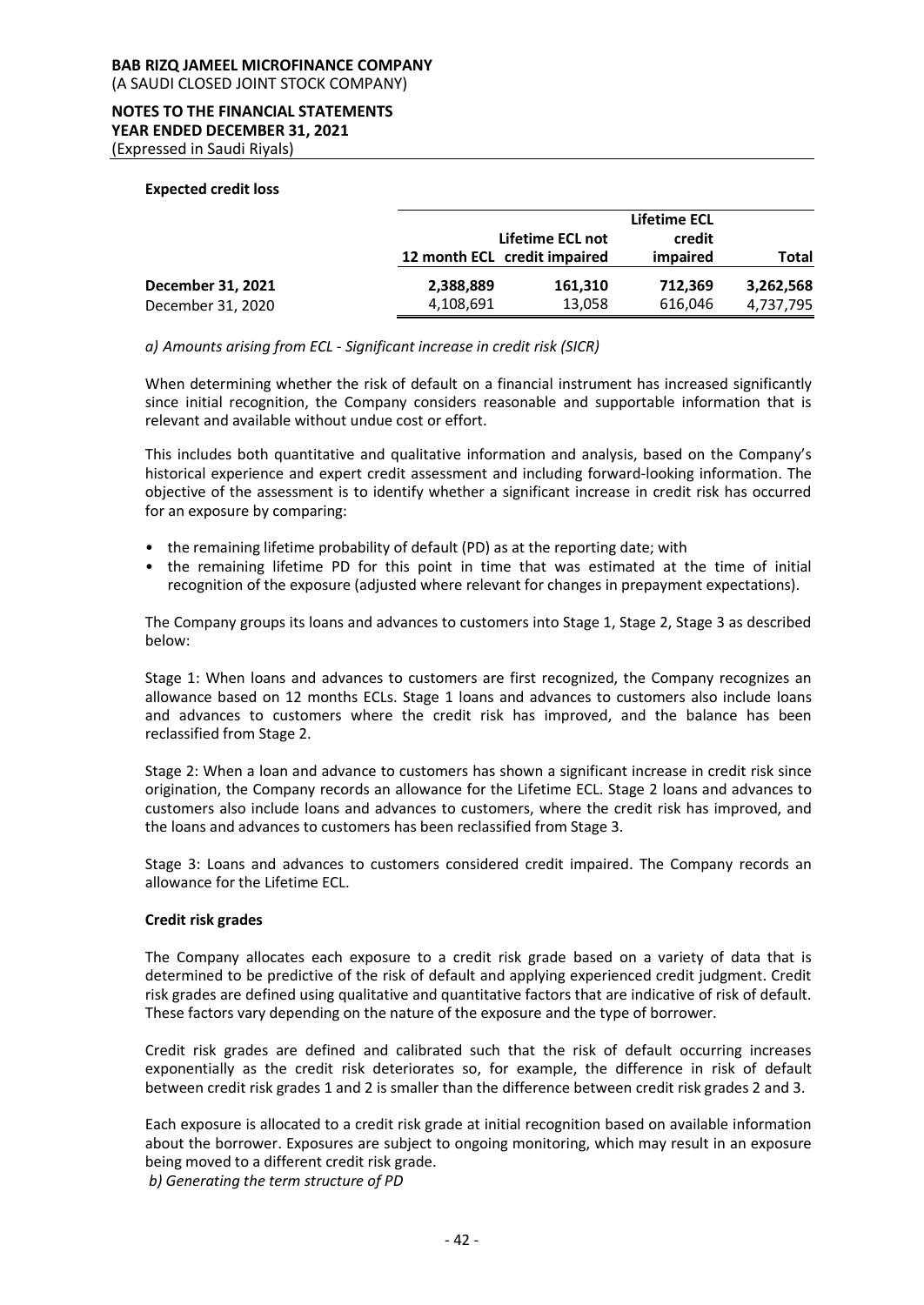**Expected credit loss**

| | 12 month ECL | Lifetime ECL not credit impaired | Lifetime ECL credit impaired | Total |
|---|---|---|---|---|
| **December 31, 2021** | **2,388,889** | **161,310** | **712,369** | **3,262,568** |
| December 31, 2020 | 4,108,691 | 13,058 | 616,046 | 4,737,795 |

*a) Amounts arising from ECL - Significant increase in credit risk (SICR)*

When determining whether the risk of default on a financial instrument has increased significantly since initial recognition, the Company considers reasonable and supportable information that is relevant and available without undue cost or effort.

This includes both quantitative and qualitative information and analysis, based on the Company's historical experience and expert credit assessment and including forward-looking information. The objective of the assessment is to identify whether a significant increase in credit risk has occurred for an exposure by comparing:

- the remaining lifetime probability of default (PD) as at the reporting date; with
- the remaining lifetime PD for this point in time that was estimated at the time of initial recognition of the exposure (adjusted where relevant for changes in prepayment expectations).

The Company groups its loans and advances to customers into Stage 1, Stage 2, Stage 3 as described below:

Stage 1: When loans and advances to customers are first recognized, the Company recognizes an allowance based on 12 months ECLs. Stage 1 loans and advances to customers also include loans and advances to customers where the credit risk has improved, and the balance has been reclassified from Stage 2.

Stage 2: When a loan and advance to customers has shown a significant increase in credit risk since origination, the Company records an allowance for the Lifetime ECL. Stage 2 loans and advances to customers also include loans and advances to customers, where the credit risk has improved, and the loans and advances to customers has been reclassified from Stage 3.

Stage 3: Loans and advances to customers considered credit impaired. The Company records an allowance for the Lifetime ECL.

**Credit risk grades**

The Company allocates each exposure to a credit risk grade based on a variety of data that is determined to be predictive of the risk of default and applying experienced credit judgment. Credit risk grades are defined using qualitative and quantitative factors that are indicative of risk of default. These factors vary depending on the nature of the exposure and the type of borrower.

Credit risk grades are defined and calibrated such that the risk of default occurring increases exponentially as the credit risk deteriorates so, for example, the difference in risk of default between credit risk grades 1 and 2 is smaller than the difference between credit risk grades 2 and 3.

Each exposure is allocated to a credit risk grade at initial recognition based on available information about the borrower. Exposures are subject to ongoing monitoring, which may result in an exposure being moved to a different credit risk grade.

*b) Generating the term structure of PD*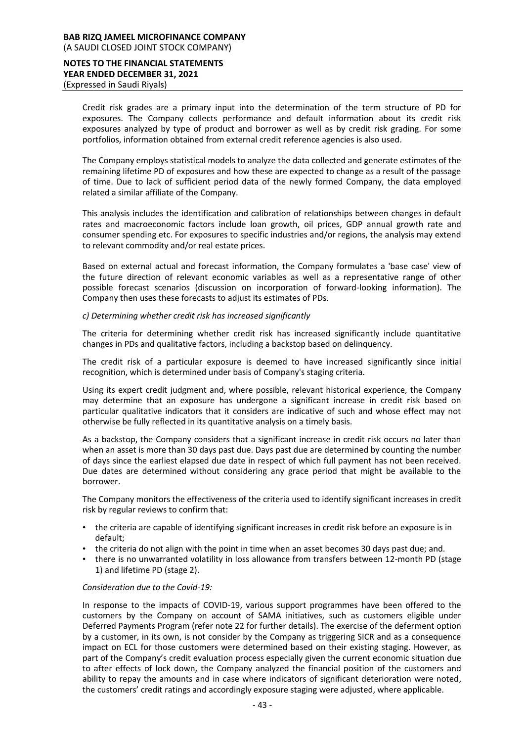Credit risk grades are a primary input into the determination of the term structure of PD for exposures. The Company collects performance and default information about its credit risk exposures analyzed by type of product and borrower as well as by credit risk grading. For some portfolios, information obtained from external credit reference agencies is also used.

The Company employs statistical models to analyze the data collected and generate estimates of the remaining lifetime PD of exposures and how these are expected to change as a result of the passage of time. Due to lack of sufficient period data of the newly formed Company, the data employed related a similar affiliate of the Company.

This analysis includes the identification and calibration of relationships between changes in default rates and macroeconomic factors include loan growth, oil prices, GDP annual growth rate and consumer spending etc. For exposures to specific industries and/or regions, the analysis may extend to relevant commodity and/or real estate prices.

Based on external actual and forecast information, the Company formulates a 'base case' view of the future direction of relevant economic variables as well as a representative range of other possible forecast scenarios (discussion on incorporation of forward-looking information). The Company then uses these forecasts to adjust its estimates of PDs.

*c) Determining whether credit risk has increased significantly*

The criteria for determining whether credit risk has increased significantly include quantitative changes in PDs and qualitative factors, including a backstop based on delinquency.

The credit risk of a particular exposure is deemed to have increased significantly since initial recognition, which is determined under basis of Company's staging criteria.

Using its expert credit judgment and, where possible, relevant historical experience, the Company may determine that an exposure has undergone a significant increase in credit risk based on particular qualitative indicators that it considers are indicative of such and whose effect may not otherwise be fully reflected in its quantitative analysis on a timely basis.

As a backstop, the Company considers that a significant increase in credit risk occurs no later than when an asset is more than 30 days past due. Days past due are determined by counting the number of days since the earliest elapsed due date in respect of which full payment has not been received. Due dates are determined without considering any grace period that might be available to the borrower.

The Company monitors the effectiveness of the criteria used to identify significant increases in credit risk by regular reviews to confirm that:

- the criteria are capable of identifying significant increases in credit risk before an exposure is in default;
- the criteria do not align with the point in time when an asset becomes 30 days past due; and.
- there is no unwarranted volatility in loss allowance from transfers between 12-month PD (stage 1) and lifetime PD (stage 2).

*Consideration due to the Covid-19:*

In response to the impacts of COVID-19, various support programmes have been offered to the customers by the Company on account of SAMA initiatives, such as customers eligible under Deferred Payments Program (refer note 22 for further details). The exercise of the deferment option by a customer, in its own, is not consider by the Company as triggering SICR and as a consequence impact on ECL for those customers were determined based on their existing staging. However, as part of the Company's credit evaluation process especially given the current economic situation due to after effects of lock down, the Company analyzed the financial position of the customers and ability to repay the amounts and in case where indicators of significant deterioration were noted, the customers' credit ratings and accordingly exposure staging were adjusted, where applicable.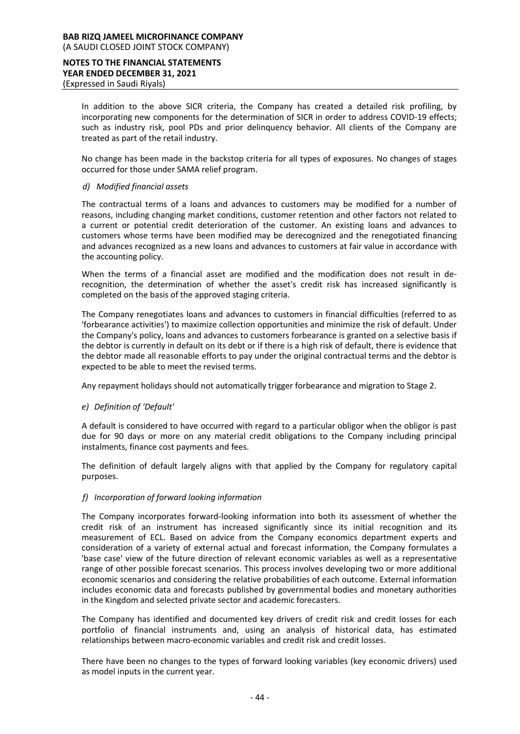In addition to the above SICR criteria, the Company has created a detailed risk profiling, by incorporating new components for the determination of SICR in order to address COVID-19 effects; such as industry risk, pool PDs and prior delinquency behavior. All clients of the Company are treated as part of the retail industry.

No change has been made in the backstop criteria for all types of exposures. No changes of stages occurred for those under SAMA relief program.

*d) Modified financial assets*

The contractual terms of a loans and advances to customers may be modified for a number of reasons, including changing market conditions, customer retention and other factors not related to a current or potential credit deterioration of the customer. An existing loans and advances to customers whose terms have been modified may be derecognized and the renegotiated financing and advances recognized as a new loans and advances to customers at fair value in accordance with the accounting policy.

When the terms of a financial asset are modified and the modification does not result in de-recognition, the determination of whether the asset's credit risk has increased significantly is completed on the basis of the approved staging criteria.

The Company renegotiates loans and advances to customers in financial difficulties (referred to as 'forbearance activities') to maximize collection opportunities and minimize the risk of default. Under the Company's policy, loans and advances to customers forbearance is granted on a selective basis if the debtor is currently in default on its debt or if there is a high risk of default, there is evidence that the debtor made all reasonable efforts to pay under the original contractual terms and the debtor is expected to be able to meet the revised terms.

Any repayment holidays should not automatically trigger forbearance and migration to Stage 2.

*e) Definition of 'Default'*

A default is considered to have occurred with regard to a particular obligor when the obligor is past due for 90 days or more on any material credit obligations to the Company including principal instalments, finance cost payments and fees.

The definition of default largely aligns with that applied by the Company for regulatory capital purposes.

*f) Incorporation of forward looking information*

The Company incorporates forward-looking information into both its assessment of whether the credit risk of an instrument has increased significantly since its initial recognition and its measurement of ECL. Based on advice from the Company economics department experts and consideration of a variety of external actual and forecast information, the Company formulates a 'base case' view of the future direction of relevant economic variables as well as a representative range of other possible forecast scenarios. This process involves developing two or more additional economic scenarios and considering the relative probabilities of each outcome. External information includes economic data and forecasts published by governmental bodies and monetary authorities in the Kingdom and selected private sector and academic forecasters.

The Company has identified and documented key drivers of credit risk and credit losses for each portfolio of financial instruments and, using an analysis of historical data, has estimated relationships between macro-economic variables and credit risk and credit losses.

There have been no changes to the types of forward looking variables (key economic drivers) used as model inputs in the current year.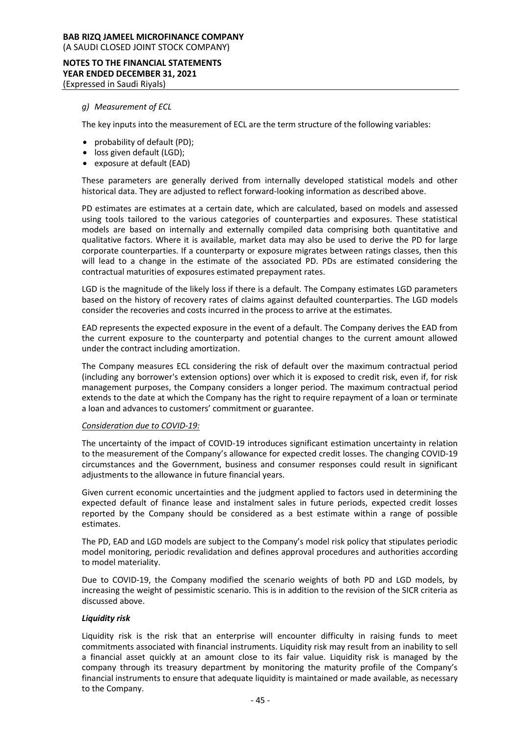*g) Measurement of ECL*

The key inputs into the measurement of ECL are the term structure of the following variables:

- probability of default (PD);
- loss given default (LGD);
- exposure at default (EAD)

These parameters are generally derived from internally developed statistical models and other historical data. They are adjusted to reflect forward-looking information as described above.

PD estimates are estimates at a certain date, which are calculated, based on models and assessed using tools tailored to the various categories of counterparties and exposures. These statistical models are based on internally and externally compiled data comprising both quantitative and qualitative factors. Where it is available, market data may also be used to derive the PD for large corporate counterparties. If a counterparty or exposure migrates between ratings classes, then this will lead to a change in the estimate of the associated PD. PDs are estimated considering the contractual maturities of exposures estimated prepayment rates.

LGD is the magnitude of the likely loss if there is a default. The Company estimates LGD parameters based on the history of recovery rates of claims against defaulted counterparties. The LGD models consider the recoveries and costs incurred in the process to arrive at the estimates.

EAD represents the expected exposure in the event of a default. The Company derives the EAD from the current exposure to the counterparty and potential changes to the current amount allowed under the contract including amortization.

The Company measures ECL considering the risk of default over the maximum contractual period (including any borrower's extension options) over which it is exposed to credit risk, even if, for risk management purposes, the Company considers a longer period. The maximum contractual period extends to the date at which the Company has the right to require repayment of a loan or terminate a loan and advances to customers' commitment or guarantee.

*Consideration due to COVID-19:*

The uncertainty of the impact of COVID-19 introduces significant estimation uncertainty in relation to the measurement of the Company's allowance for expected credit losses. The changing COVID-19 circumstances and the Government, business and consumer responses could result in significant adjustments to the allowance in future financial years.

Given current economic uncertainties and the judgment applied to factors used in determining the expected default of finance lease and instalment sales in future periods, expected credit losses reported by the Company should be considered as a best estimate within a range of possible estimates.

The PD, EAD and LGD models are subject to the Company's model risk policy that stipulates periodic model monitoring, periodic revalidation and defines approval procedures and authorities according to model materiality.

Due to COVID-19, the Company modified the scenario weights of both PD and LGD models, by increasing the weight of pessimistic scenario. This is in addition to the revision of the SICR criteria as discussed above.

***Liquidity risk***

Liquidity risk is the risk that an enterprise will encounter difficulty in raising funds to meet commitments associated with financial instruments. Liquidity risk may result from an inability to sell a financial asset quickly at an amount close to its fair value. Liquidity risk is managed by the company through its treasury department by monitoring the maturity profile of the Company's financial instruments to ensure that adequate liquidity is maintained or made available, as necessary to the Company.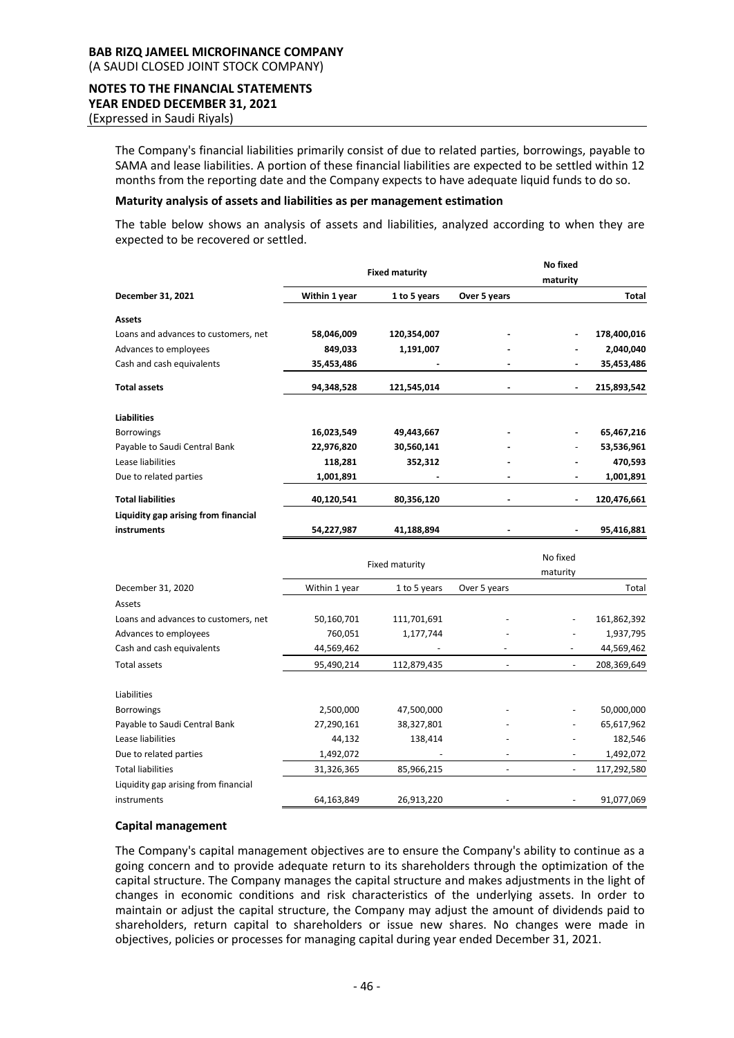The Company's financial liabilities primarily consist of due to related parties, borrowings, payable to SAMA and lease liabilities. A portion of these financial liabilities are expected to be settled within 12 months from the reporting date and the Company expects to have adequate liquid funds to do so.

**Maturity analysis of assets and liabilities as per management estimation**

The table below shows an analysis of assets and liabilities, analyzed according to when they are expected to be recovered or settled.

| | **Fixed maturity** | | | **No fixed maturity** | |
|---|---|---|---|---|---|
| **December 31, 2021** | **Within 1 year** | **1 to 5 years** | **Over 5 years** | | **Total** |
| **Assets** | | | | | |
| Loans and advances to customers, net | **58,046,009** | **120,354,007** | **-** | **-** | **178,400,016** |
| Advances to employees | **849,033** | **1,191,007** | **-** | **-** | **2,040,040** |
| Cash and cash equivalents | **35,453,486** | **-** | **-** | **-** | **35,453,486** |
| **Total assets** | **94,348,528** | **121,545,014** | **-** | **-** | **215,893,542** |
| **Liabilities** | | | | | |
| Borrowings | **16,023,549** | **49,443,667** | **-** | **-** | **65,467,216** |
| Payable to Saudi Central Bank | **22,976,820** | **30,560,141** | **-** | - | **53,536,961** |
| Lease liabilities | **118,281** | **352,312** | **-** | **-** | **470,593** |
| Due to related parties | **1,001,891** | **-** | **-** | **-** | **1,001,891** |
| **Total liabilities** | **40,120,541** | **80,356,120** | **-** | **-** | **120,476,661** |
| **Liquidity gap arising from financial instruments** | **54,227,987** | **41,188,894** | **-** | **-** | **95,416,881** |

| | Fixed maturity | | | No fixed maturity | |
|---|---|---|---|---|---|
| December 31, 2020 | Within 1 year | 1 to 5 years | Over 5 years | | Total |
| Assets | | | | | |
| Loans and advances to customers, net | 50,160,701 | 111,701,691 | - | - | 161,862,392 |
| Advances to employees | 760,051 | 1,177,744 | - | - | 1,937,795 |
| Cash and cash equivalents | 44,569,462 | - | - | - | 44,569,462 |
| Total assets | 95,490,214 | 112,879,435 | - | - | 208,369,649 |
| Liabilities | | | | | |
| Borrowings | 2,500,000 | 47,500,000 | - | - | 50,000,000 |
| Payable to Saudi Central Bank | 27,290,161 | 38,327,801 | - | - | 65,617,962 |
| Lease liabilities | 44,132 | 138,414 | - | - | 182,546 |
| Due to related parties | 1,492,072 | - | - | - | 1,492,072 |
| Total liabilities | 31,326,365 | 85,966,215 | - | - | 117,292,580 |
| Liquidity gap arising from financial instruments | 64,163,849 | 26,913,220 | - | - | 91,077,069 |

**Capital management**

The Company's capital management objectives are to ensure the Company's ability to continue as a going concern and to provide adequate return to its shareholders through the optimization of the capital structure. The Company manages the capital structure and makes adjustments in the light of changes in economic conditions and risk characteristics of the underlying assets. In order to maintain or adjust the capital structure, the Company may adjust the amount of dividends paid to shareholders, return capital to shareholders or issue new shares. No changes were made in objectives, policies or processes for managing capital during year ended December 31, 2021.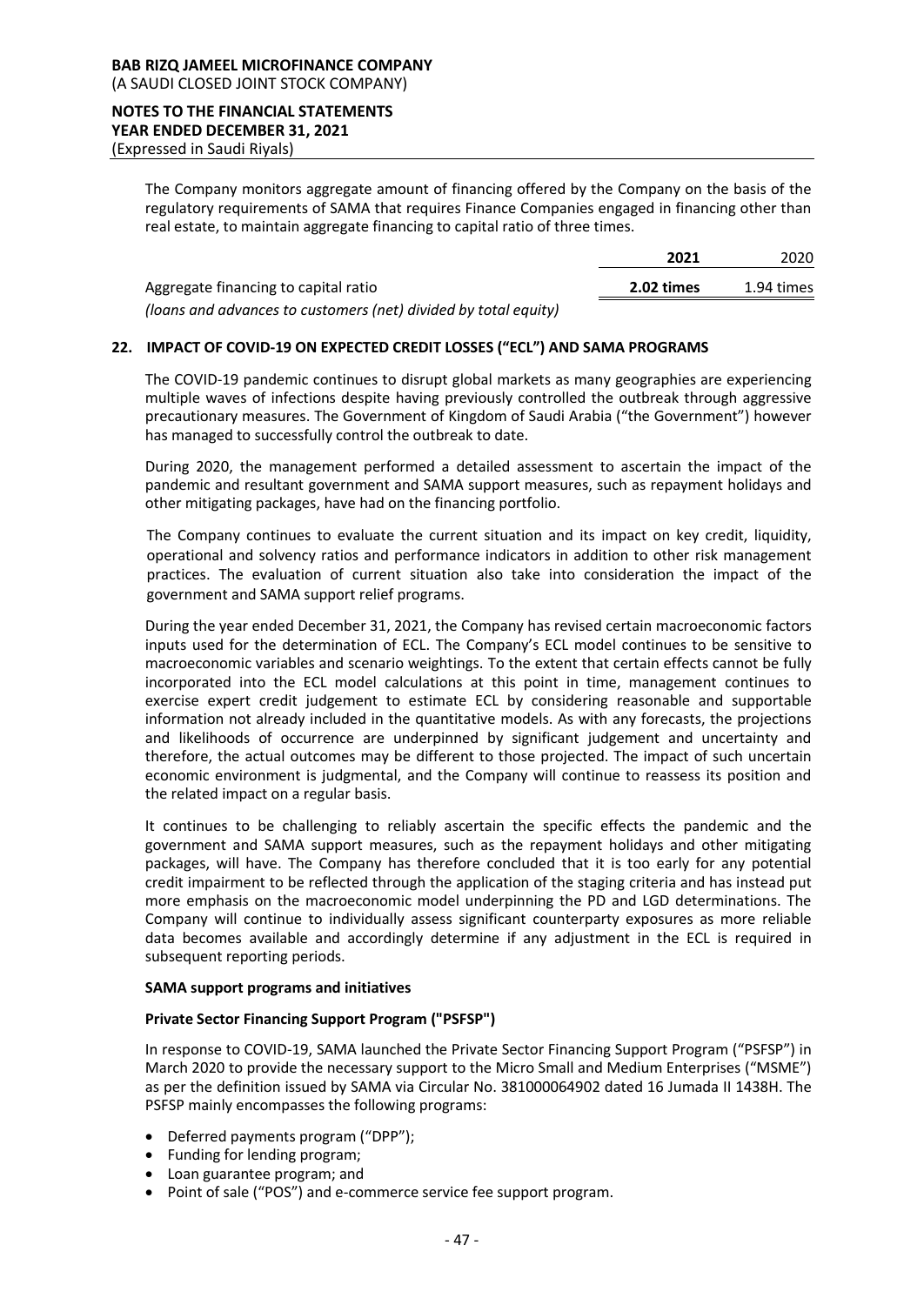The Company monitors aggregate amount of financing offered by the Company on the basis of the regulatory requirements of SAMA that requires Finance Companies engaged in financing other than real estate, to maintain aggregate financing to capital ratio of three times.

| | **2021** | 2020 |
|---|---|---|
| Aggregate financing to capital ratio<br>*(loans and advances to customers (net) divided by total equity)* | **2.02 times** | 1.94 times |

## 22. IMPACT OF COVID-19 ON EXPECTED CREDIT LOSSES ("ECL") AND SAMA PROGRAMS

The COVID-19 pandemic continues to disrupt global markets as many geographies are experiencing multiple waves of infections despite having previously controlled the outbreak through aggressive precautionary measures. The Government of Kingdom of Saudi Arabia ("the Government") however has managed to successfully control the outbreak to date.

During 2020, the management performed a detailed assessment to ascertain the impact of the pandemic and resultant government and SAMA support measures, such as repayment holidays and other mitigating packages, have had on the financing portfolio.

The Company continues to evaluate the current situation and its impact on key credit, liquidity, operational and solvency ratios and performance indicators in addition to other risk management practices. The evaluation of current situation also take into consideration the impact of the government and SAMA support relief programs.

During the year ended December 31, 2021, the Company has revised certain macroeconomic factors inputs used for the determination of ECL. The Company's ECL model continues to be sensitive to macroeconomic variables and scenario weightings. To the extent that certain effects cannot be fully incorporated into the ECL model calculations at this point in time, management continues to exercise expert credit judgement to estimate ECL by considering reasonable and supportable information not already included in the quantitative models. As with any forecasts, the projections and likelihoods of occurrence are underpinned by significant judgement and uncertainty and therefore, the actual outcomes may be different to those projected. The impact of such uncertain economic environment is judgmental, and the Company will continue to reassess its position and the related impact on a regular basis.

It continues to be challenging to reliably ascertain the specific effects the pandemic and the government and SAMA support measures, such as the repayment holidays and other mitigating packages, will have. The Company has therefore concluded that it is too early for any potential credit impairment to be reflected through the application of the staging criteria and has instead put more emphasis on the macroeconomic model underpinning the PD and LGD determinations. The Company will continue to individually assess significant counterparty exposures as more reliable data becomes available and accordingly determine if any adjustment in the ECL is required in subsequent reporting periods.

**SAMA support programs and initiatives**

**Private Sector Financing Support Program ("PSFSP")**

In response to COVID-19, SAMA launched the Private Sector Financing Support Program ("PSFSP") in March 2020 to provide the necessary support to the Micro Small and Medium Enterprises ("MSME") as per the definition issued by SAMA via Circular No. 381000064902 dated 16 Jumada II 1438H. The PSFSP mainly encompasses the following programs:

- Deferred payments program ("DPP");
- Funding for lending program;
- Loan guarantee program; and
- Point of sale ("POS") and e-commerce service fee support program.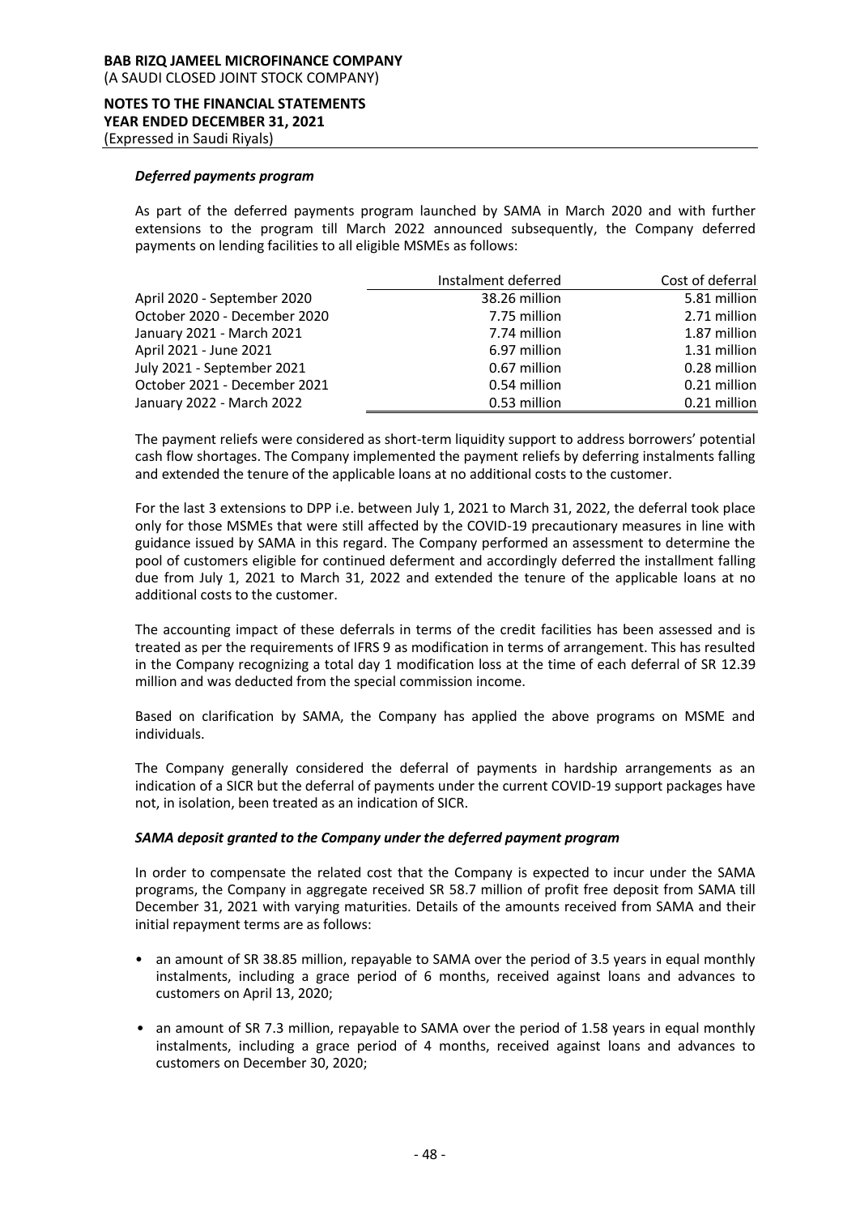***Deferred payments program***

As part of the deferred payments program launched by SAMA in March 2020 and with further extensions to the program till March 2022 announced subsequently, the Company deferred payments on lending facilities to all eligible MSMEs as follows:

| | Instalment deferred | Cost of deferral |
|---|---|---|
| April 2020 - September 2020 | 38.26 million | 5.81 million |
| October 2020 - December 2020 | 7.75 million | 2.71 million |
| January 2021 - March 2021 | 7.74 million | 1.87 million |
| April 2021 - June 2021 | 6.97 million | 1.31 million |
| July 2021 - September 2021 | 0.67 million | 0.28 million |
| October 2021 - December 2021 | 0.54 million | 0.21 million |
| January 2022 - March 2022 | 0.53 million | 0.21 million |

The payment reliefs were considered as short-term liquidity support to address borrowers' potential cash flow shortages. The Company implemented the payment reliefs by deferring instalments falling and extended the tenure of the applicable loans at no additional costs to the customer.

For the last 3 extensions to DPP i.e. between July 1, 2021 to March 31, 2022, the deferral took place only for those MSMEs that were still affected by the COVID-19 precautionary measures in line with guidance issued by SAMA in this regard. The Company performed an assessment to determine the pool of customers eligible for continued deferment and accordingly deferred the installment falling due from July 1, 2021 to March 31, 2022 and extended the tenure of the applicable loans at no additional costs to the customer.

The accounting impact of these deferrals in terms of the credit facilities has been assessed and is treated as per the requirements of IFRS 9 as modification in terms of arrangement. This has resulted in the Company recognizing a total day 1 modification loss at the time of each deferral of SR 12.39 million and was deducted from the special commission income.

Based on clarification by SAMA, the Company has applied the above programs on MSME and individuals.

The Company generally considered the deferral of payments in hardship arrangements as an indication of a SICR but the deferral of payments under the current COVID-19 support packages have not, in isolation, been treated as an indication of SICR.

***SAMA deposit granted to the Company under the deferred payment program***

In order to compensate the related cost that the Company is expected to incur under the SAMA programs, the Company in aggregate received SR 58.7 million of profit free deposit from SAMA till December 31, 2021 with varying maturities. Details of the amounts received from SAMA and their initial repayment terms are as follows:

- an amount of SR 38.85 million, repayable to SAMA over the period of 3.5 years in equal monthly instalments, including a grace period of 6 months, received against loans and advances to customers on April 13, 2020;
- an amount of SR 7.3 million, repayable to SAMA over the period of 1.58 years in equal monthly instalments, including a grace period of 4 months, received against loans and advances to customers on December 30, 2020;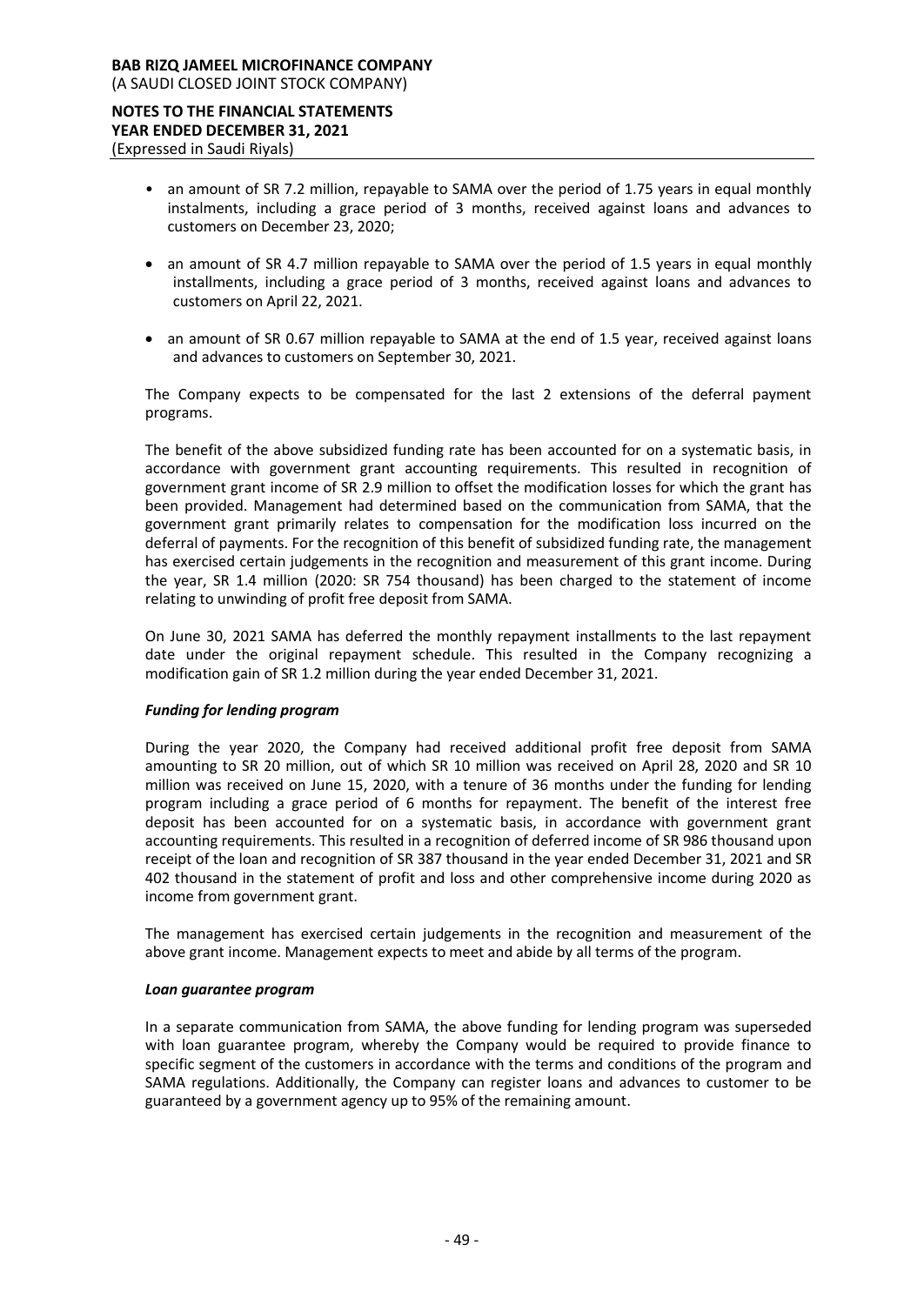- an amount of SR 7.2 million, repayable to SAMA over the period of 1.75 years in equal monthly instalments, including a grace period of 3 months, received against loans and advances to customers on December 23, 2020;
- an amount of SR 4.7 million repayable to SAMA over the period of 1.5 years in equal monthly installments, including a grace period of 3 months, received against loans and advances to customers on April 22, 2021.
- an amount of SR 0.67 million repayable to SAMA at the end of 1.5 year, received against loans and advances to customers on September 30, 2021.

The Company expects to be compensated for the last 2 extensions of the deferral payment programs.

The benefit of the above subsidized funding rate has been accounted for on a systematic basis, in accordance with government grant accounting requirements. This resulted in recognition of government grant income of SR 2.9 million to offset the modification losses for which the grant has been provided. Management had determined based on the communication from SAMA, that the government grant primarily relates to compensation for the modification loss incurred on the deferral of payments. For the recognition of this benefit of subsidized funding rate, the management has exercised certain judgements in the recognition and measurement of this grant income. During the year, SR 1.4 million (2020: SR 754 thousand) has been charged to the statement of income relating to unwinding of profit free deposit from SAMA.

On June 30, 2021 SAMA has deferred the monthly repayment installments to the last repayment date under the original repayment schedule. This resulted in the Company recognizing a modification gain of SR 1.2 million during the year ended December 31, 2021.

***Funding for lending program***

During the year 2020, the Company had received additional profit free deposit from SAMA amounting to SR 20 million, out of which SR 10 million was received on April 28, 2020 and SR 10 million was received on June 15, 2020, with a tenure of 36 months under the funding for lending program including a grace period of 6 months for repayment. The benefit of the interest free deposit has been accounted for on a systematic basis, in accordance with government grant accounting requirements. This resulted in a recognition of deferred income of SR 986 thousand upon receipt of the loan and recognition of SR 387 thousand in the year ended December 31, 2021 and SR 402 thousand in the statement of profit and loss and other comprehensive income during 2020 as income from government grant.

The management has exercised certain judgements in the recognition and measurement of the above grant income. Management expects to meet and abide by all terms of the program.

***Loan guarantee program***

In a separate communication from SAMA, the above funding for lending program was superseded with loan guarantee program, whereby the Company would be required to provide finance to specific segment of the customers in accordance with the terms and conditions of the program and SAMA regulations. Additionally, the Company can register loans and advances to customer to be guaranteed by a government agency up to 95% of the remaining amount.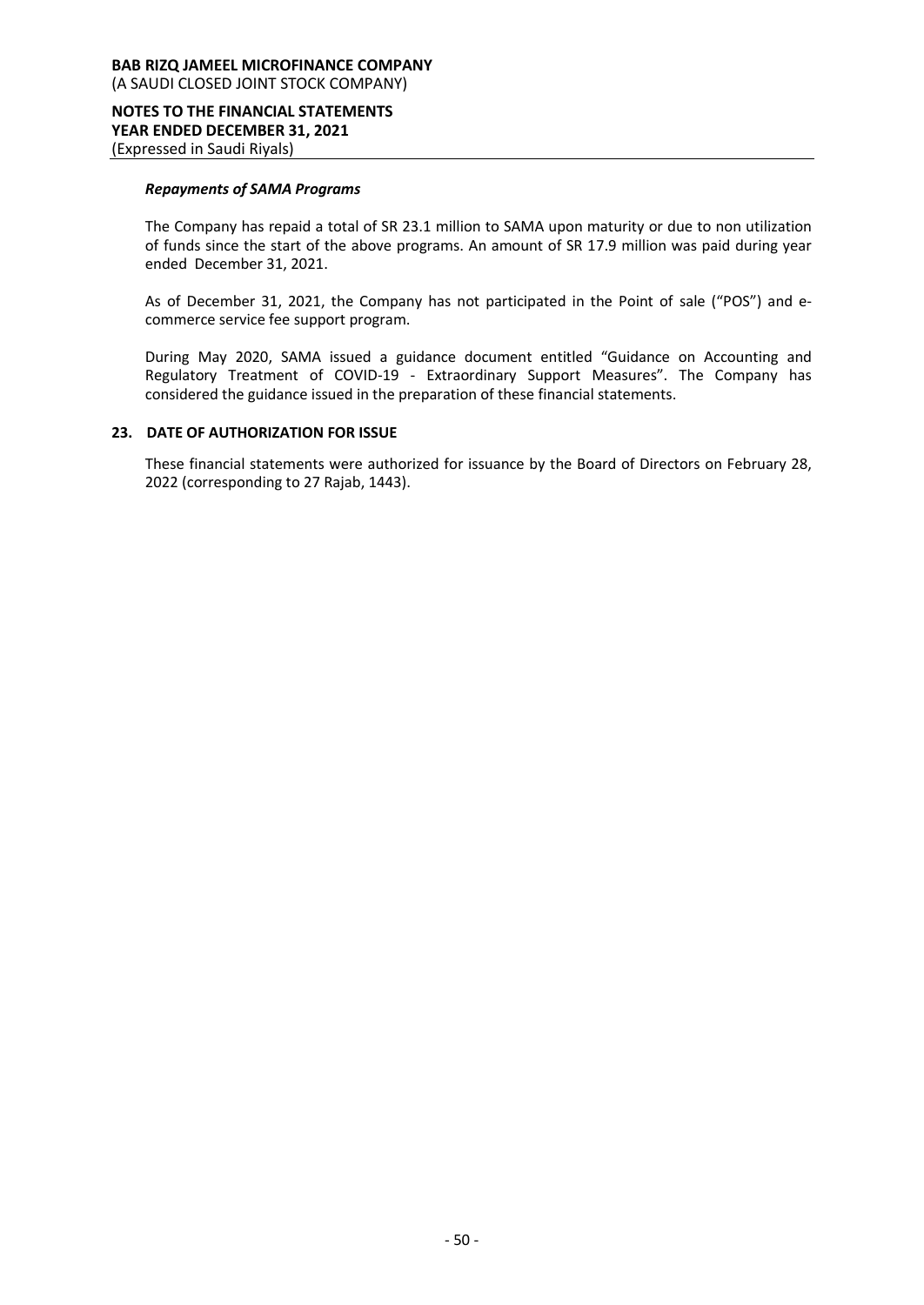***Repayments of SAMA Programs***

The Company has repaid a total of SR 23.1 million to SAMA upon maturity or due to non utilization of funds since the start of the above programs. An amount of SR 17.9 million was paid during year ended December 31, 2021.

As of December 31, 2021, the Company has not participated in the Point of sale ("POS") and e-commerce service fee support program.

During May 2020, SAMA issued a guidance document entitled "Guidance on Accounting and Regulatory Treatment of COVID-19 - Extraordinary Support Measures". The Company has considered the guidance issued in the preparation of these financial statements.

## 23. DATE OF AUTHORIZATION FOR ISSUE

These financial statements were authorized for issuance by the Board of Directors on February 28, 2022 (corresponding to 27 Rajab, 1443).